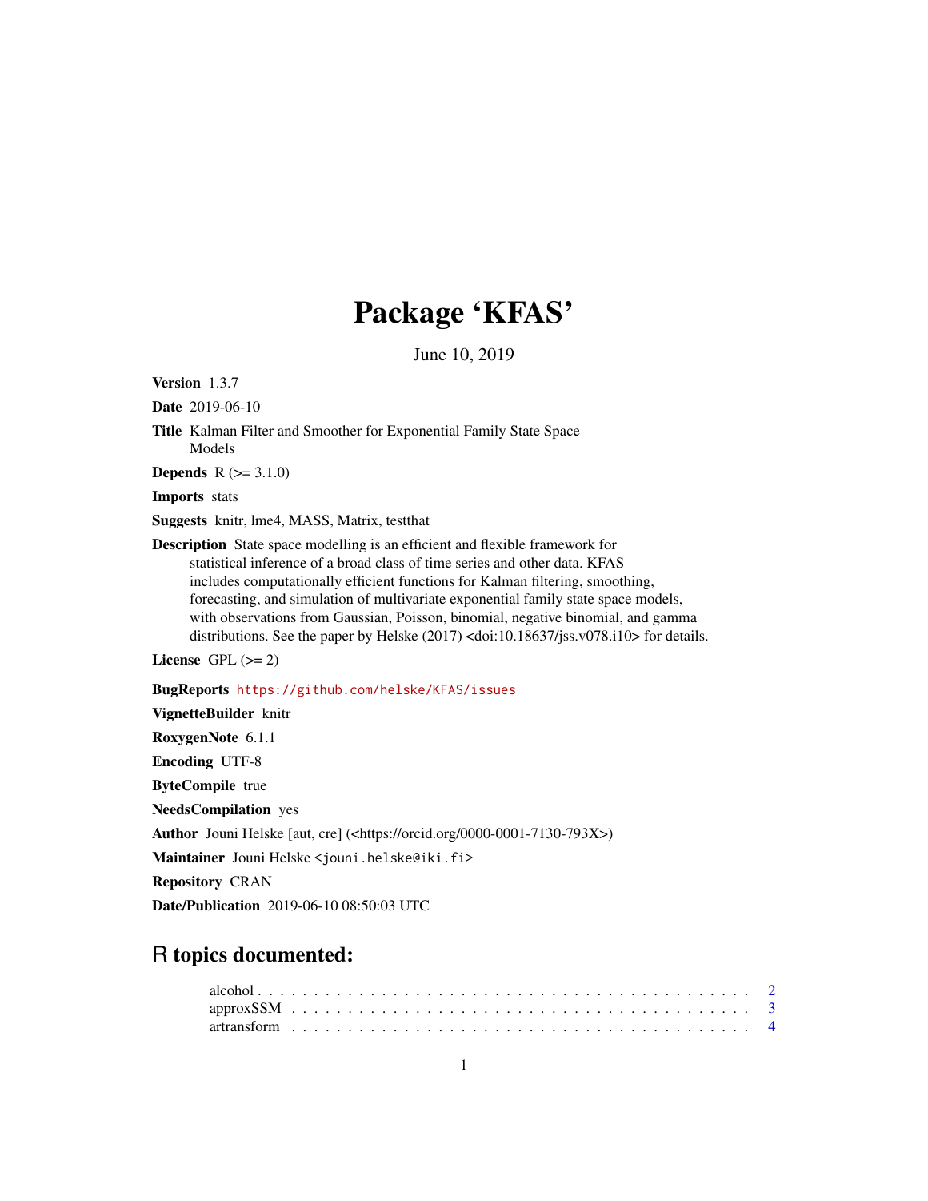# Package 'KFAS'

June 10, 2019

**Version** 1.3.7

**Date** 2019-06-10

**Title** Kalman Filter and Smoother for Exponential Family State Space Models

**Depends** R (>= 3.1.0)

**Imports** stats

**Suggests** knitr, lme4, MASS, Matrix, testthat

**Description** State space modelling is an efficient and flexible framework for statistical inference of a broad class of time series and other data. KFAS includes computationally efficient functions for Kalman filtering, smoothing, forecasting, and simulation of multivariate exponential family state space models, with observations from Gaussian, Poisson, binomial, negative binomial, and gamma distributions. See the paper by Helske (2017) <doi:10.18637/jss.v078.i10> for details.

**License** GPL (>= 2)

**BugReports** https://github.com/helske/KFAS/issues

**VignetteBuilder** knitr

**RoxygenNote** 6.1.1

**Encoding** UTF-8

**ByteCompile** true

**NeedsCompilation** yes

**Author** Jouni Helske [aut, cre] (<https://orcid.org/0000-0001-7130-793X>)

**Maintainer** Jouni Helske <jouni.helske@iki.fi>

**Repository** CRAN

**Date/Publication** 2019-06-10 08:50:03 UTC

## R topics documented:

alcohol . . . . . . . . . . . . . . . . . . . . . . . . . . . . . . . . . . . . . . . . . . . 2
approxSSM . . . . . . . . . . . . . . . . . . . . . . . . . . . . . . . . . . . . . . . . 3
artransform . . . . . . . . . . . . . . . . . . . . . . . . . . . . . . . . . . . . . . . . 4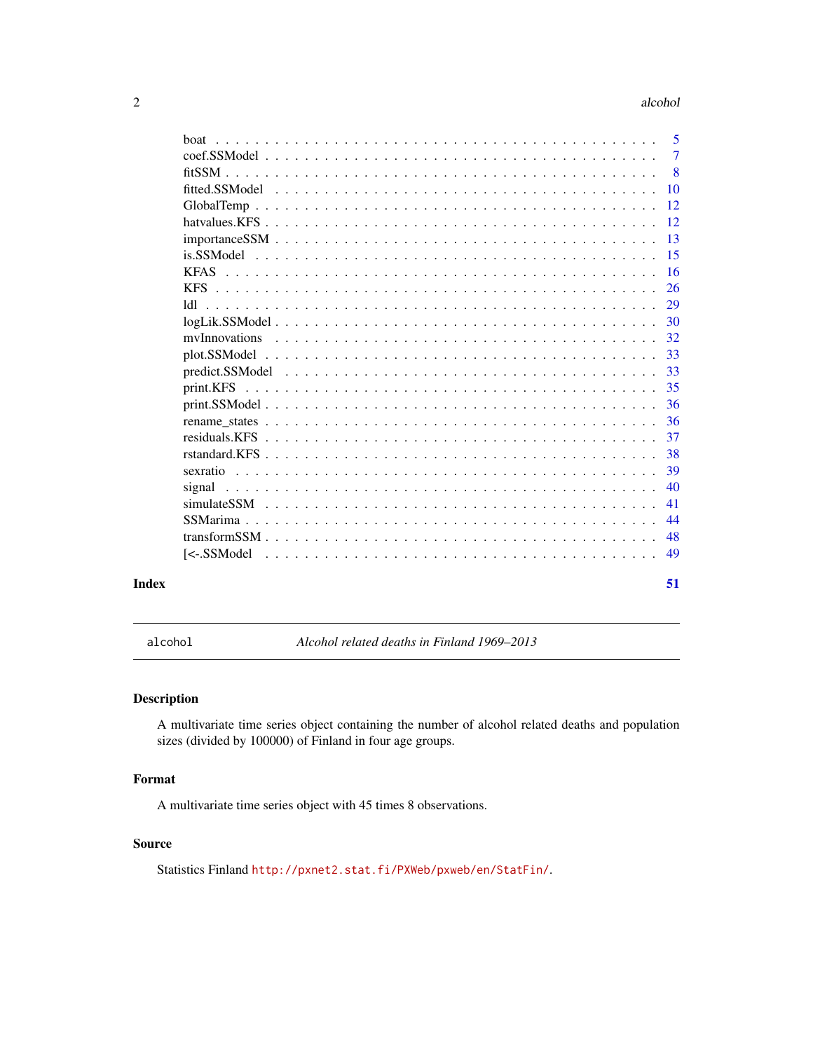boat . . . . . . . . . . . . . . . . . . . . . . . . . . . . . . . . . . . . . . . . . 5
coef.SSModel . . . . . . . . . . . . . . . . . . . . . . . . . . . . . . . . . . . . . 7
fitSSM . . . . . . . . . . . . . . . . . . . . . . . . . . . . . . . . . . . . . . . . 8
fitted.SSModel . . . . . . . . . . . . . . . . . . . . . . . . . . . . . . . . . . . . 10
GlobalTemp . . . . . . . . . . . . . . . . . . . . . . . . . . . . . . . . . . . . . 12
hatvalues.KFS . . . . . . . . . . . . . . . . . . . . . . . . . . . . . . . . . . . . 12
importanceSSM . . . . . . . . . . . . . . . . . . . . . . . . . . . . . . . . . . . 13
is.SSModel . . . . . . . . . . . . . . . . . . . . . . . . . . . . . . . . . . . . . 15
KFAS . . . . . . . . . . . . . . . . . . . . . . . . . . . . . . . . . . . . . . . . 16
KFS . . . . . . . . . . . . . . . . . . . . . . . . . . . . . . . . . . . . . . . . 26
ldl . . . . . . . . . . . . . . . . . . . . . . . . . . . . . . . . . . . . . . . . . 29
logLik.SSModel . . . . . . . . . . . . . . . . . . . . . . . . . . . . . . . . . . . 30
mvInnovations . . . . . . . . . . . . . . . . . . . . . . . . . . . . . . . . . . . . 32
plot.SSModel . . . . . . . . . . . . . . . . . . . . . . . . . . . . . . . . . . . . 33
predict.SSModel . . . . . . . . . . . . . . . . . . . . . . . . . . . . . . . . . . . 33
print.KFS . . . . . . . . . . . . . . . . . . . . . . . . . . . . . . . . . . . . . . 35
print.SSModel . . . . . . . . . . . . . . . . . . . . . . . . . . . . . . . . . . . . 36
rename_states . . . . . . . . . . . . . . . . . . . . . . . . . . . . . . . . . . . . 36
residuals.KFS . . . . . . . . . . . . . . . . . . . . . . . . . . . . . . . . . . . . 37
rstandard.KFS . . . . . . . . . . . . . . . . . . . . . . . . . . . . . . . . . . . . 38
sexratio . . . . . . . . . . . . . . . . . . . . . . . . . . . . . . . . . . . . . . . 39
signal . . . . . . . . . . . . . . . . . . . . . . . . . . . . . . . . . . . . . . . . 40
simulateSSM . . . . . . . . . . . . . . . . . . . . . . . . . . . . . . . . . . . . . 41
SSMarima . . . . . . . . . . . . . . . . . . . . . . . . . . . . . . . . . . . . . . 44
transformSSM . . . . . . . . . . . . . . . . . . . . . . . . . . . . . . . . . . . . 48
[<-.SSModel . . . . . . . . . . . . . . . . . . . . . . . . . . . . . . . . . . . . . 49

**Index** **51**

---

`alcohol` *Alcohol related deaths in Finland 1969–2013*

---

## Description

A multivariate time series object containing the number of alcohol related deaths and population sizes (divided by 100000) of Finland in four age groups.

## Format

A multivariate time series object with 45 times 8 observations.

## Source

Statistics Finland http://pxnet2.stat.fi/PXWeb/pxweb/en/StatFin/.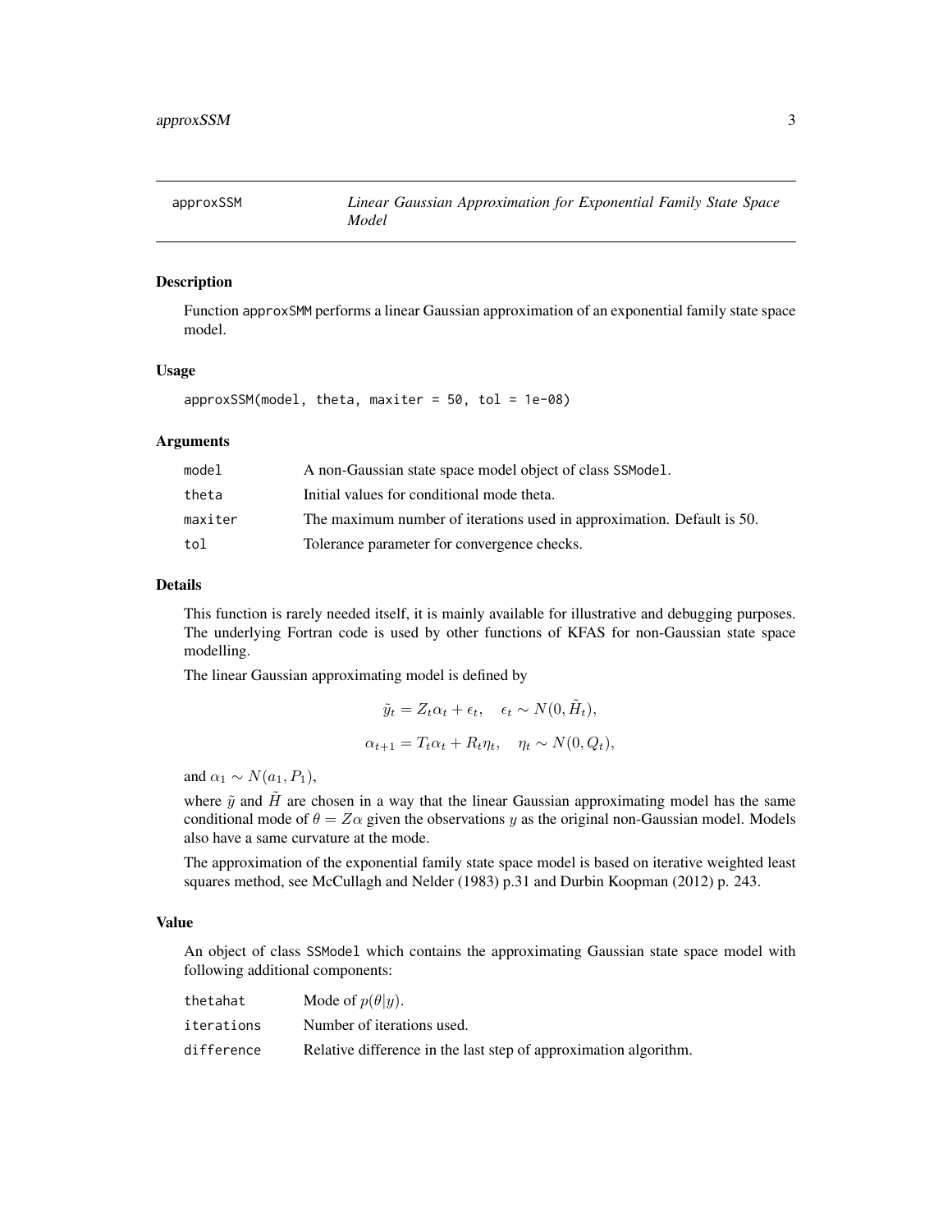# approxSSM — *Linear Gaussian Approximation for Exponential Family State Space Model*

## Description

Function approxSMM performs a linear Gaussian approximation of an exponential family state space model.

## Usage

```
approxSSM(model, theta, maxiter = 50, tol = 1e-08)
```

## Arguments

| | |
|---|---|
| model | A non-Gaussian state space model object of class SSModel. |
| theta | Initial values for conditional mode theta. |
| maxiter | The maximum number of iterations used in approximation. Default is 50. |
| tol | Tolerance parameter for convergence checks. |

## Details

This function is rarely needed itself, it is mainly available for illustrative and debugging purposes. The underlying Fortran code is used by other functions of KFAS for non-Gaussian state space modelling.

The linear Gaussian approximating model is defined by

$$\tilde{y}_t = Z_t \alpha_t + \epsilon_t, \quad \epsilon_t \sim N(0, \tilde{H}_t),$$

$$\alpha_{t+1} = T_t \alpha_t + R_t \eta_t, \quad \eta_t \sim N(0, Q_t),$$

and $\alpha_1 \sim N(a_1, P_1)$,

where $\tilde{y}$ and $\tilde{H}$ are chosen in a way that the linear Gaussian approximating model has the same conditional mode of $\theta = Z\alpha$ given the observations $y$ as the original non-Gaussian model. Models also have a same curvature at the mode.

The approximation of the exponential family state space model is based on iterative weighted least squares method, see McCullagh and Nelder (1983) p.31 and Durbin Koopman (2012) p. 243.

## Value

An object of class SSModel which contains the approximating Gaussian state space model with following additional components:

| | |
|---|---|
| thetahat | Mode of $p(\theta\|y)$. |
| iterations | Number of iterations used. |
| difference | Relative difference in the last step of approximation algorithm. |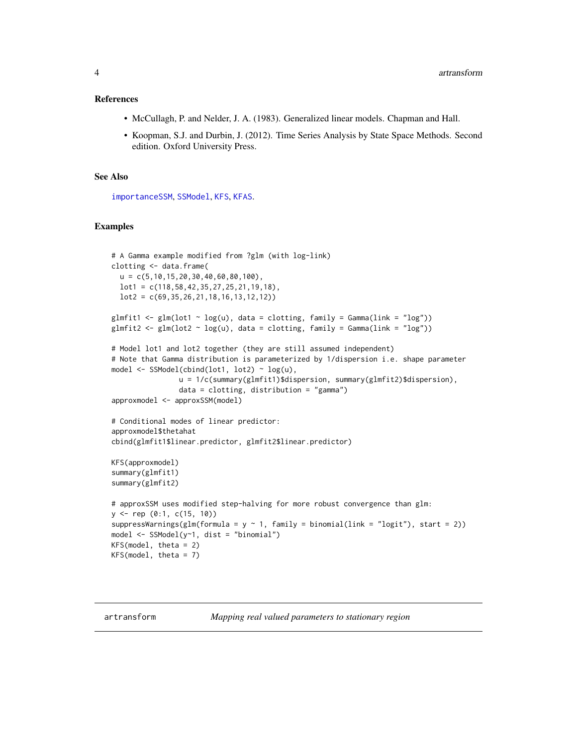### References

- McCullagh, P. and Nelder, J. A. (1983). Generalized linear models. Chapman and Hall.
- Koopman, S.J. and Durbin, J. (2012). Time Series Analysis by State Space Methods. Second edition. Oxford University Press.

### See Also

importanceSSM, SSModel, KFS, KFAS.

### Examples

```
# A Gamma example modified from ?glm (with log-link)
clotting <- data.frame(
  u = c(5,10,15,20,30,40,60,80,100),
  lot1 = c(118,58,42,35,27,25,21,19,18),
  lot2 = c(69,35,26,21,18,16,13,12,12))

glmfit1 <- glm(lot1 ~ log(u), data = clotting, family = Gamma(link = "log"))
glmfit2 <- glm(lot2 ~ log(u), data = clotting, family = Gamma(link = "log"))

# Model lot1 and lot2 together (they are still assumed independent)
# Note that Gamma distribution is parameterized by 1/dispersion i.e. shape parameter
model <- SSModel(cbind(lot1, lot2) ~ log(u),
                u = 1/c(summary(glmfit1)$dispersion, summary(glmfit2)$dispersion),
                data = clotting, distribution = "gamma")
approxmodel <- approxSSM(model)

# Conditional modes of linear predictor:
approxmodel$thetahat
cbind(glmfit1$linear.predictor, glmfit2$linear.predictor)

KFS(approxmodel)
summary(glmfit1)
summary(glmfit2)

# approxSSM uses modified step-halving for more robust convergence than glm:
y <- rep (0:1, c(15, 10))
suppressWarnings(glm(formula = y ~ 1, family = binomial(link = "logit"), start = 2))
model <- SSModel(y~1, dist = "binomial")
KFS(model, theta = 2)
KFS(model, theta = 7)
```

## artransform — *Mapping real valued parameters to stationary region*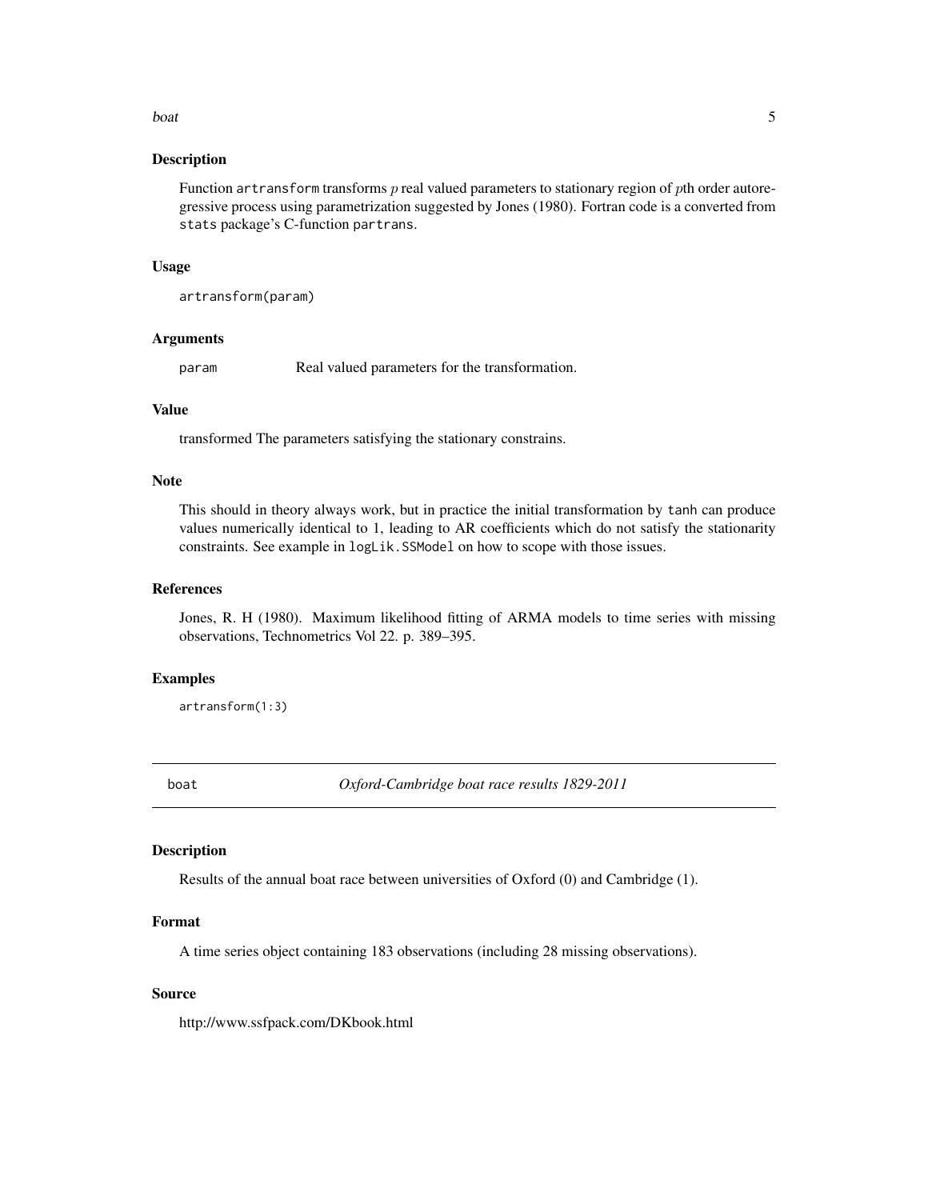## Description

Function `artransform` transforms $p$ real valued parameters to stationary region of $p$th order autoregressive process using parametrization suggested by Jones (1980). Fortran code is a converted from `stats` package's C-function `partrans`.

## Usage

```
artransform(param)
```

## Arguments

| | |
|---|---|
| param | Real valued parameters for the transformation. |

## Value

transformed The parameters satisfying the stationary constrains.

## Note

This should in theory always work, but in practice the initial transformation by `tanh` can produce values numerically identical to 1, leading to AR coefficients which do not satisfy the stationarity constraints. See example in `logLik.SSModel` on how to scope with those issues.

## References

Jones, R. H (1980). Maximum likelihood fitting of ARMA models to time series with missing observations, Technometrics Vol 22. p. 389–395.

## Examples

```
artransform(1:3)
```

---

# boat — *Oxford-Cambridge boat race results 1829-2011*

## Description

Results of the annual boat race between universities of Oxford (0) and Cambridge (1).

## Format

A time series object containing 183 observations (including 28 missing observations).

## Source

http://www.ssfpack.com/DKbook.html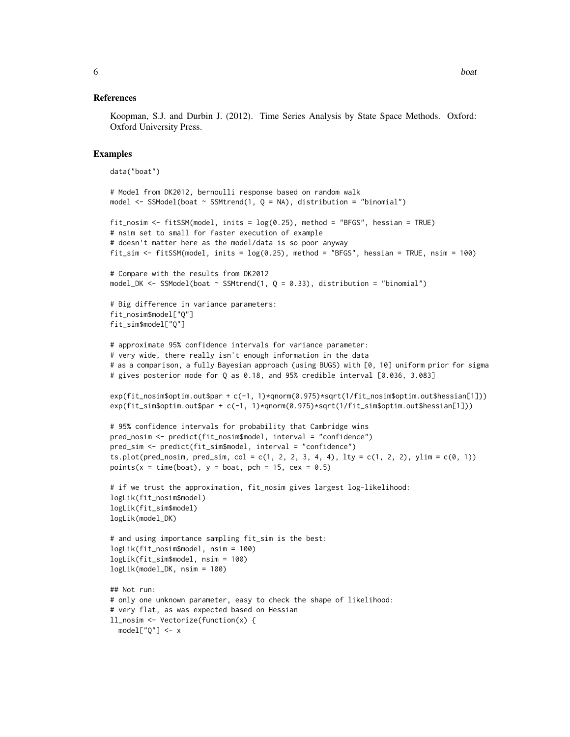### References

Koopman, S.J. and Durbin J. (2012). Time Series Analysis by State Space Methods. Oxford: Oxford University Press.

### Examples

```
data("boat")

# Model from DK2012, bernoulli response based on random walk
model <- SSModel(boat ~ SSMtrend(1, Q = NA), distribution = "binomial")

fit_nosim <- fitSSM(model, inits = log(0.25), method = "BFGS", hessian = TRUE)
# nsim set to small for faster execution of example
# doesn't matter here as the model/data is so poor anyway
fit_sim <- fitSSM(model, inits = log(0.25), method = "BFGS", hessian = TRUE, nsim = 100)

# Compare with the results from DK2012
model_DK <- SSModel(boat ~ SSMtrend(1, Q = 0.33), distribution = "binomial")

# Big difference in variance parameters:
fit_nosim$model["Q"]
fit_sim$model["Q"]

# approximate 95% confidence intervals for variance parameter:
# very wide, there really isn't enough information in the data
# as a comparison, a fully Bayesian approach (using BUGS) with [0, 10] uniform prior for sigma
# gives posterior mode for Q as 0.18, and 95% credible interval [0.036, 3.083]

exp(fit_nosim$optim.out$par + c(-1, 1)*qnorm(0.975)*sqrt(1/fit_nosim$optim.out$hessian[1]))
exp(fit_sim$optim.out$par + c(-1, 1)*qnorm(0.975)*sqrt(1/fit_sim$optim.out$hessian[1]))

# 95% confidence intervals for probability that Cambridge wins
pred_nosim <- predict(fit_nosim$model, interval = "confidence")
pred_sim <- predict(fit_sim$model, interval = "confidence")
ts.plot(pred_nosim, pred_sim, col = c(1, 2, 2, 3, 4, 4), lty = c(1, 2, 2), ylim = c(0, 1))
points(x = time(boat), y = boat, pch = 15, cex = 0.5)

# if we trust the approximation, fit_nosim gives largest log-likelihood:
logLik(fit_nosim$model)
logLik(fit_sim$model)
logLik(model_DK)

# and using importance sampling fit_sim is the best:
logLik(fit_nosim$model, nsim = 100)
logLik(fit_sim$model, nsim = 100)
logLik(model_DK, nsim = 100)

## Not run:
# only one unknown parameter, easy to check the shape of likelihood:
# very flat, as was expected based on Hessian
ll_nosim <- Vectorize(function(x) {
  model["Q"] <- x
```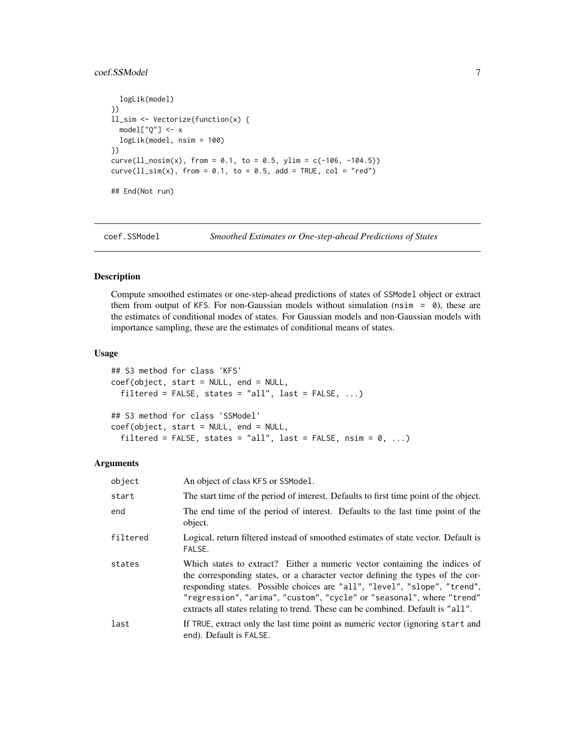```
  logLik(model)
})
ll_sim <- Vectorize(function(x) {
  model["Q"] <- x
  logLik(model, nsim = 100)
})
curve(ll_nosim(x), from = 0.1, to = 0.5, ylim = c(-106, -104.5))
curve(ll_sim(x), from = 0.1, to = 0.5, add = TRUE, col = "red")

## End(Not run)
```

## coef.SSModel — *Smoothed Estimates or One-step-ahead Predictions of States*

### Description

Compute smoothed estimates or one-step-ahead predictions of states of SSModel object or extract them from output of KFS. For non-Gaussian models without simulation (nsim = 0), these are the estimates of conditional modes of states. For Gaussian models and non-Gaussian models with importance sampling, these are the estimates of conditional means of states.

### Usage

```
## S3 method for class 'KFS'
coef(object, start = NULL, end = NULL,
  filtered = FALSE, states = "all", last = FALSE, ...)

## S3 method for class 'SSModel'
coef(object, start = NULL, end = NULL,
  filtered = FALSE, states = "all", last = FALSE, nsim = 0, ...)
```

### Arguments

| | |
|---|---|
| object | An object of class KFS or SSModel. |
| start | The start time of the period of interest. Defaults to first time point of the object. |
| end | The end time of the period of interest. Defaults to the last time point of the object. |
| filtered | Logical, return filtered instead of smoothed estimates of state vector. Default is FALSE. |
| states | Which states to extract? Either a numeric vector containing the indices of the corresponding states, or a character vector defining the types of the corresponding states. Possible choices are "all", "level", "slope", "trend", "regression", "arima", "custom", "cycle" or "seasonal", where "trend" extracts all states relating to trend. These can be combined. Default is "all". |
| last | If TRUE, extract only the last time point as numeric vector (ignoring start and end). Default is FALSE. |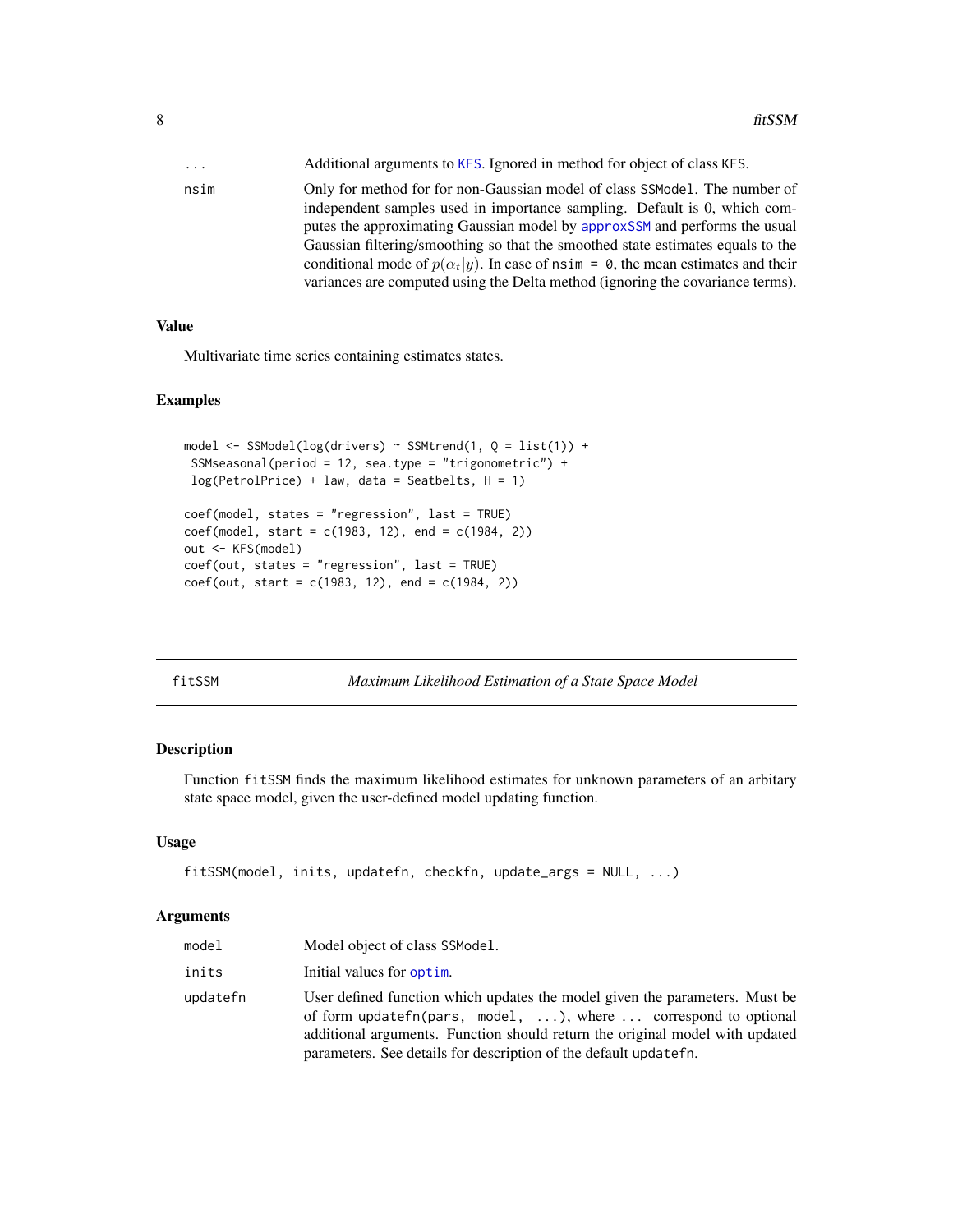| | |
|---|---|
| ... | Additional arguments to KFS. Ignored in method for object of class KFS. |
| nsim | Only for method for for non-Gaussian model of class SSModel. The number of independent samples used in importance sampling. Default is 0, which computes the approximating Gaussian model by approxSSM and performs the usual Gaussian filtering/smoothing so that the smoothed state estimates equals to the conditional mode of $p(\alpha_t|y)$. In case of nsim = 0, the mean estimates and their variances are computed using the Delta method (ignoring the covariance terms). |

### Value

Multivariate time series containing estimates states.

### Examples

```
model <- SSModel(log(drivers) ~ SSMtrend(1, Q = list(1)) +
 SSMseasonal(period = 12, sea.type = "trigonometric") +
 log(PetrolPrice) + law, data = Seatbelts, H = 1)

coef(model, states = "regression", last = TRUE)
coef(model, start = c(1983, 12), end = c(1984, 2))
out <- KFS(model)
coef(out, states = "regression", last = TRUE)
coef(out, start = c(1983, 12), end = c(1984, 2))
```

---

## fitSSM — *Maximum Likelihood Estimation of a State Space Model*

---

### Description

Function fitSSM finds the maximum likelihood estimates for unknown parameters of an arbitary state space model, given the user-defined model updating function.

### Usage

```
fitSSM(model, inits, updatefn, checkfn, update_args = NULL, ...)
```

### Arguments

| | |
|---|---|
| model | Model object of class SSModel. |
| inits | Initial values for optim. |
| updatefn | User defined function which updates the model given the parameters. Must be of form updatefn(pars, model, ...), where ... correspond to optional additional arguments. Function should return the original model with updated parameters. See details for description of the default updatefn. |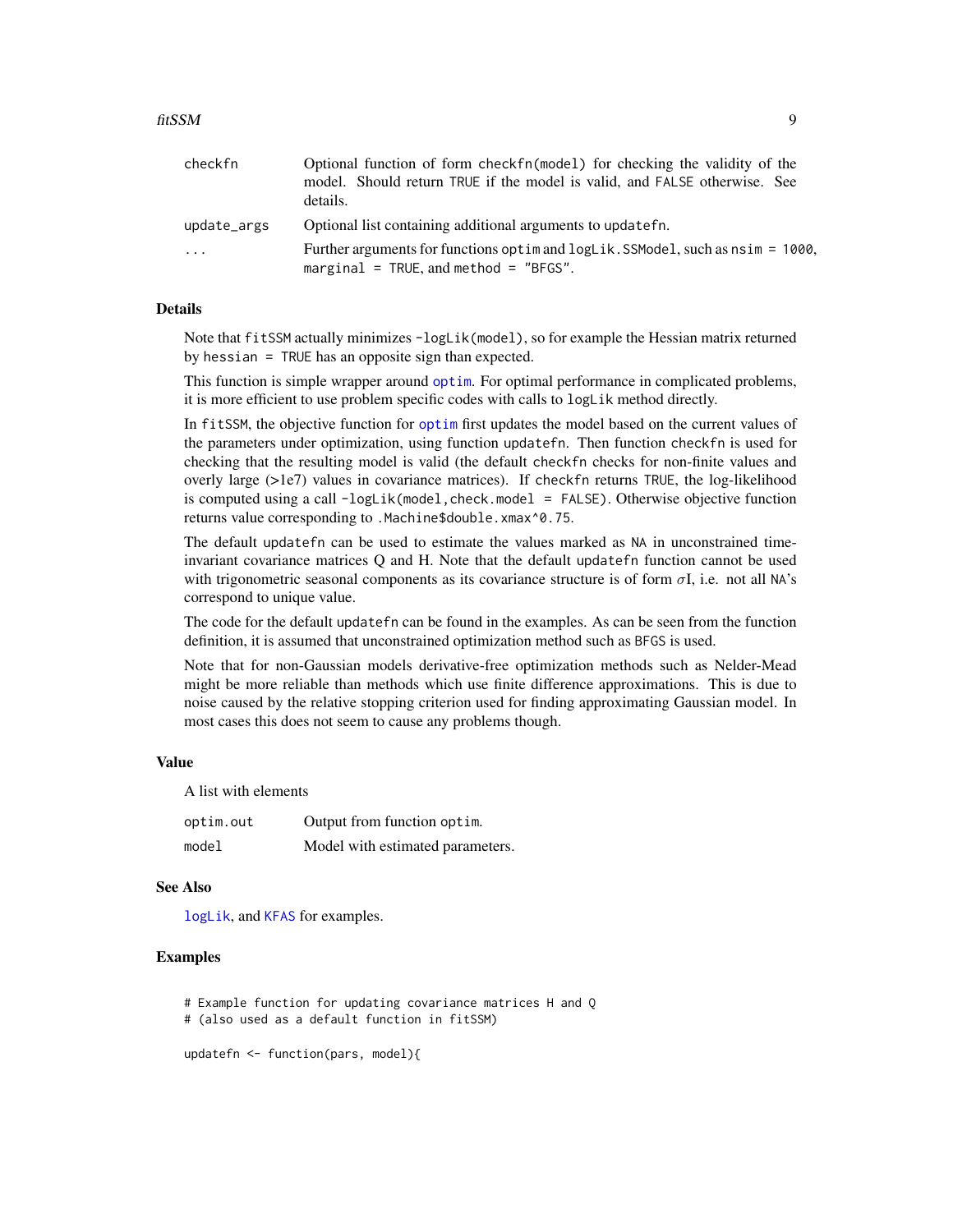| | |
|---|---|
| checkfn | Optional function of form checkfn(model) for checking the validity of the model. Should return TRUE if the model is valid, and FALSE otherwise. See details. |
| update_args | Optional list containing additional arguments to updatefn. |
| ... | Further arguments for functions optim and logLik.SSModel, such as nsim = 1000, marginal = TRUE, and method = "BFGS". |

## Details

Note that fitSSM actually minimizes -logLik(model), so for example the Hessian matrix returned by hessian = TRUE has an opposite sign than expected.

This function is simple wrapper around optim. For optimal performance in complicated problems, it is more efficient to use problem specific codes with calls to logLik method directly.

In fitSSM, the objective function for optim first updates the model based on the current values of the parameters under optimization, using function updatefn. Then function checkfn is used for checking that the resulting model is valid (the default checkfn checks for non-finite values and overly large (>1e7) values in covariance matrices). If checkfn returns TRUE, the log-likelihood is computed using a call -logLik(model,check.model = FALSE). Otherwise objective function returns value corresponding to .Machine$double.xmax^0.75.

The default updatefn can be used to estimate the values marked as NA in unconstrained time-invariant covariance matrices Q and H. Note that the default updatefn function cannot be used with trigonometric seasonal components as its covariance structure is of form $\sigma$I, i.e. not all NA's correspond to unique value.

The code for the default updatefn can be found in the examples. As can be seen from the function definition, it is assumed that unconstrained optimization method such as BFGS is used.

Note that for non-Gaussian models derivative-free optimization methods such as Nelder-Mead might be more reliable than methods which use finite difference approximations. This is due to noise caused by the relative stopping criterion used for finding approximating Gaussian model. In most cases this does not seem to cause any problems though.

## Value

A list with elements

| | |
|---|---|
| optim.out | Output from function optim. |
| model | Model with estimated parameters. |

## See Also

logLik, and KFAS for examples.

## Examples

```
# Example function for updating covariance matrices H and Q
# (also used as a default function in fitSSM)

updatefn <- function(pars, model){
```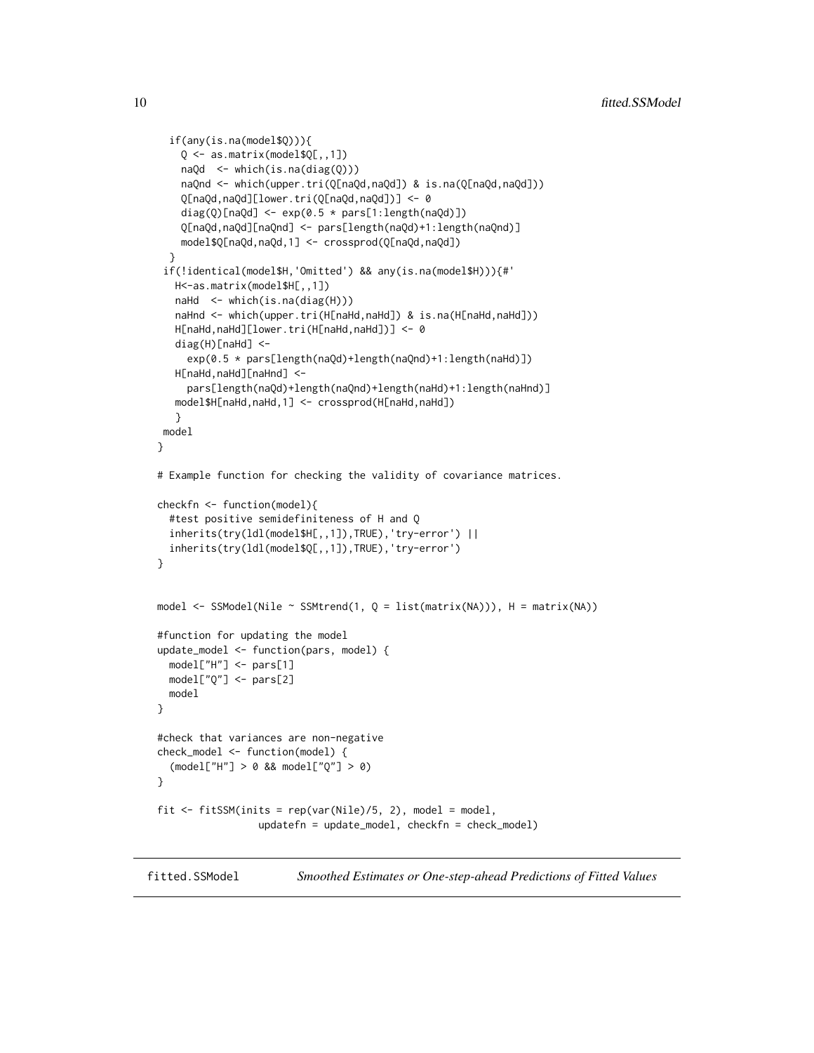```
  if(any(is.na(model$Q))){
    Q <- as.matrix(model$Q[,,1])
    naQd  <- which(is.na(diag(Q)))
    naQnd <- which(upper.tri(Q[naQd,naQd]) & is.na(Q[naQd,naQd]))
    Q[naQd,naQd][lower.tri(Q[naQd,naQd])] <- 0
    diag(Q)[naQd] <- exp(0.5 * pars[1:length(naQd)])
    Q[naQd,naQd][naQnd] <- pars[length(naQd)+1:length(naQnd)]
    model$Q[naQd,naQd,1] <- crossprod(Q[naQd,naQd])
  }
 if(!identical(model$H,'Omitted') && any(is.na(model$H))){#'
   H<-as.matrix(model$H[,,1])
   naHd  <- which(is.na(diag(H)))
   naHnd <- which(upper.tri(H[naHd,naHd]) & is.na(H[naHd,naHd]))
   H[naHd,naHd][lower.tri(H[naHd,naHd])] <- 0
   diag(H)[naHd] <-
     exp(0.5 * pars[length(naQd)+length(naQnd)+1:length(naHd)])
   H[naHd,naHd][naHnd] <-
     pars[length(naQd)+length(naQnd)+length(naHd)+1:length(naHnd)]
   model$H[naHd,naHd,1] <- crossprod(H[naHd,naHd])
   }
 model
}

# Example function for checking the validity of covariance matrices.

checkfn <- function(model){
  #test positive semidefiniteness of H and Q
  inherits(try(ldl(model$H[,,1]),TRUE),'try-error') ||
  inherits(try(ldl(model$Q[,,1]),TRUE),'try-error')
}


model <- SSModel(Nile ~ SSMtrend(1, Q = list(matrix(NA))), H = matrix(NA))

#function for updating the model
update_model <- function(pars, model) {
  model["H"] <- pars[1]
  model["Q"] <- pars[2]
  model
}

#check that variances are non-negative
check_model <- function(model) {
  (model["H"] > 0 && model["Q"] > 0)
}

fit <- fitSSM(inits = rep(var(Nile)/5, 2), model = model,
                 updatefn = update_model, checkfn = check_model)
```

## fitted.SSModel *Smoothed Estimates or One-step-ahead Predictions of Fitted Values*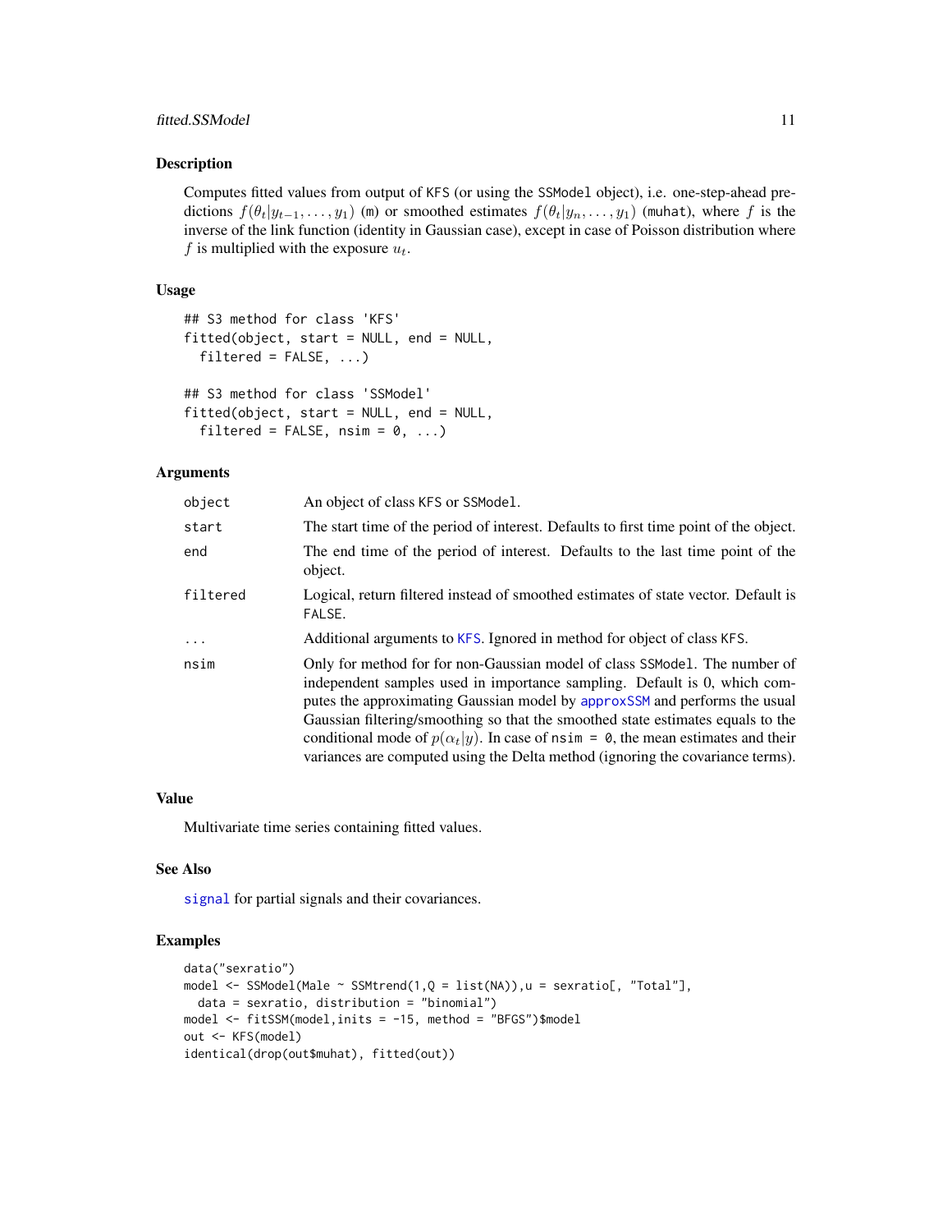## Description

Computes fitted values from output of KFS (or using the SSModel object), i.e. one-step-ahead predictions $f(\theta_t|y_{t-1},\ldots,y_1)$ (m) or smoothed estimates $f(\theta_t|y_n,\ldots,y_1)$ (muhat), where $f$ is the inverse of the link function (identity in Gaussian case), except in case of Poisson distribution where $f$ is multiplied with the exposure $u_t$.

## Usage

```
## S3 method for class 'KFS'
fitted(object, start = NULL, end = NULL,
  filtered = FALSE, ...)

## S3 method for class 'SSModel'
fitted(object, start = NULL, end = NULL,
  filtered = FALSE, nsim = 0, ...)
```

## Arguments

| | |
|---|---|
| object | An object of class KFS or SSModel. |
| start | The start time of the period of interest. Defaults to first time point of the object. |
| end | The end time of the period of interest. Defaults to the last time point of the object. |
| filtered | Logical, return filtered instead of smoothed estimates of state vector. Default is FALSE. |
| ... | Additional arguments to KFS. Ignored in method for object of class KFS. |
| nsim | Only for method for for non-Gaussian model of class SSModel. The number of independent samples used in importance sampling. Default is 0, which computes the approximating Gaussian model by approxSSM and performs the usual Gaussian filtering/smoothing so that the smoothed state estimates equals to the conditional mode of $p(\alpha_t|y)$. In case of nsim = 0, the mean estimates and their variances are computed using the Delta method (ignoring the covariance terms). |

## Value

Multivariate time series containing fitted values.

## See Also

signal for partial signals and their covariances.

## Examples

```
data("sexratio")
model <- SSModel(Male ~ SSMtrend(1,Q = list(NA)),u = sexratio[, "Total"],
  data = sexratio, distribution = "binomial")
model <- fitSSM(model,inits = -15, method = "BFGS")$model
out <- KFS(model)
identical(drop(out$muhat), fitted(out))
```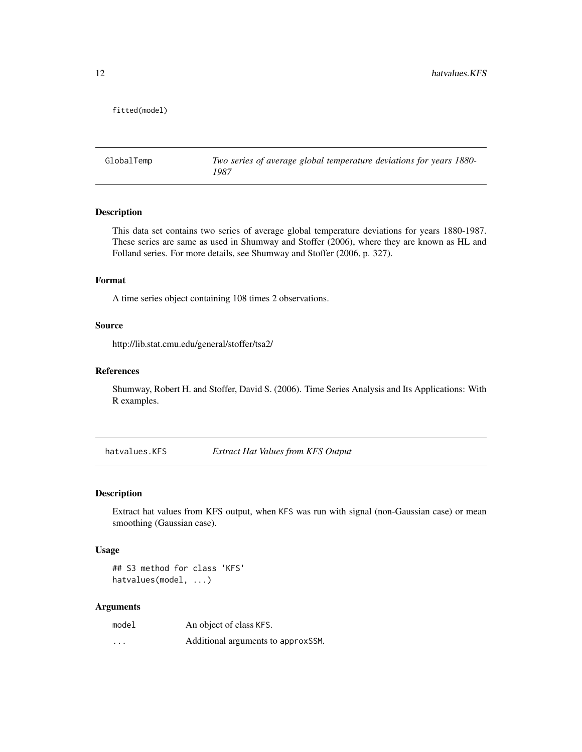```
fitted(model)
```

## GlobalTemp — *Two series of average global temperature deviations for years 1880-1987*

### Description

This data set contains two series of average global temperature deviations for years 1880-1987. These series are same as used in Shumway and Stoffer (2006), where they are known as HL and Folland series. For more details, see Shumway and Stoffer (2006, p. 327).

### Format

A time series object containing 108 times 2 observations.

### Source

http://lib.stat.cmu.edu/general/stoffer/tsa2/

### References

Shumway, Robert H. and Stoffer, David S. (2006). Time Series Analysis and Its Applications: With R examples.

## hatvalues.KFS — *Extract Hat Values from KFS Output*

### Description

Extract hat values from KFS output, when `KFS` was run with signal (non-Gaussian case) or mean smoothing (Gaussian case).

### Usage

```
## S3 method for class 'KFS'
hatvalues(model, ...)
```

### Arguments

| | |
|---|---|
| `model` | An object of class `KFS`. |
| `...` | Additional arguments to `approxSSM`. |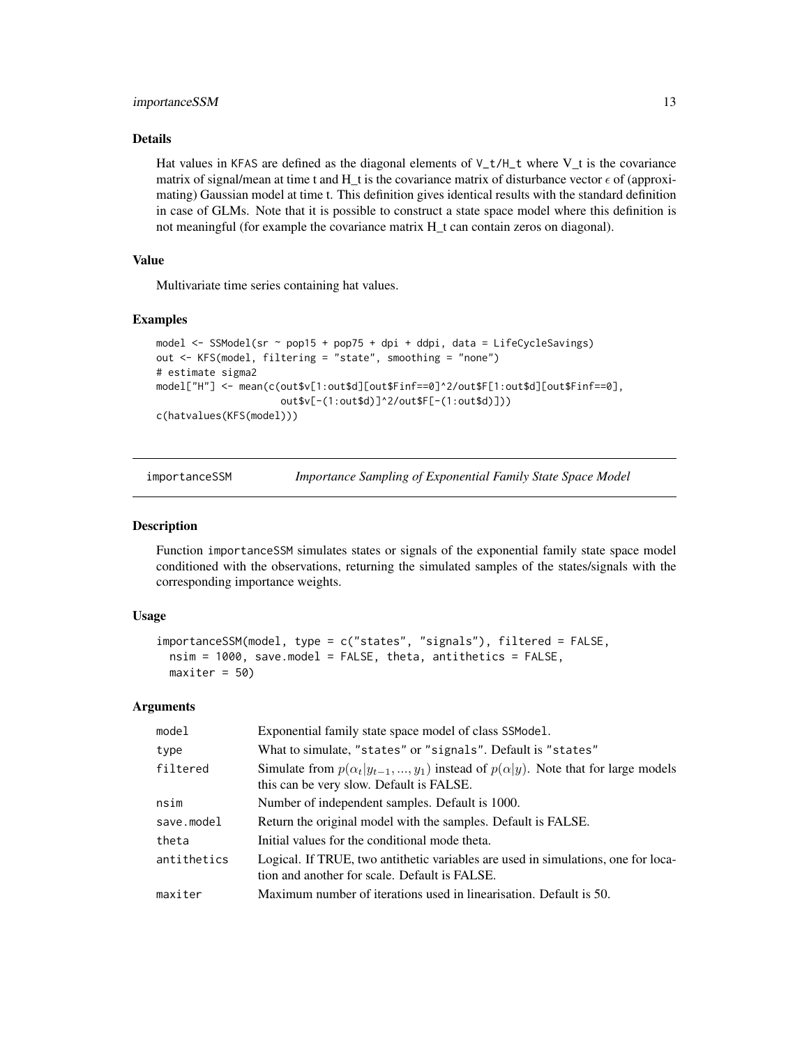### Details

Hat values in KFAS are defined as the diagonal elements of V_t/H_t where V_t is the covariance matrix of signal/mean at time t and H_t is the covariance matrix of disturbance vector $\epsilon$ of (approximating) Gaussian model at time t. This definition gives identical results with the standard definition in case of GLMs. Note that it is possible to construct a state space model where this definition is not meaningful (for example the covariance matrix H_t can contain zeros on diagonal).

### Value

Multivariate time series containing hat values.

### Examples

```
model <- SSModel(sr ~ pop15 + pop75 + dpi + ddpi, data = LifeCycleSavings)
out <- KFS(model, filtering = "state", smoothing = "none")
# estimate sigma2
model["H"] <- mean(c(out$v[1:out$d][out$Finf==0]^2/out$F[1:out$d][out$Finf==0],
                    out$v[-(1:out$d)]^2/out$F[-(1:out$d)]))
c(hatvalues(KFS(model)))
```

---

## importanceSSM — *Importance Sampling of Exponential Family State Space Model*

### Description

Function importanceSSM simulates states or signals of the exponential family state space model conditioned with the observations, returning the simulated samples of the states/signals with the corresponding importance weights.

### Usage

```
importanceSSM(model, type = c("states", "signals"), filtered = FALSE,
  nsim = 1000, save.model = FALSE, theta, antithetics = FALSE,
  maxiter = 50)
```

### Arguments

| | |
|---|---|
| model | Exponential family state space model of class SSModel. |
| type | What to simulate, "states" or "signals". Default is "states" |
| filtered | Simulate from $p(\alpha_t \vert y_{t-1},...,y_1)$ instead of $p(\alpha \vert y)$. Note that for large models this can be very slow. Default is FALSE. |
| nsim | Number of independent samples. Default is 1000. |
| save.model | Return the original model with the samples. Default is FALSE. |
| theta | Initial values for the conditional mode theta. |
| antithetics | Logical. If TRUE, two antithetic variables are used in simulations, one for location and another for scale. Default is FALSE. |
| maxiter | Maximum number of iterations used in linearisation. Default is 50. |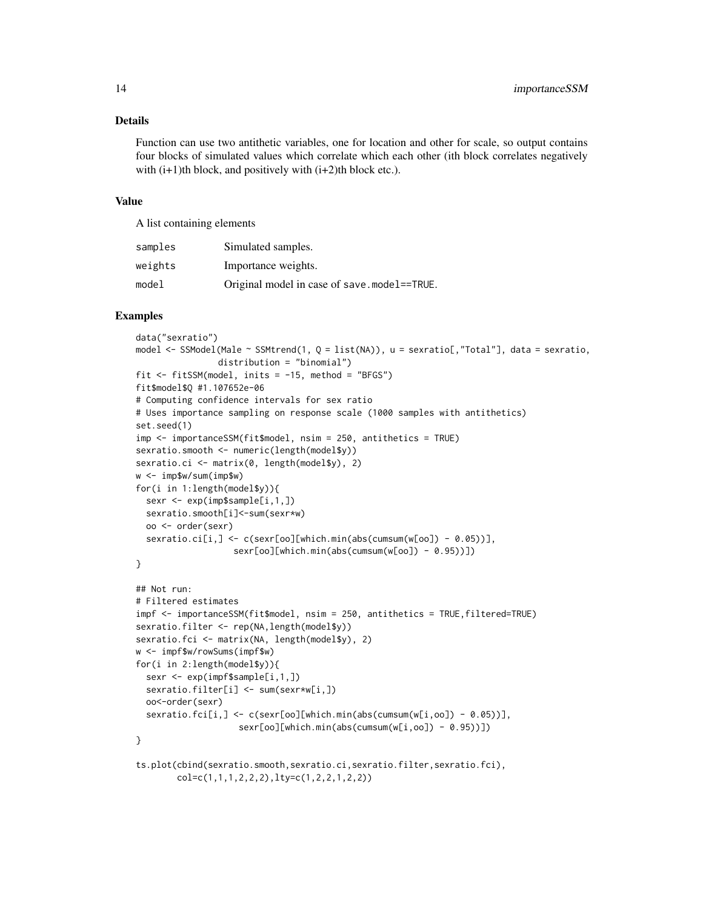## Details

Function can use two antithetic variables, one for location and other for scale, so output contains four blocks of simulated values which correlate which each other (ith block correlates negatively with (i+1)th block, and positively with (i+2)th block etc.).

## Value

A list containing elements

| | |
|---|---|
| samples | Simulated samples. |
| weights | Importance weights. |
| model | Original model in case of save.model==TRUE. |

## Examples

```
data("sexratio")
model <- SSModel(Male ~ SSMtrend(1, Q = list(NA)), u = sexratio[,"Total"], data = sexratio,
                distribution = "binomial")
fit <- fitSSM(model, inits = -15, method = "BFGS")
fit$model$Q #1.107652e-06
# Computing confidence intervals for sex ratio
# Uses importance sampling on response scale (1000 samples with antithetics)
set.seed(1)
imp <- importanceSSM(fit$model, nsim = 250, antithetics = TRUE)
sexratio.smooth <- numeric(length(model$y))
sexratio.ci <- matrix(0, length(model$y), 2)
w <- imp$w/sum(imp$w)
for(i in 1:length(model$y)){
  sexr <- exp(imp$sample[i,1,])
  sexratio.smooth[i]<-sum(sexr*w)
  oo <- order(sexr)
  sexratio.ci[i,] <- c(sexr[oo][which.min(abs(cumsum(w[oo]) - 0.05))],
                   sexr[oo][which.min(abs(cumsum(w[oo]) - 0.95))])
}

## Not run:
# Filtered estimates
impf <- importanceSSM(fit$model, nsim = 250, antithetics = TRUE,filtered=TRUE)
sexratio.filter <- rep(NA,length(model$y))
sexratio.fci <- matrix(NA, length(model$y), 2)
w <- impf$w/rowSums(impf$w)
for(i in 2:length(model$y)){
  sexr <- exp(impf$sample[i,1,])
  sexratio.filter[i] <- sum(sexr*w[i,])
  oo<-order(sexr)
  sexratio.fci[i,] <- c(sexr[oo][which.min(abs(cumsum(w[i,oo]) - 0.05))],
                    sexr[oo][which.min(abs(cumsum(w[i,oo]) - 0.95))])
}

ts.plot(cbind(sexratio.smooth,sexratio.ci,sexratio.filter,sexratio.fci),
        col=c(1,1,1,2,2,2),lty=c(1,2,2,1,2,2))
```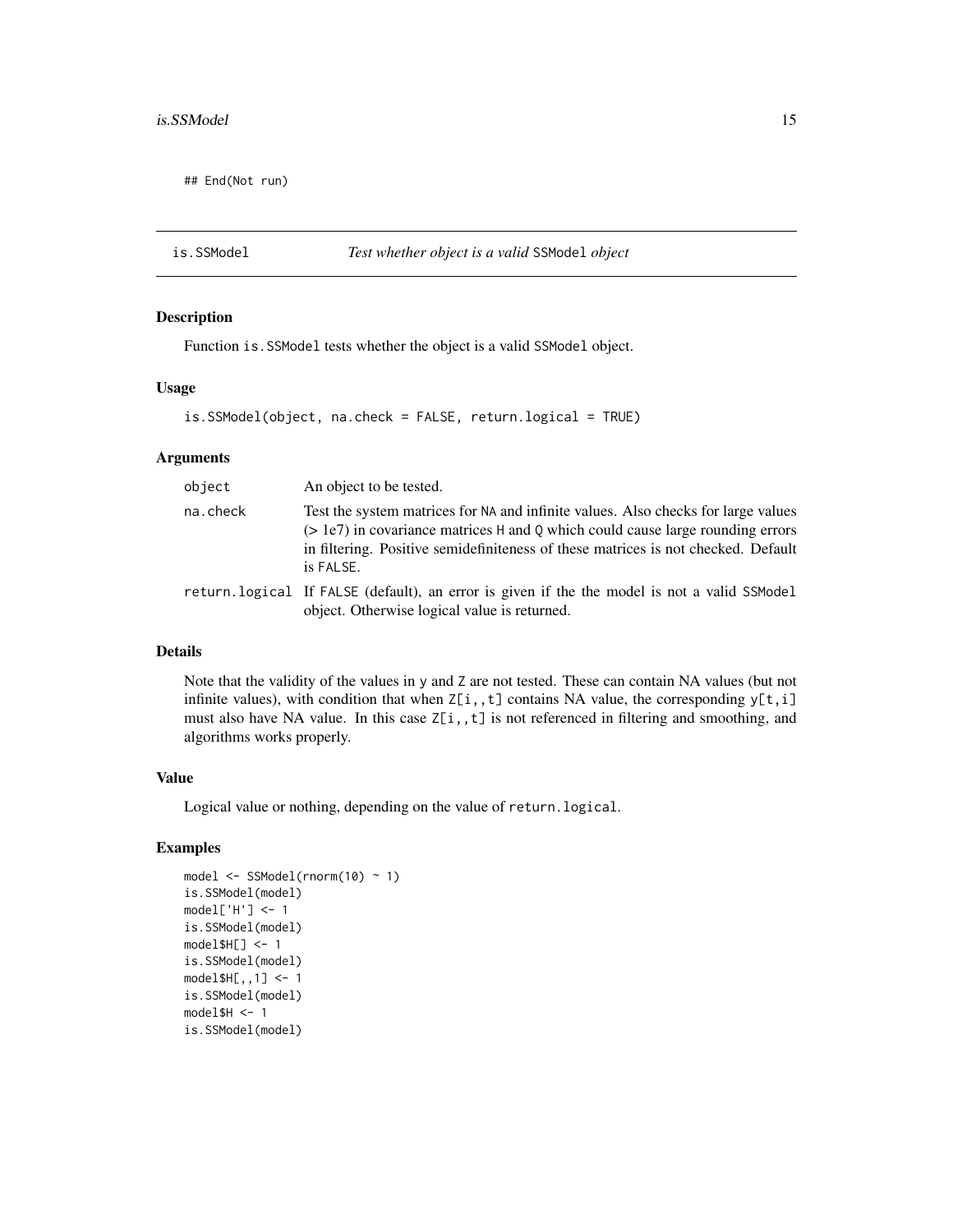```
## End(Not run)
```

## is.SSModel — *Test whether object is a valid SSModel object*

### Description

Function is.SSModel tests whether the object is a valid SSModel object.

### Usage

```
is.SSModel(object, na.check = FALSE, return.logical = TRUE)
```

### Arguments

| Argument | Description |
| --- | --- |
| object | An object to be tested. |
| na.check | Test the system matrices for NA and infinite values. Also checks for large values (> 1e7) in covariance matrices H and Q which could cause large rounding errors in filtering. Positive semidefiniteness of these matrices is not checked. Default is FALSE. |
| return.logical | If FALSE (default), an error is given if the the model is not a valid SSModel object. Otherwise logical value is returned. |

### Details

Note that the validity of the values in y and Z are not tested. These can contain NA values (but not infinite values), with condition that when Z[i,,t] contains NA value, the corresponding y[t,i] must also have NA value. In this case Z[i,,t] is not referenced in filtering and smoothing, and algorithms works properly.

### Value

Logical value or nothing, depending on the value of return.logical.

### Examples

```
model <- SSModel(rnorm(10) ~ 1)
is.SSModel(model)
model['H'] <- 1
is.SSModel(model)
model$H[] <- 1
is.SSModel(model)
model$H[,,1] <- 1
is.SSModel(model)
model$H <- 1
is.SSModel(model)
```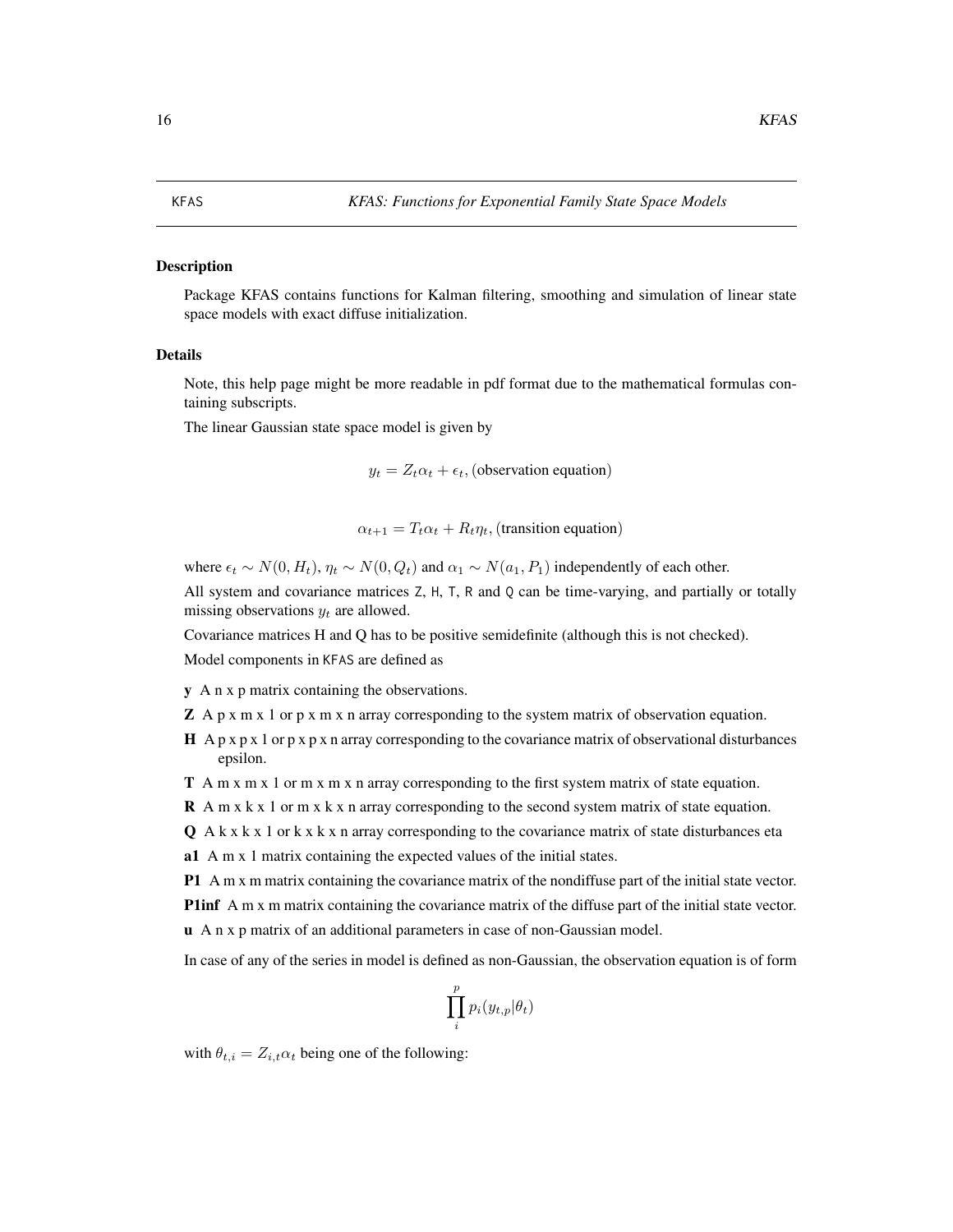## KFAS — *KFAS: Functions for Exponential Family State Space Models*

### Description

Package KFAS contains functions for Kalman filtering, smoothing and simulation of linear state space models with exact diffuse initialization.

### Details

Note, this help page might be more readable in pdf format due to the mathematical formulas containing subscripts.

The linear Gaussian state space model is given by

$$y_t = Z_t \alpha_t + \epsilon_t, \text{(observation equation)}$$

$$\alpha_{t+1} = T_t \alpha_t + R_t \eta_t, \text{(transition equation)}$$

where $\epsilon_t \sim N(0, H_t)$, $\eta_t \sim N(0, Q_t)$ and $\alpha_1 \sim N(a_1, P_1)$ independently of each other.

All system and covariance matrices Z, H, T, R and Q can be time-varying, and partially or totally missing observations $y_t$ are allowed.

Covariance matrices H and Q has to be positive semidefinite (although this is not checked).

Model components in KFAS are defined as

**y** A n x p matrix containing the observations.

**Z** A p x m x 1 or p x m x n array corresponding to the system matrix of observation equation.

**H** A p x p x 1 or p x p x n array corresponding to the covariance matrix of observational disturbances epsilon.

**T** A m x m x 1 or m x m x n array corresponding to the first system matrix of state equation.

**R** A m x k x 1 or m x k x n array corresponding to the second system matrix of state equation.

**Q** A k x k x 1 or k x k x n array corresponding to the covariance matrix of state disturbances eta

**a1** A m x 1 matrix containing the expected values of the initial states.

**P1** A m x m matrix containing the covariance matrix of the nondiffuse part of the initial state vector.

**P1inf** A m x m matrix containing the covariance matrix of the diffuse part of the initial state vector.

**u** A n x p matrix of an additional parameters in case of non-Gaussian model.

In case of any of the series in model is defined as non-Gaussian, the observation equation is of form

$$\prod_i^p p_i(y_{t,p} | \theta_t)$$

with $\theta_{t,i} = Z_{i,t} \alpha_t$ being one of the following: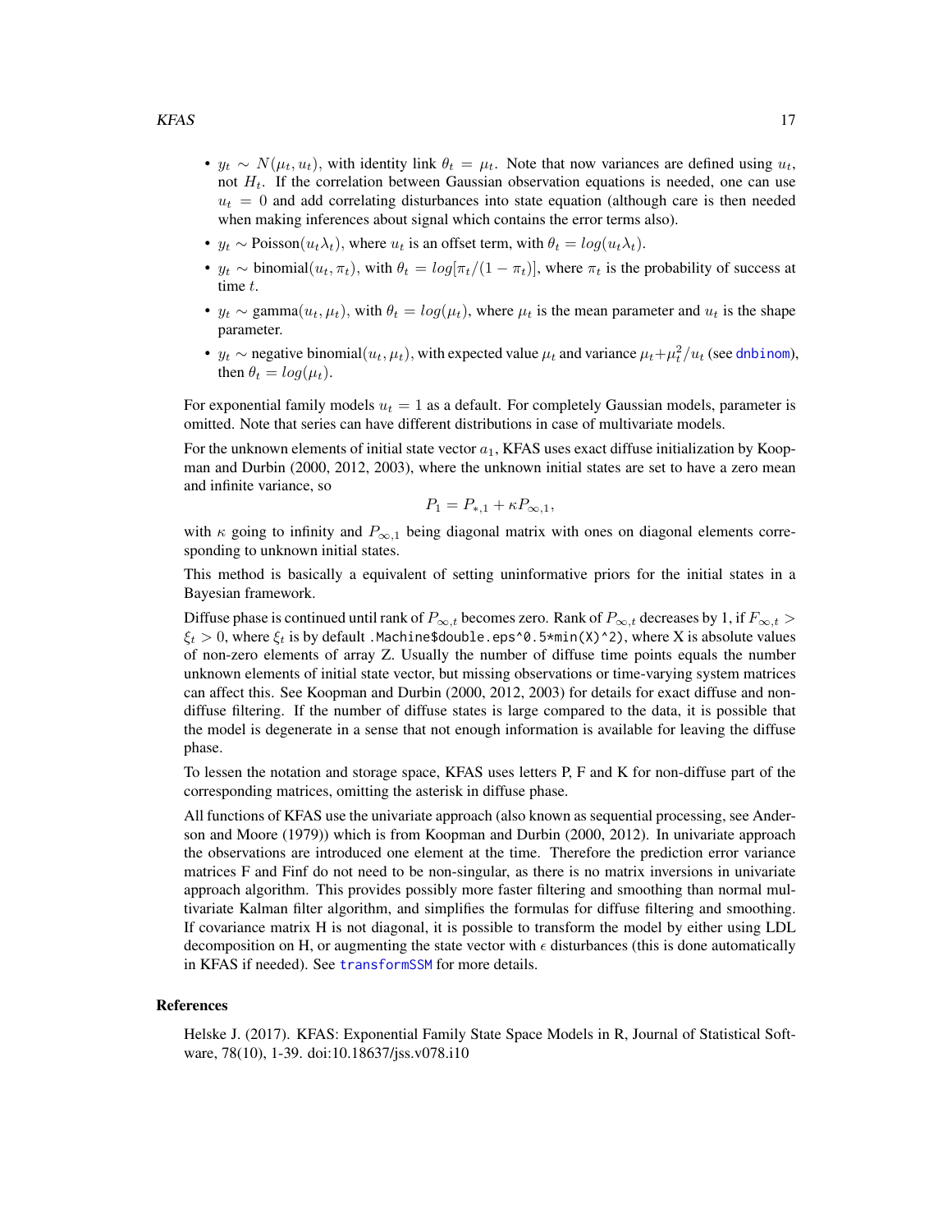- $y_t \sim N(\mu_t, u_t)$, with identity link $\theta_t = \mu_t$. Note that now variances are defined using $u_t$, not $H_t$. If the correlation between Gaussian observation equations is needed, one can use $u_t = 0$ and add correlating disturbances into state equation (although care is then needed when making inferences about signal which contains the error terms also).
- $y_t \sim \text{Poisson}(u_t\lambda_t)$, where $u_t$ is an offset term, with $\theta_t = log(u_t\lambda_t)$.
- $y_t \sim \text{binomial}(u_t, \pi_t)$, with $\theta_t = log[\pi_t/(1-\pi_t)]$, where $\pi_t$ is the probability of success at time $t$.
- $y_t \sim \text{gamma}(u_t, \mu_t)$, with $\theta_t = log(\mu_t)$, where $\mu_t$ is the mean parameter and $u_t$ is the shape parameter.
- $y_t \sim \text{negative binomial}(u_t, \mu_t)$, with expected value $\mu_t$ and variance $\mu_t + \mu_t^2/u_t$ (see dnbinom), then $\theta_t = log(\mu_t)$.

For exponential family models $u_t = 1$ as a default. For completely Gaussian models, parameter is omitted. Note that series can have different distributions in case of multivariate models.

For the unknown elements of initial state vector $a_1$, KFAS uses exact diffuse initialization by Koopman and Durbin (2000, 2012, 2003), where the unknown initial states are set to have a zero mean and infinite variance, so

$$P_1 = P_{*,1} + \kappa P_{\infty,1},$$

with $\kappa$ going to infinity and $P_{\infty,1}$ being diagonal matrix with ones on diagonal elements corresponding to unknown initial states.

This method is basically a equivalent of setting uninformative priors for the initial states in a Bayesian framework.

Diffuse phase is continued until rank of $P_{\infty,t}$ becomes zero. Rank of $P_{\infty,t}$ decreases by 1, if $F_{\infty,t} > \xi_t > 0$, where $\xi_t$ is by default `.Machine$double.eps^0.5*min(X)^2)`, where X is absolute values of non-zero elements of array Z. Usually the number of diffuse time points equals the number unknown elements of initial state vector, but missing observations or time-varying system matrices can affect this. See Koopman and Durbin (2000, 2012, 2003) for details for exact diffuse and non-diffuse filtering. If the number of diffuse states is large compared to the data, it is possible that the model is degenerate in a sense that not enough information is available for leaving the diffuse phase.

To lessen the notation and storage space, KFAS uses letters P, F and K for non-diffuse part of the corresponding matrices, omitting the asterisk in diffuse phase.

All functions of KFAS use the univariate approach (also known as sequential processing, see Anderson and Moore (1979)) which is from Koopman and Durbin (2000, 2012). In univariate approach the observations are introduced one element at the time. Therefore the prediction error variance matrices F and Finf do not need to be non-singular, as there is no matrix inversions in univariate approach algorithm. This provides possibly more faster filtering and smoothing than normal multivariate Kalman filter algorithm, and simplifies the formulas for diffuse filtering and smoothing. If covariance matrix H is not diagonal, it is possible to transform the model by either using LDL decomposition on H, or augmenting the state vector with $\epsilon$ disturbances (this is done automatically in KFAS if needed). See transformSSM for more details.

### References

Helske J. (2017). KFAS: Exponential Family State Space Models in R, Journal of Statistical Software, 78(10), 1-39. doi:10.18637/jss.v078.i10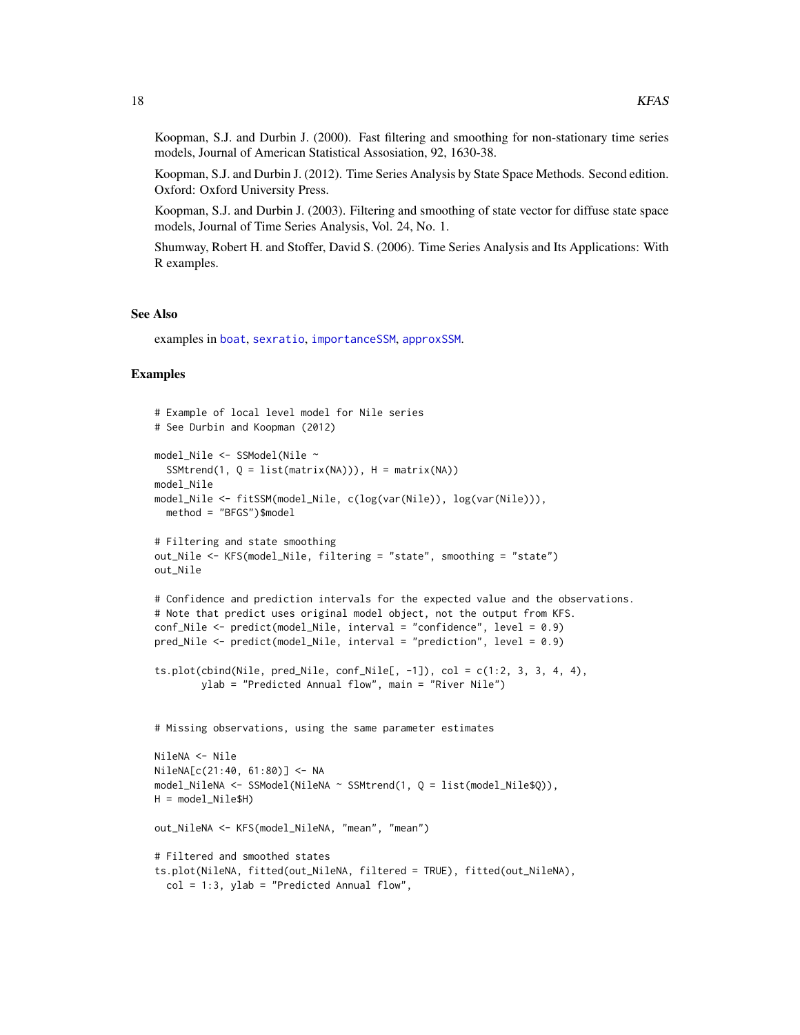Koopman, S.J. and Durbin J. (2000). Fast filtering and smoothing for non-stationary time series models, Journal of American Statistical Assosiation, 92, 1630-38.

Koopman, S.J. and Durbin J. (2012). Time Series Analysis by State Space Methods. Second edition. Oxford: Oxford University Press.

Koopman, S.J. and Durbin J. (2003). Filtering and smoothing of state vector for diffuse state space models, Journal of Time Series Analysis, Vol. 24, No. 1.

Shumway, Robert H. and Stoffer, David S. (2006). Time Series Analysis and Its Applications: With R examples.

### See Also

examples in `boat`, `sexratio`, `importanceSSM`, `approxSSM`.

### Examples

```
# Example of local level model for Nile series
# See Durbin and Koopman (2012)

model_Nile <- SSModel(Nile ~
  SSMtrend(1, Q = list(matrix(NA))), H = matrix(NA))
model_Nile
model_Nile <- fitSSM(model_Nile, c(log(var(Nile)), log(var(Nile))),
  method = "BFGS")$model

# Filtering and state smoothing
out_Nile <- KFS(model_Nile, filtering = "state", smoothing = "state")
out_Nile

# Confidence and prediction intervals for the expected value and the observations.
# Note that predict uses original model object, not the output from KFS.
conf_Nile <- predict(model_Nile, interval = "confidence", level = 0.9)
pred_Nile <- predict(model_Nile, interval = "prediction", level = 0.9)

ts.plot(cbind(Nile, pred_Nile, conf_Nile[, -1]), col = c(1:2, 3, 3, 4, 4),
        ylab = "Predicted Annual flow", main = "River Nile")


# Missing observations, using the same parameter estimates

NileNA <- Nile
NileNA[c(21:40, 61:80)] <- NA
model_NileNA <- SSModel(NileNA ~ SSMtrend(1, Q = list(model_Nile$Q)),
H = model_Nile$H)

out_NileNA <- KFS(model_NileNA, "mean", "mean")

# Filtered and smoothed states
ts.plot(NileNA, fitted(out_NileNA, filtered = TRUE), fitted(out_NileNA),
  col = 1:3, ylab = "Predicted Annual flow",
```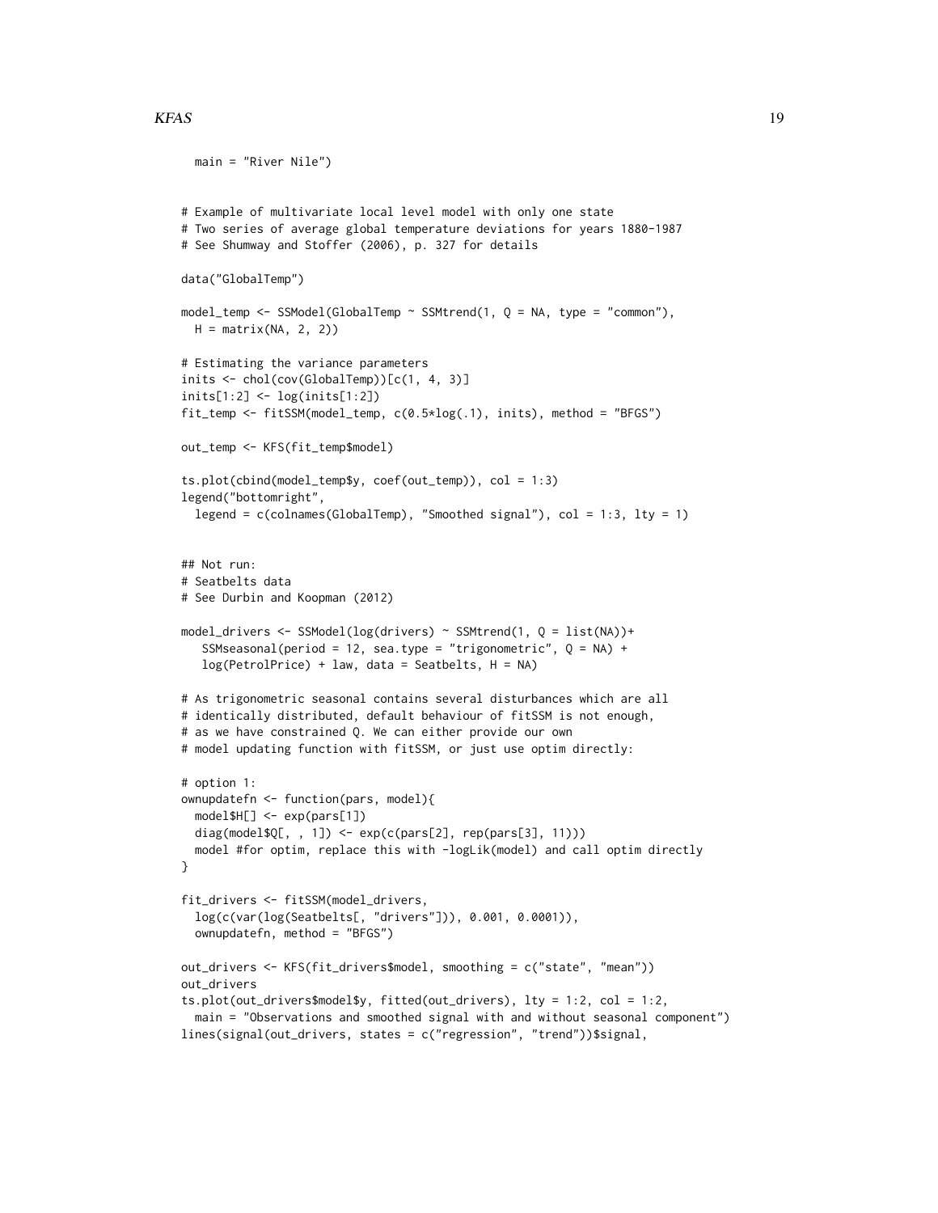```
  main = "River Nile")


# Example of multivariate local level model with only one state
# Two series of average global temperature deviations for years 1880-1987
# See Shumway and Stoffer (2006), p. 327 for details

data("GlobalTemp")

model_temp <- SSModel(GlobalTemp ~ SSMtrend(1, Q = NA, type = "common"),
  H = matrix(NA, 2, 2))

# Estimating the variance parameters
inits <- chol(cov(GlobalTemp))[c(1, 4, 3)]
inits[1:2] <- log(inits[1:2])
fit_temp <- fitSSM(model_temp, c(0.5*log(.1), inits), method = "BFGS")

out_temp <- KFS(fit_temp$model)

ts.plot(cbind(model_temp$y, coef(out_temp)), col = 1:3)
legend("bottomright",
  legend = c(colnames(GlobalTemp), "Smoothed signal"), col = 1:3, lty = 1)


## Not run:
# Seatbelts data
# See Durbin and Koopman (2012)

model_drivers <- SSModel(log(drivers) ~ SSMtrend(1, Q = list(NA))+
   SSMseasonal(period = 12, sea.type = "trigonometric", Q = NA) +
   log(PetrolPrice) + law, data = Seatbelts, H = NA)

# As trigonometric seasonal contains several disturbances which are all
# identically distributed, default behaviour of fitSSM is not enough,
# as we have constrained Q. We can either provide our own
# model updating function with fitSSM, or just use optim directly:

# option 1:
ownupdatefn <- function(pars, model){
  model$H[] <- exp(pars[1])
  diag(model$Q[, , 1]) <- exp(c(pars[2], rep(pars[3], 11)))
  model #for optim, replace this with -logLik(model) and call optim directly
}

fit_drivers <- fitSSM(model_drivers,
  log(c(var(log(Seatbelts[, "drivers"])), 0.001, 0.0001)),
  ownupdatefn, method = "BFGS")

out_drivers <- KFS(fit_drivers$model, smoothing = c("state", "mean"))
out_drivers
ts.plot(out_drivers$model$y, fitted(out_drivers), lty = 1:2, col = 1:2,
  main = "Observations and smoothed signal with and without seasonal component")
lines(signal(out_drivers, states = c("regression", "trend"))$signal,
```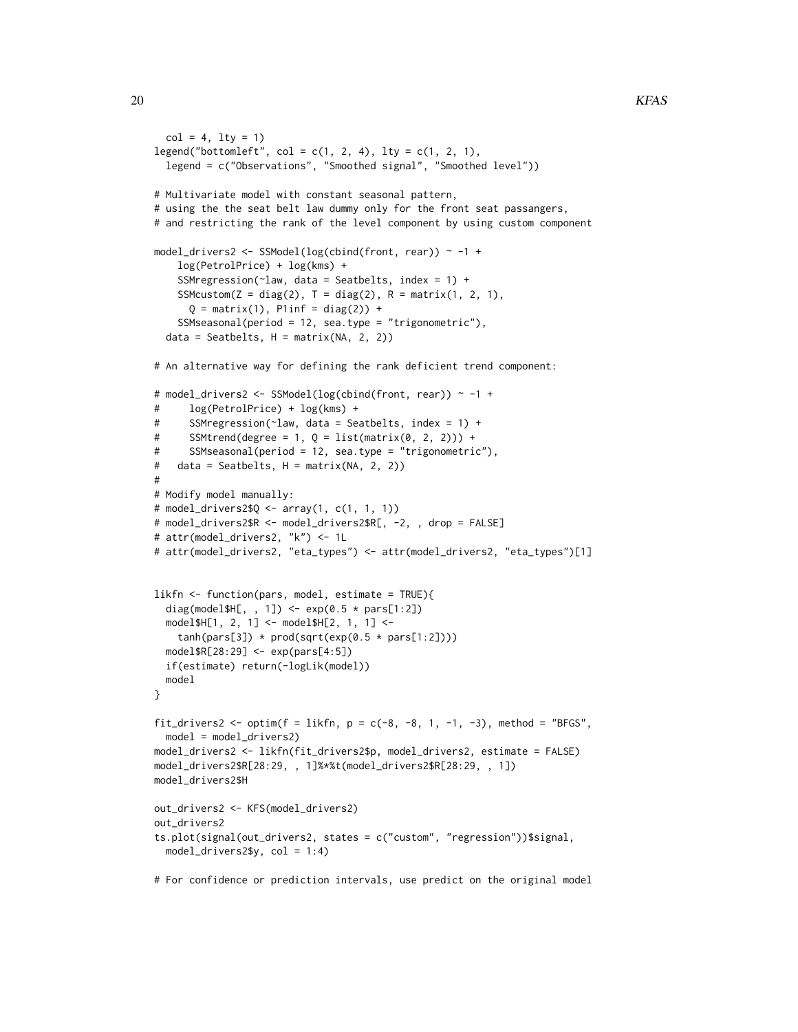```
  col = 4, lty = 1)
legend("bottomleft", col = c(1, 2, 4), lty = c(1, 2, 1),
  legend = c("Observations", "Smoothed signal", "Smoothed level"))

# Multivariate model with constant seasonal pattern,
# using the the seat belt law dummy only for the front seat passangers,
# and restricting the rank of the level component by using custom component

model_drivers2 <- SSModel(log(cbind(front, rear)) ~ -1 +
    log(PetrolPrice) + log(kms) +
    SSMregression(~law, data = Seatbelts, index = 1) +
    SSMcustom(Z = diag(2), T = diag(2), R = matrix(1, 2, 1),
      Q = matrix(1), P1inf = diag(2)) +
    SSMseasonal(period = 12, sea.type = "trigonometric"),
  data = Seatbelts, H = matrix(NA, 2, 2))

# An alternative way for defining the rank deficient trend component:

# model_drivers2 <- SSModel(log(cbind(front, rear)) ~ -1 +
#     log(PetrolPrice) + log(kms) +
#     SSMregression(~law, data = Seatbelts, index = 1) +
#     SSMtrend(degree = 1, Q = list(matrix(0, 2, 2))) +
#     SSMseasonal(period = 12, sea.type = "trigonometric"),
#   data = Seatbelts, H = matrix(NA, 2, 2))
#
# Modify model manually:
# model_drivers2$Q <- array(1, c(1, 1, 1))
# model_drivers2$R <- model_drivers2$R[, -2, , drop = FALSE]
# attr(model_drivers2, "k") <- 1L
# attr(model_drivers2, "eta_types") <- attr(model_drivers2, "eta_types")[1]


likfn <- function(pars, model, estimate = TRUE){
  diag(model$H[, , 1]) <- exp(0.5 * pars[1:2])
  model$H[1, 2, 1] <- model$H[2, 1, 1] <-
    tanh(pars[3]) * prod(sqrt(exp(0.5 * pars[1:2])))
  model$R[28:29] <- exp(pars[4:5])
  if(estimate) return(-logLik(model))
  model
}

fit_drivers2 <- optim(f = likfn, p = c(-8, -8, 1, -1, -3), method = "BFGS",
  model = model_drivers2)
model_drivers2 <- likfn(fit_drivers2$p, model_drivers2, estimate = FALSE)
model_drivers2$R[28:29, , 1]%*%t(model_drivers2$R[28:29, , 1])
model_drivers2$H

out_drivers2 <- KFS(model_drivers2)
out_drivers2
ts.plot(signal(out_drivers2, states = c("custom", "regression"))$signal,
  model_drivers2$y, col = 1:4)

# For confidence or prediction intervals, use predict on the original model
```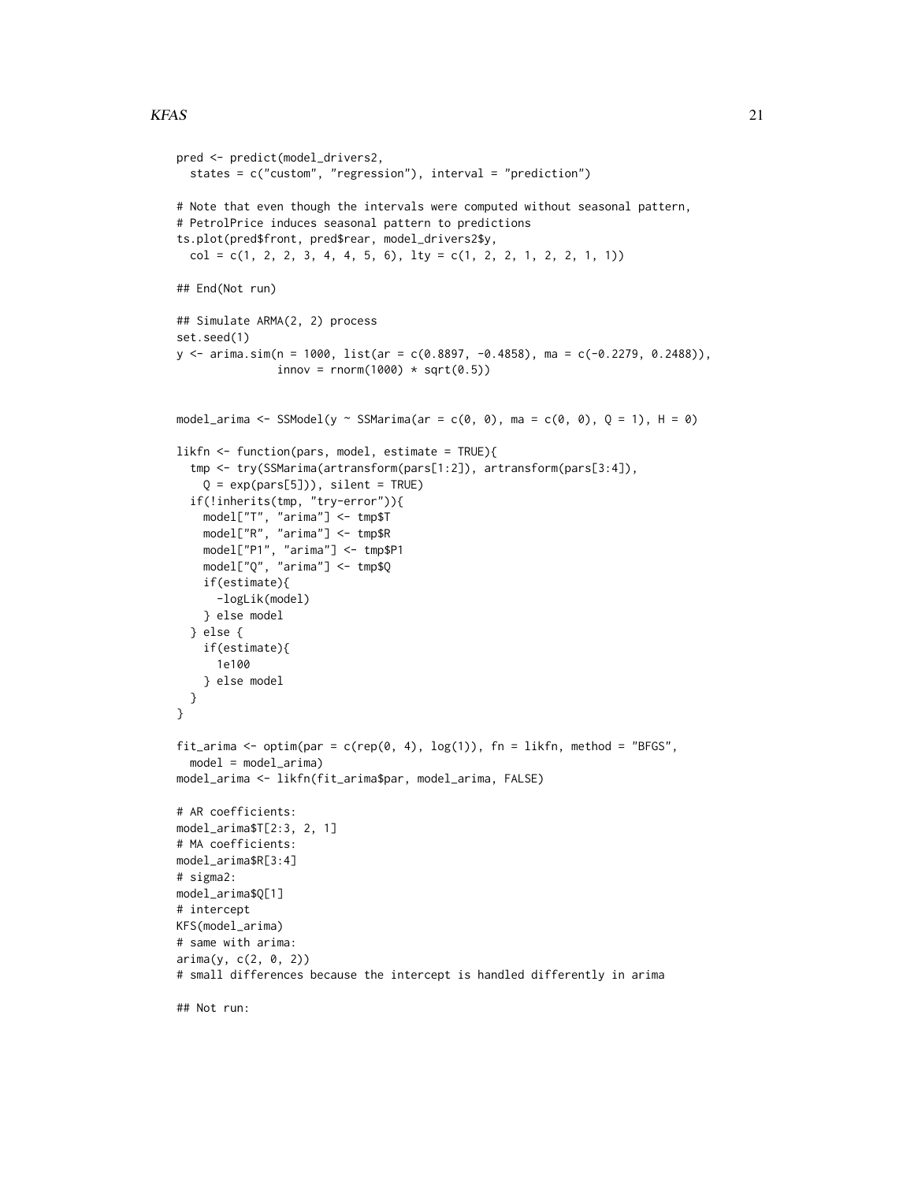```
pred <- predict(model_drivers2,
  states = c("custom", "regression"), interval = "prediction")

# Note that even though the intervals were computed without seasonal pattern,
# PetrolPrice induces seasonal pattern to predictions
ts.plot(pred$front, pred$rear, model_drivers2$y,
  col = c(1, 2, 2, 3, 4, 4, 5, 6), lty = c(1, 2, 2, 1, 2, 2, 1, 1))

## End(Not run)

## Simulate ARMA(2, 2) process
set.seed(1)
y <- arima.sim(n = 1000, list(ar = c(0.8897, -0.4858), ma = c(-0.2279, 0.2488)),
               innov = rnorm(1000) * sqrt(0.5))


model_arima <- SSModel(y ~ SSMarima(ar = c(0, 0), ma = c(0, 0), Q = 1), H = 0)

likfn <- function(pars, model, estimate = TRUE){
  tmp <- try(SSMarima(artransform(pars[1:2]), artransform(pars[3:4]),
    Q = exp(pars[5])), silent = TRUE)
  if(!inherits(tmp, "try-error")){
    model["T", "arima"] <- tmp$T
    model["R", "arima"] <- tmp$R
    model["P1", "arima"] <- tmp$P1
    model["Q", "arima"] <- tmp$Q
    if(estimate){
      -logLik(model)
    } else model
  } else {
    if(estimate){
      1e100
    } else model
  }
}

fit_arima <- optim(par = c(rep(0, 4), log(1)), fn = likfn, method = "BFGS",
  model = model_arima)
model_arima <- likfn(fit_arima$par, model_arima, FALSE)

# AR coefficients:
model_arima$T[2:3, 2, 1]
# MA coefficients:
model_arima$R[3:4]
# sigma2:
model_arima$Q[1]
# intercept
KFS(model_arima)
# same with arima:
arima(y, c(2, 0, 2))
# small differences because the intercept is handled differently in arima

## Not run:
```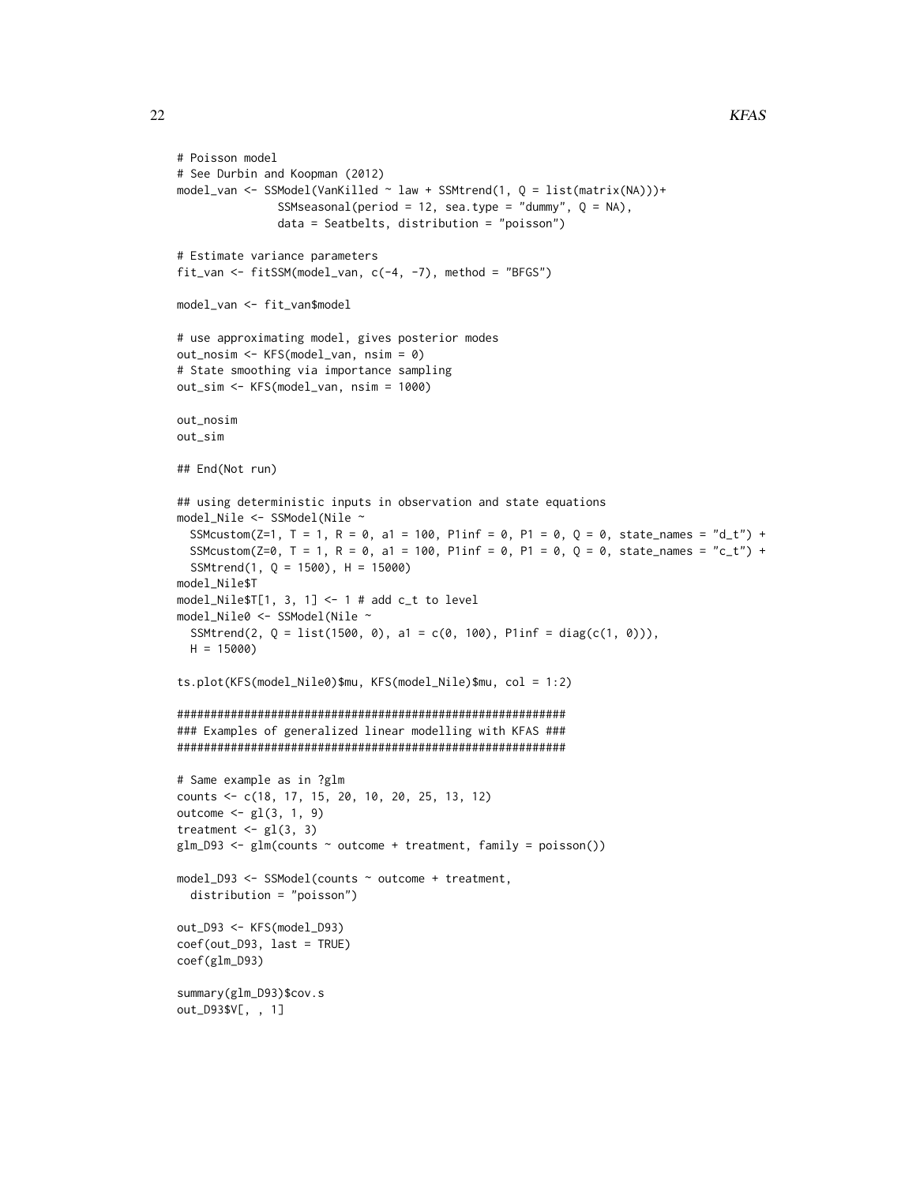```
# Poisson model
# See Durbin and Koopman (2012)
model_van <- SSModel(VanKilled ~ law + SSMtrend(1, Q = list(matrix(NA)))+
               SSMseasonal(period = 12, sea.type = "dummy", Q = NA),
               data = Seatbelts, distribution = "poisson")

# Estimate variance parameters
fit_van <- fitSSM(model_van, c(-4, -7), method = "BFGS")

model_van <- fit_van$model

# use approximating model, gives posterior modes
out_nosim <- KFS(model_van, nsim = 0)
# State smoothing via importance sampling
out_sim <- KFS(model_van, nsim = 1000)

out_nosim
out_sim

## End(Not run)

## using deterministic inputs in observation and state equations
model_Nile <- SSModel(Nile ~
  SSMcustom(Z=1, T = 1, R = 0, a1 = 100, P1inf = 0, P1 = 0, Q = 0, state_names = "d_t") +
  SSMcustom(Z=0, T = 1, R = 0, a1 = 100, P1inf = 0, P1 = 0, Q = 0, state_names = "c_t") +
  SSMtrend(1, Q = 1500), H = 15000)
model_Nile$T
model_Nile$T[1, 3, 1] <- 1 # add c_t to level
model_Nile0 <- SSModel(Nile ~
  SSMtrend(2, Q = list(1500, 0), a1 = c(0, 100), P1inf = diag(c(1, 0))),
  H = 15000)

ts.plot(KFS(model_Nile0)$mu, KFS(model_Nile)$mu, col = 1:2)

##########################################################
### Examples of generalized linear modelling with KFAS ###
##########################################################

# Same example as in ?glm
counts <- c(18, 17, 15, 20, 10, 20, 25, 13, 12)
outcome <- gl(3, 1, 9)
treatment <- gl(3, 3)
glm_D93 <- glm(counts ~ outcome + treatment, family = poisson())

model_D93 <- SSModel(counts ~ outcome + treatment,
  distribution = "poisson")

out_D93 <- KFS(model_D93)
coef(out_D93, last = TRUE)
coef(glm_D93)

summary(glm_D93)$cov.s
out_D93$V[, , 1]
```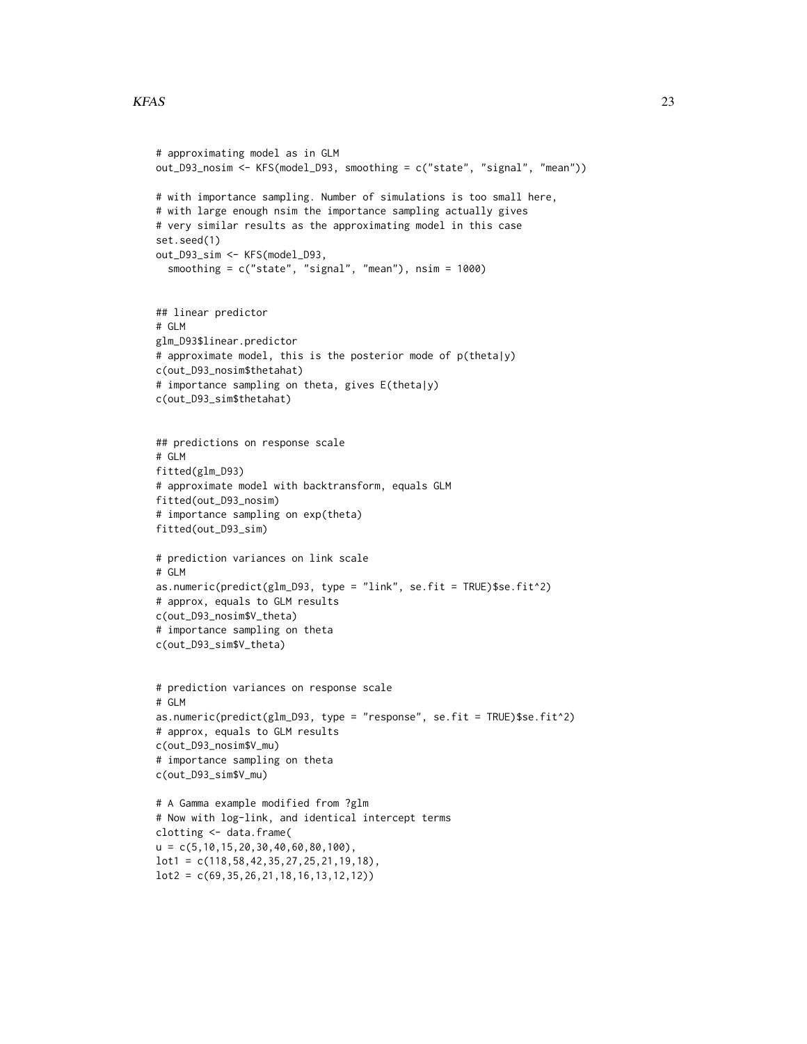```
# approximating model as in GLM
out_D93_nosim <- KFS(model_D93, smoothing = c("state", "signal", "mean"))

# with importance sampling. Number of simulations is too small here,
# with large enough nsim the importance sampling actually gives
# very similar results as the approximating model in this case
set.seed(1)
out_D93_sim <- KFS(model_D93,
  smoothing = c("state", "signal", "mean"), nsim = 1000)


## linear predictor
# GLM
glm_D93$linear.predictor
# approximate model, this is the posterior mode of p(theta|y)
c(out_D93_nosim$thetahat)
# importance sampling on theta, gives E(theta|y)
c(out_D93_sim$thetahat)


## predictions on response scale
# GLM
fitted(glm_D93)
# approximate model with backtransform, equals GLM
fitted(out_D93_nosim)
# importance sampling on exp(theta)
fitted(out_D93_sim)

# prediction variances on link scale
# GLM
as.numeric(predict(glm_D93, type = "link", se.fit = TRUE)$se.fit^2)
# approx, equals to GLM results
c(out_D93_nosim$V_theta)
# importance sampling on theta
c(out_D93_sim$V_theta)


# prediction variances on response scale
# GLM
as.numeric(predict(glm_D93, type = "response", se.fit = TRUE)$se.fit^2)
# approx, equals to GLM results
c(out_D93_nosim$V_mu)
# importance sampling on theta
c(out_D93_sim$V_mu)

# A Gamma example modified from ?glm
# Now with log-link, and identical intercept terms
clotting <- data.frame(
u = c(5,10,15,20,30,40,60,80,100),
lot1 = c(118,58,42,35,27,25,21,19,18),
lot2 = c(69,35,26,21,18,16,13,12,12))
```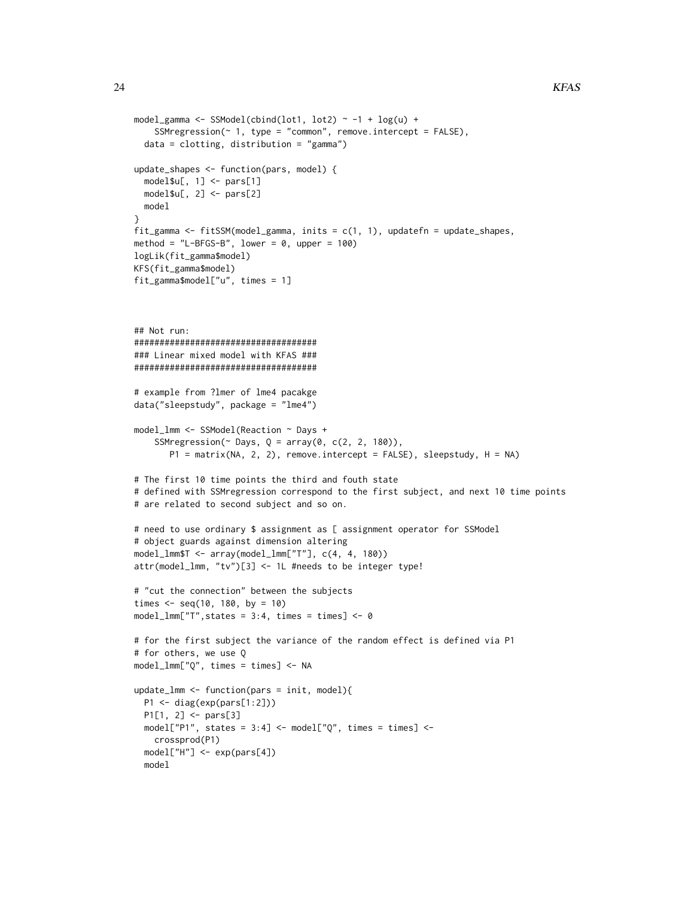```
model_gamma <- SSModel(cbind(lot1, lot2) ~ -1 + log(u) +
    SSMregression(~ 1, type = "common", remove.intercept = FALSE),
  data = clotting, distribution = "gamma")

update_shapes <- function(pars, model) {
  model$u[, 1] <- pars[1]
  model$u[, 2] <- pars[2]
  model
}
fit_gamma <- fitSSM(model_gamma, inits = c(1, 1), updatefn = update_shapes,
method = "L-BFGS-B", lower = 0, upper = 100)
logLik(fit_gamma$model)
KFS(fit_gamma$model)
fit_gamma$model["u", times = 1]



## Not run:
####################################
### Linear mixed model with KFAS ###
####################################

# example from ?lmer of lme4 pacakge
data("sleepstudy", package = "lme4")

model_lmm <- SSModel(Reaction ~ Days +
    SSMregression(~ Days, Q = array(0, c(2, 2, 180)),
       P1 = matrix(NA, 2, 2), remove.intercept = FALSE), sleepstudy, H = NA)

# The first 10 time points the third and fouth state
# defined with SSMregression correspond to the first subject, and next 10 time points
# are related to second subject and so on.

# need to use ordinary $ assignment as [ assignment operator for SSModel
# object guards against dimension altering
model_lmm$T <- array(model_lmm["T"], c(4, 4, 180))
attr(model_lmm, "tv")[3] <- 1L #needs to be integer type!

# "cut the connection" between the subjects
times <- seq(10, 180, by = 10)
model_lmm["T",states = 3:4, times = times] <- 0

# for the first subject the variance of the random effect is defined via P1
# for others, we use Q
model_lmm["Q", times = times] <- NA

update_lmm <- function(pars = init, model){
  P1 <- diag(exp(pars[1:2]))
  P1[1, 2] <- pars[3]
  model["P1", states = 3:4] <- model["Q", times = times] <-
    crossprod(P1)
  model["H"] <- exp(pars[4])
  model
```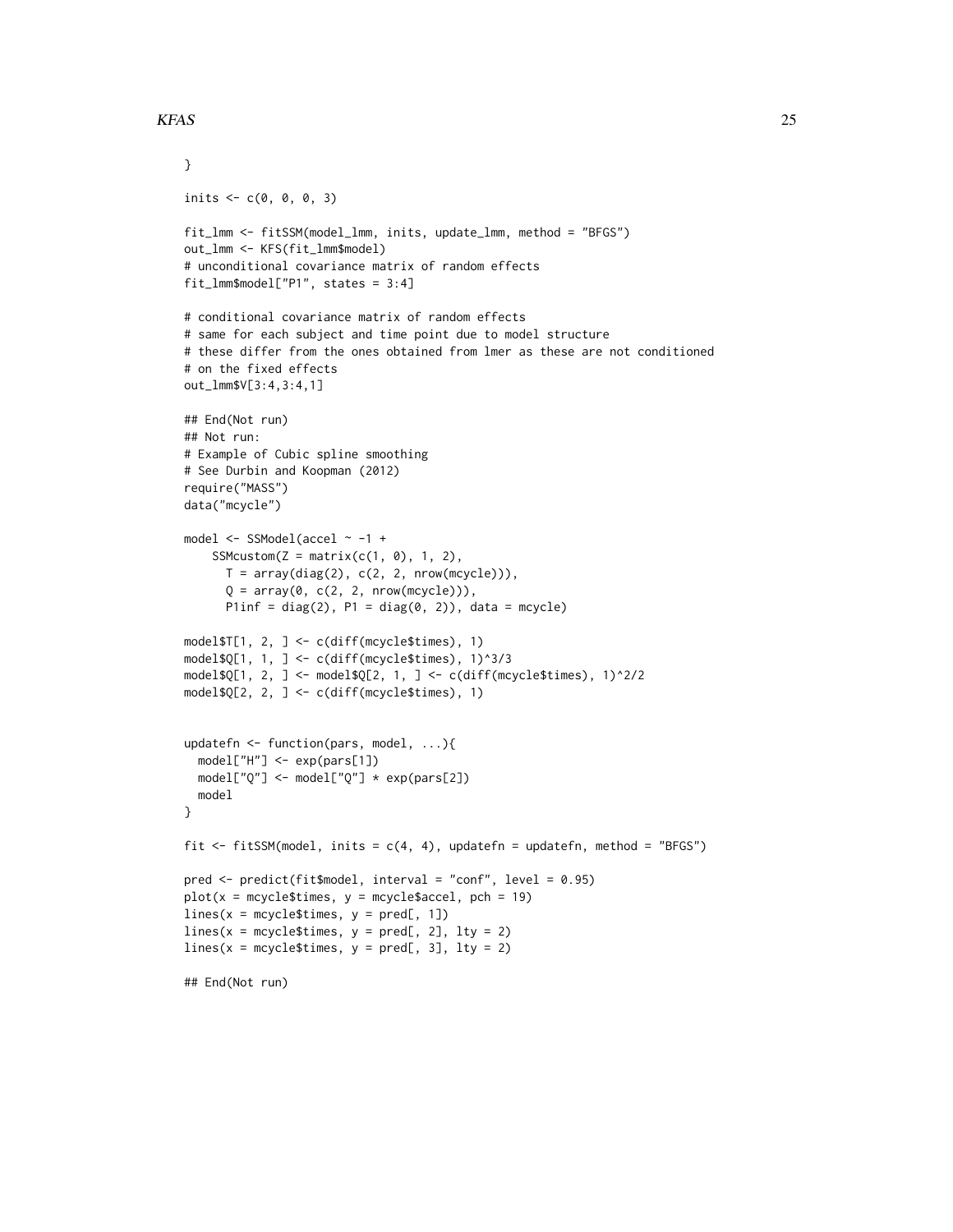```
}

inits <- c(0, 0, 0, 3)

fit_lmm <- fitSSM(model_lmm, inits, update_lmm, method = "BFGS")
out_lmm <- KFS(fit_lmm$model)
# unconditional covariance matrix of random effects
fit_lmm$model["P1", states = 3:4]

# conditional covariance matrix of random effects
# same for each subject and time point due to model structure
# these differ from the ones obtained from lmer as these are not conditioned
# on the fixed effects
out_lmm$V[3:4,3:4,1]

## End(Not run)
## Not run:
# Example of Cubic spline smoothing
# See Durbin and Koopman (2012)
require("MASS")
data("mcycle")

model <- SSModel(accel ~ -1 +
    SSMcustom(Z = matrix(c(1, 0), 1, 2),
      T = array(diag(2), c(2, 2, nrow(mcycle))),
      Q = array(0, c(2, 2, nrow(mcycle))),
      P1inf = diag(2), P1 = diag(0, 2)), data = mcycle)

model$T[1, 2, ] <- c(diff(mcycle$times), 1)
model$Q[1, 1, ] <- c(diff(mcycle$times), 1)^3/3
model$Q[1, 2, ] <- model$Q[2, 1, ] <- c(diff(mcycle$times), 1)^2/2
model$Q[2, 2, ] <- c(diff(mcycle$times), 1)


updatefn <- function(pars, model, ...){
  model["H"] <- exp(pars[1])
  model["Q"] <- model["Q"] * exp(pars[2])
  model
}

fit <- fitSSM(model, inits = c(4, 4), updatefn = updatefn, method = "BFGS")

pred <- predict(fit$model, interval = "conf", level = 0.95)
plot(x = mcycle$times, y = mcycle$accel, pch = 19)
lines(x = mcycle$times, y = pred[, 1])
lines(x = mcycle$times, y = pred[, 2], lty = 2)
lines(x = mcycle$times, y = pred[, 3], lty = 2)

## End(Not run)
```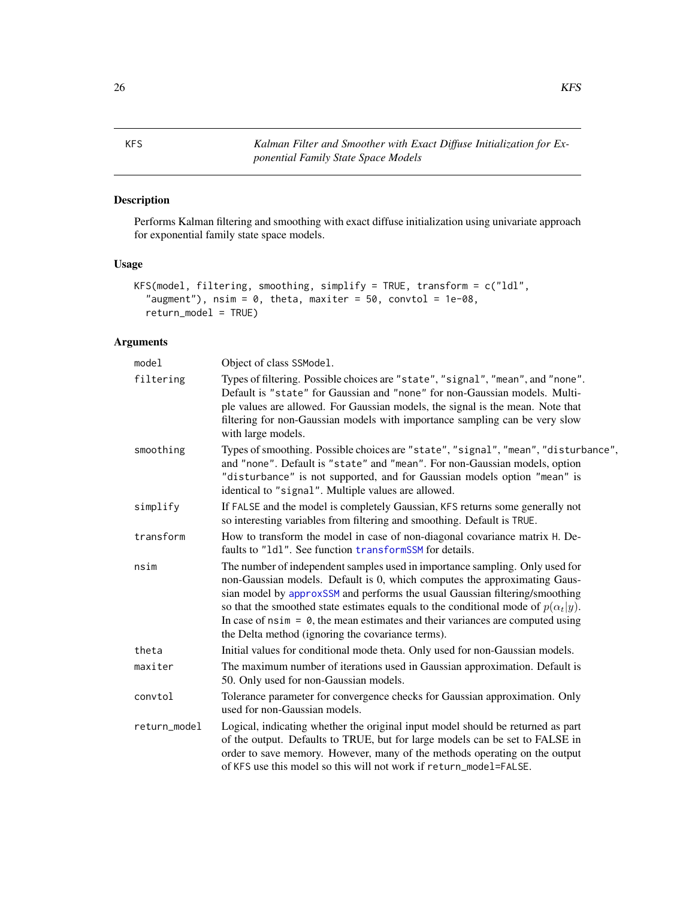## KFS — *Kalman Filter and Smoother with Exact Diffuse Initialization for Exponential Family State Space Models*

### Description

Performs Kalman filtering and smoothing with exact diffuse initialization using univariate approach for exponential family state space models.

### Usage

```
KFS(model, filtering, smoothing, simplify = TRUE, transform = c("ldl",
  "augment"), nsim = 0, theta, maxiter = 50, convtol = 1e-08,
  return_model = TRUE)
```

### Arguments

| Argument | Description |
|---|---|
| `model` | Object of class `SSModel`. |
| `filtering` | Types of filtering. Possible choices are `"state"`, `"signal"`, `"mean"`, and `"none"`. Default is `"state"` for Gaussian and `"none"` for non-Gaussian models. Multiple values are allowed. For Gaussian models, the signal is the mean. Note that filtering for non-Gaussian models with importance sampling can be very slow with large models. |
| `smoothing` | Types of smoothing. Possible choices are `"state"`, `"signal"`, `"mean"`, `"disturbance"`, and `"none"`. Default is `"state"` and `"mean"`. For non-Gaussian models, option `"disturbance"` is not supported, and for Gaussian models option `"mean"` is identical to `"signal"`. Multiple values are allowed. |
| `simplify` | If `FALSE` and the model is completely Gaussian, `KFS` returns some generally not so interesting variables from filtering and smoothing. Default is `TRUE`. |
| `transform` | How to transform the model in case of non-diagonal covariance matrix `H`. Defaults to `"ldl"`. See function `transformSSM` for details. |
| `nsim` | The number of independent samples used in importance sampling. Only used for non-Gaussian models. Default is 0, which computes the approximating Gaussian model by `approxSSM` and performs the usual Gaussian filtering/smoothing so that the smoothed state estimates equals to the conditional mode of $p(\alpha_t \vert y)$. In case of `nsim = 0`, the mean estimates and their variances are computed using the Delta method (ignoring the covariance terms). |
| `theta` | Initial values for conditional mode theta. Only used for non-Gaussian models. |
| `maxiter` | The maximum number of iterations used in Gaussian approximation. Default is 50. Only used for non-Gaussian models. |
| `convtol` | Tolerance parameter for convergence checks for Gaussian approximation. Only used for non-Gaussian models. |
| `return_model` | Logical, indicating whether the original input model should be returned as part of the output. Defaults to TRUE, but for large models can be set to FALSE in order to save memory. However, many of the methods operating on the output of `KFS` use this model so this will not work if `return_model=FALSE`. |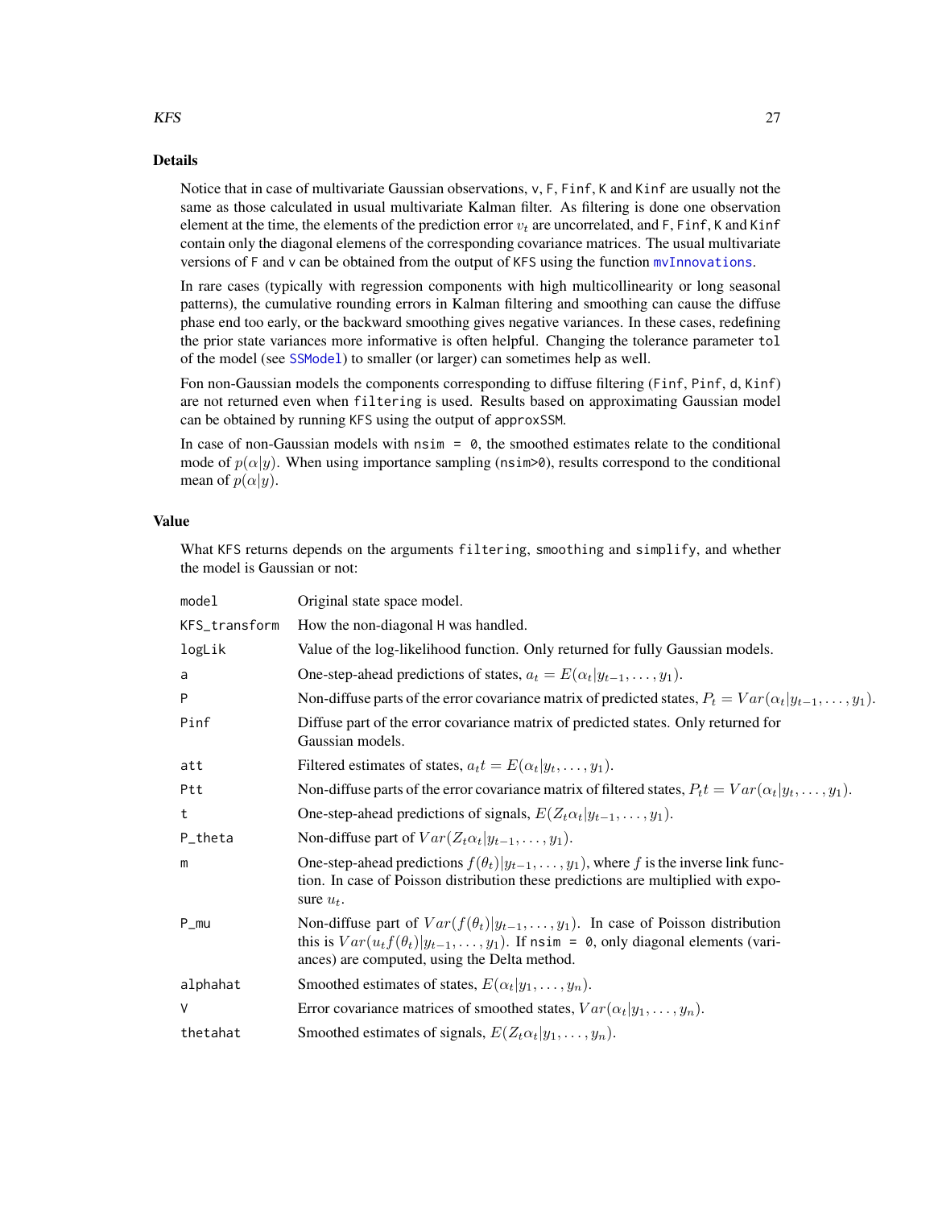## Details

Notice that in case of multivariate Gaussian observations, `v`, `F`, `Finf`, `K` and `Kinf` are usually not the same as those calculated in usual multivariate Kalman filter. As filtering is done one observation element at the time, the elements of the prediction error $v_t$ are uncorrelated, and `F`, `Finf`, `K` and `Kinf` contain only the diagonal elemens of the corresponding covariance matrices. The usual multivariate versions of `F` and `v` can be obtained from the output of `KFS` using the function `mvInnovations`.

In rare cases (typically with regression components with high multicollinearity or long seasonal patterns), the cumulative rounding errors in Kalman filtering and smoothing can cause the diffuse phase end too early, or the backward smoothing gives negative variances. In these cases, redefining the prior state variances more informative is often helpful. Changing the tolerance parameter `tol` of the model (see `SSModel`) to smaller (or larger) can sometimes help as well.

Fon non-Gaussian models the components corresponding to diffuse filtering (`Finf`, `Pinf`, `d`, `Kinf`) are not returned even when `filtering` is used. Results based on approximating Gaussian model can be obtained by running `KFS` using the output of `approxSSM`.

In case of non-Gaussian models with `nsim = 0`, the smoothed estimates relate to the conditional mode of $p(\alpha|y)$. When using importance sampling (`nsim>0`), results correspond to the conditional mean of $p(\alpha|y)$.

## Value

What `KFS` returns depends on the arguments `filtering`, `smoothing` and `simplify`, and whether the model is Gaussian or not:

| | |
|---|---|
| `model` | Original state space model. |
| `KFS_transform` | How the non-diagonal `H` was handled. |
| `logLik` | Value of the log-likelihood function. Only returned for fully Gaussian models. |
| `a` | One-step-ahead predictions of states, $a_t = E(\alpha_t|y_{t-1}, \ldots, y_1)$. |
| `P` | Non-diffuse parts of the error covariance matrix of predicted states, $P_t = Var(\alpha_t|y_{t-1}, \ldots, y_1)$. |
| `Pinf` | Diffuse part of the error covariance matrix of predicted states. Only returned for Gaussian models. |
| `att` | Filtered estimates of states, $a_t t = E(\alpha_t|y_t, \ldots, y_1)$. |
| `Ptt` | Non-diffuse parts of the error covariance matrix of filtered states, $P_t t = Var(\alpha_t|y_t, \ldots, y_1)$. |
| `t` | One-step-ahead predictions of signals, $E(Z_t\alpha_t|y_{t-1}, \ldots, y_1)$. |
| `P_theta` | Non-diffuse part of $Var(Z_t\alpha_t|y_{t-1}, \ldots, y_1)$. |
| `m` | One-step-ahead predictions $f(\theta_t)|y_{t-1}, \ldots, y_1)$, where $f$ is the inverse link function. In case of Poisson distribution these predictions are multiplied with exposure $u_t$. |
| `P_mu` | Non-diffuse part of $Var(f(\theta_t)|y_{t-1}, \ldots, y_1)$. In case of Poisson distribution this is $Var(u_t f(\theta_t)|y_{t-1}, \ldots, y_1)$. If `nsim = 0`, only diagonal elements (variances) are computed, using the Delta method. |
| `alphahat` | Smoothed estimates of states, $E(\alpha_t|y_1, \ldots, y_n)$. |
| `V` | Error covariance matrices of smoothed states, $Var(\alpha_t|y_1, \ldots, y_n)$. |
| `thetahat` | Smoothed estimates of signals, $E(Z_t\alpha_t|y_1, \ldots, y_n)$. |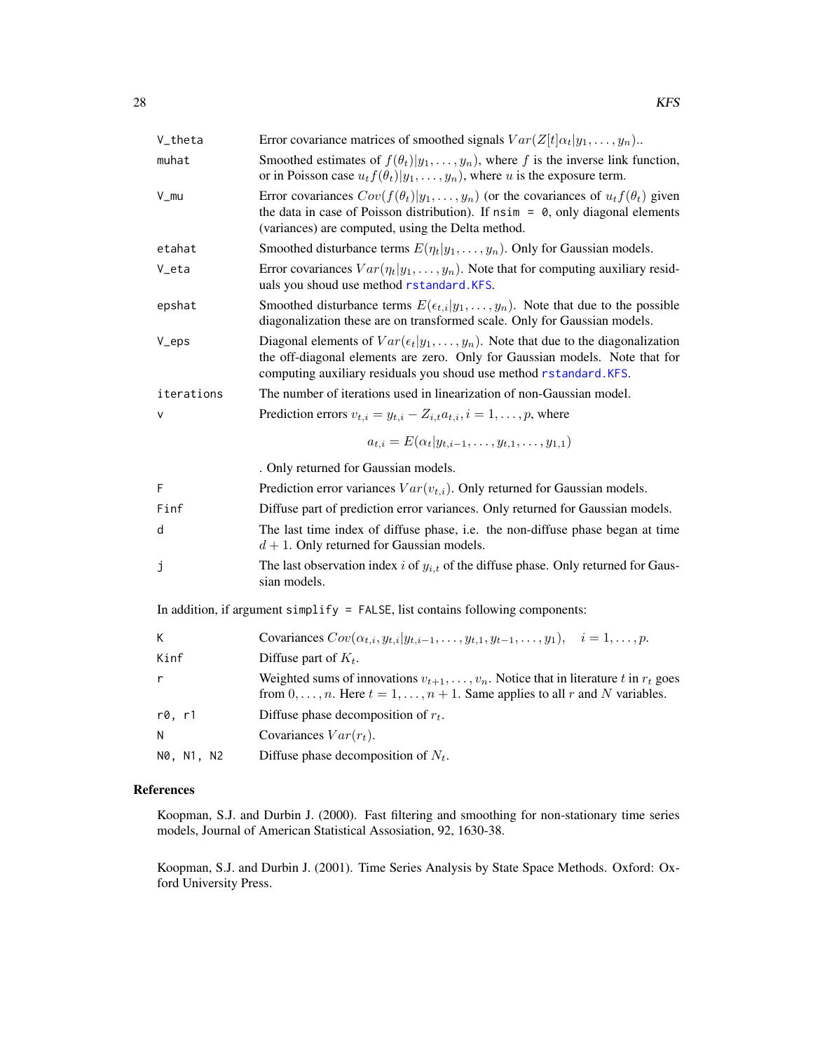| | |
|---|---|
| V_theta | Error covariance matrices of smoothed signals $Var(Z[t]\alpha_t \| y_1, \ldots, y_n)$.. |
| muhat | Smoothed estimates of $f(\theta_t) \| y_1, \ldots, y_n)$, where $f$ is the inverse link function, or in Poisson case $u_t f(\theta_t) \| y_1, \ldots, y_n)$, where $u$ is the exposure term. |
| V_mu | Error covariances $Cov(f(\theta_t) \| y_1, \ldots, y_n)$ (or the covariances of $u_t f(\theta_t)$ given the data in case of Poisson distribution). If `nsim = 0`, only diagonal elements (variances) are computed, using the Delta method. |
| etahat | Smoothed disturbance terms $E(\eta_t \| y_1, \ldots, y_n)$. Only for Gaussian models. |
| V_eta | Error covariances $Var(\eta_t \| y_1, \ldots, y_n)$. Note that for computing auxiliary residuals you shoud use method `rstandard.KFS`. |
| epshat | Smoothed disturbance terms $E(\epsilon_{t,i} \| y_1, \ldots, y_n)$. Note that due to the possible diagonalization these are on transformed scale. Only for Gaussian models. |
| V_eps | Diagonal elements of $Var(\epsilon_t \| y_1, \ldots, y_n)$. Note that due to the diagonalization the off-diagonal elements are zero. Only for Gaussian models. Note that for computing auxiliary residuals you shoud use method `rstandard.KFS`. |
| iterations | The number of iterations used in linearization of non-Gaussian model. |
| v | Prediction errors $v_{t,i} = y_{t,i} - Z_{i,t} a_{t,i}, i = 1, \ldots, p$, where $$a_{t,i} = E(\alpha_t \| y_{t,i-1}, \ldots, y_{t,1}, \ldots, y_{1,1})$$ . Only returned for Gaussian models. |
| F | Prediction error variances $Var(v_{t,i})$. Only returned for Gaussian models. |
| Finf | Diffuse part of prediction error variances. Only returned for Gaussian models. |
| d | The last time index of diffuse phase, i.e. the non-diffuse phase began at time $d + 1$. Only returned for Gaussian models. |
| j | The last observation index $i$ of $y_{i,t}$ of the diffuse phase. Only returned for Gaussian models. |

In addition, if argument `simplify = FALSE`, list contains following components:

| | |
|---|---|
| K | Covariances $Cov(\alpha_{t,i}, y_{t,i} \| y_{t,i-1}, \ldots, y_{t,1}, y_{t-1}, \ldots, y_1), \quad i = 1, \ldots, p$. |
| Kinf | Diffuse part of $K_t$. |
| r | Weighted sums of innovations $v_{t+1}, \ldots, v_n$. Notice that in literature $t$ in $r_t$ goes from $0, \ldots, n$. Here $t = 1, \ldots, n + 1$. Same applies to all $r$ and $N$ variables. |
| r0, r1 | Diffuse phase decomposition of $r_t$. |
| N | Covariances $Var(r_t)$. |
| N0, N1, N2 | Diffuse phase decomposition of $N_t$. |

## References

Koopman, S.J. and Durbin J. (2000). Fast filtering and smoothing for non-stationary time series models, Journal of American Statistical Assosiation, 92, 1630-38.

Koopman, S.J. and Durbin J. (2001). Time Series Analysis by State Space Methods. Oxford: Oxford University Press.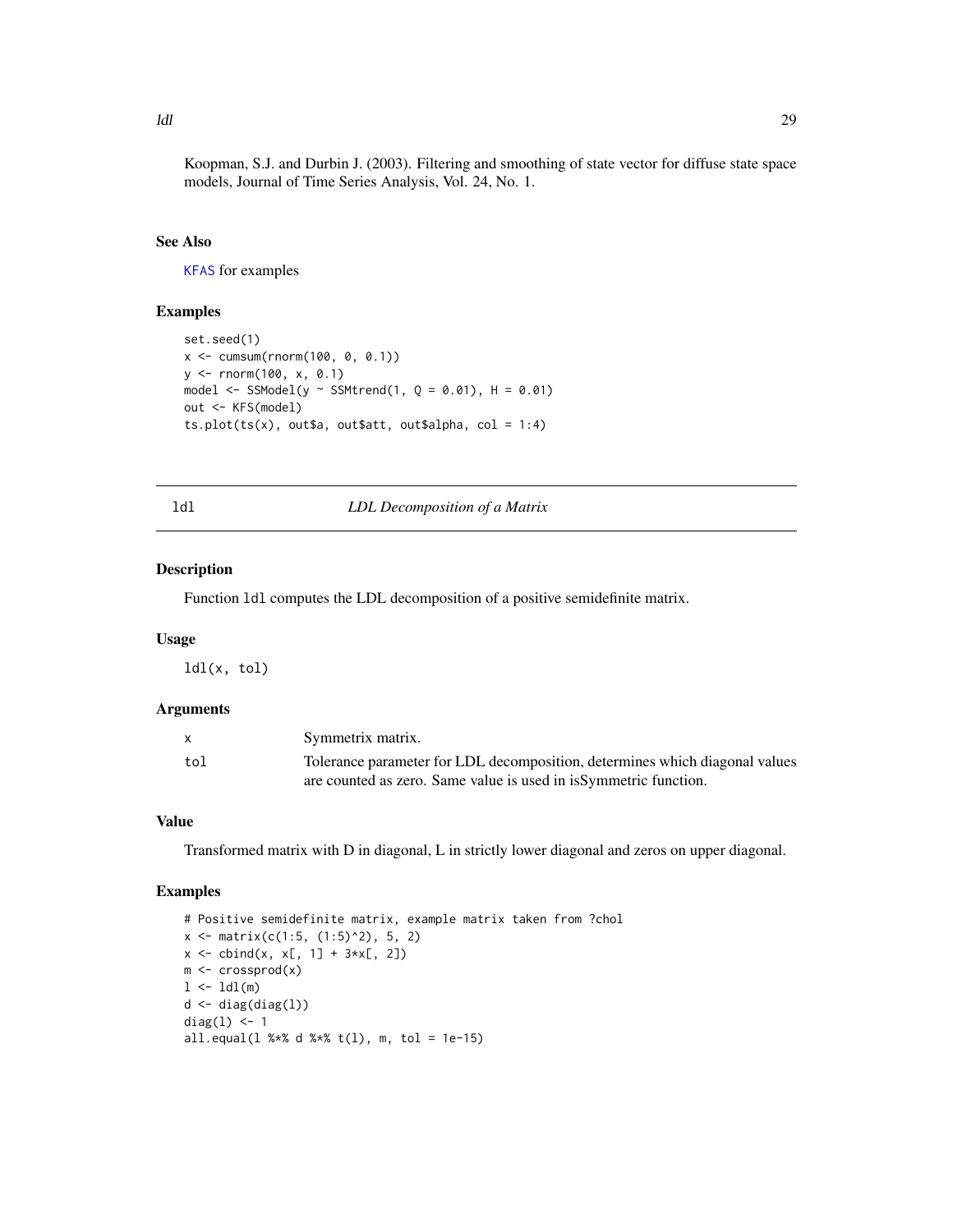Koopman, S.J. and Durbin J. (2003). Filtering and smoothing of state vector for diffuse state space models, Journal of Time Series Analysis, Vol. 24, No. 1.

### See Also

KFAS for examples

### Examples

```
set.seed(1)
x <- cumsum(rnorm(100, 0, 0.1))
y <- rnorm(100, x, 0.1)
model <- SSModel(y ~ SSMtrend(1, Q = 0.01), H = 0.01)
out <- KFS(model)
ts.plot(ts(x), out$a, out$att, out$alpha, col = 1:4)
```

---

## ldl — *LDL Decomposition of a Matrix*

---

### Description

Function ldl computes the LDL decomposition of a positive semidefinite matrix.

### Usage

```
ldl(x, tol)
```

### Arguments

| | |
|---|---|
| x | Symmetrix matrix. |
| tol | Tolerance parameter for LDL decomposition, determines which diagonal values are counted as zero. Same value is used in isSymmetric function. |

### Value

Transformed matrix with D in diagonal, L in strictly lower diagonal and zeros on upper diagonal.

### Examples

```
# Positive semidefinite matrix, example matrix taken from ?chol
x <- matrix(c(1:5, (1:5)^2), 5, 2)
x <- cbind(x, x[, 1] + 3*x[, 2])
m <- crossprod(x)
l <- ldl(m)
d <- diag(diag(l))
diag(l) <- 1
all.equal(l %*% d %*% t(l), m, tol = 1e-15)
```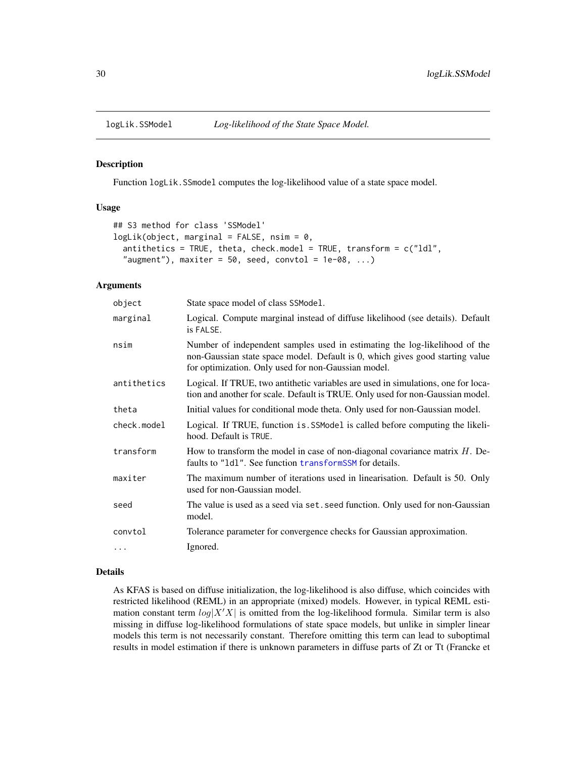logLik.SSModel — *Log-likelihood of the State Space Model.*

## Description

Function `logLik.SSmodel` computes the log-likelihood value of a state space model.

## Usage

```
## S3 method for class 'SSModel'
logLik(object, marginal = FALSE, nsim = 0,
  antithetics = TRUE, theta, check.model = TRUE, transform = c("ldl",
  "augment"), maxiter = 50, seed, convtol = 1e-08, ...)
```

## Arguments

| | |
|---|---|
| `object` | State space model of class `SSModel`. |
| `marginal` | Logical. Compute marginal instead of diffuse likelihood (see details). Default is `FALSE`. |
| `nsim` | Number of independent samples used in estimating the log-likelihood of the non-Gaussian state space model. Default is 0, which gives good starting value for optimization. Only used for non-Gaussian model. |
| `antithetics` | Logical. If TRUE, two antithetic variables are used in simulations, one for location and another for scale. Default is TRUE. Only used for non-Gaussian model. |
| `theta` | Initial values for conditional mode theta. Only used for non-Gaussian model. |
| `check.model` | Logical. If TRUE, function `is.SSModel` is called before computing the likelihood. Default is `TRUE`. |
| `transform` | How to transform the model in case of non-diagonal covariance matrix $H$. Defaults to `"ldl"`. See function `transformSSM` for details. |
| `maxiter` | The maximum number of iterations used in linearisation. Default is 50. Only used for non-Gaussian model. |
| `seed` | The value is used as a seed via `set.seed` function. Only used for non-Gaussian model. |
| `convtol` | Tolerance parameter for convergence checks for Gaussian approximation. |
| `...` | Ignored. |

## Details

As KFAS is based on diffuse initialization, the log-likelihood is also diffuse, which coincides with restricted likelihood (REML) in an appropriate (mixed) models. However, in typical REML estimation constant term $log|X'X|$ is omitted from the log-likelihood formula. Similar term is also missing in diffuse log-likelihood formulations of state space models, but unlike in simpler linear models this term is not necessarily constant. Therefore omitting this term can lead to suboptimal results in model estimation if there is unknown parameters in diffuse parts of Zt or Tt (Francke et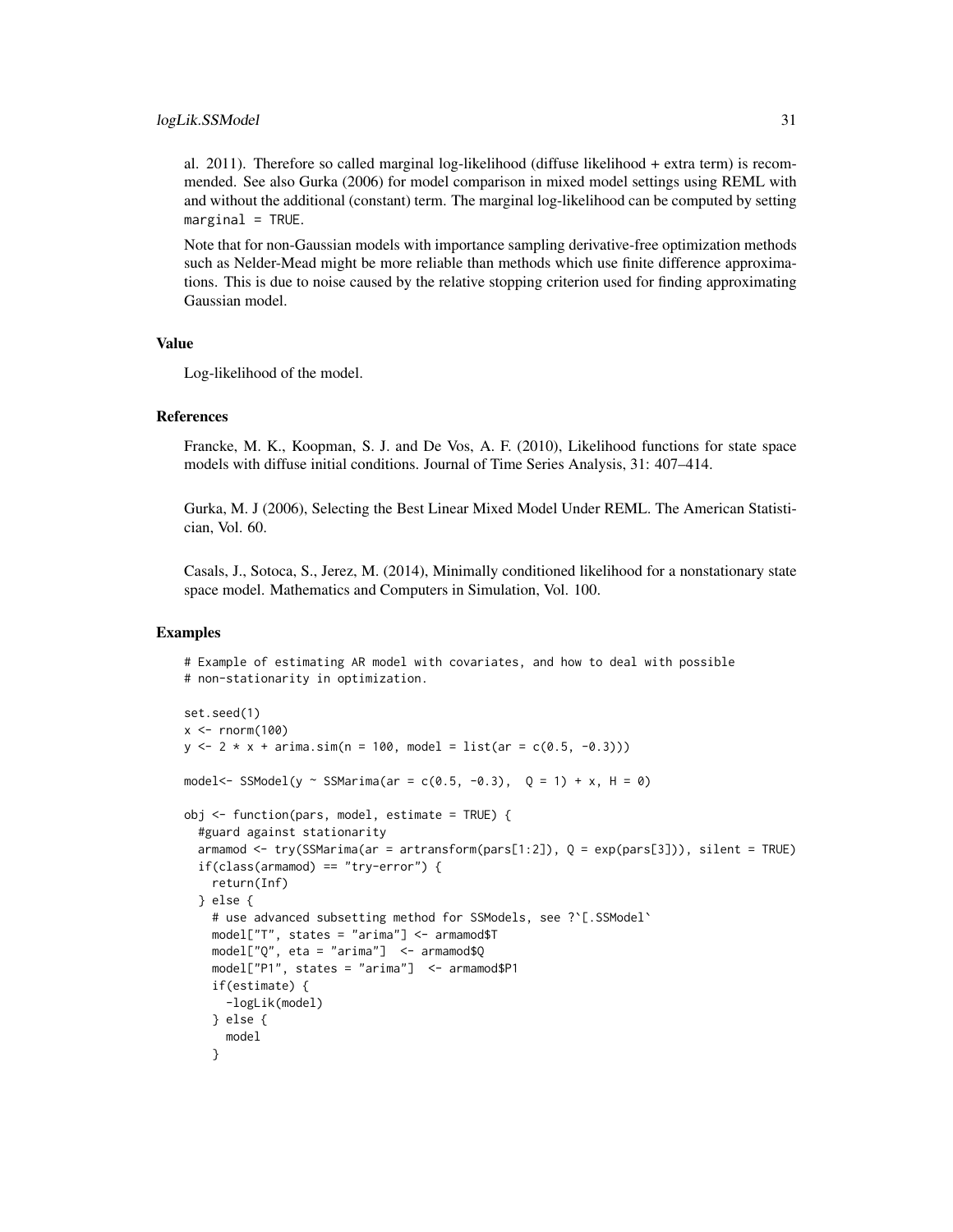al. 2011). Therefore so called marginal log-likelihood (diffuse likelihood + extra term) is recommended. See also Gurka (2006) for model comparison in mixed model settings using REML with and without the additional (constant) term. The marginal log-likelihood can be computed by setting `marginal = TRUE`.

Note that for non-Gaussian models with importance sampling derivative-free optimization methods such as Nelder-Mead might be more reliable than methods which use finite difference approximations. This is due to noise caused by the relative stopping criterion used for finding approximating Gaussian model.

## Value

Log-likelihood of the model.

## References

Francke, M. K., Koopman, S. J. and De Vos, A. F. (2010), Likelihood functions for state space models with diffuse initial conditions. Journal of Time Series Analysis, 31: 407–414.

Gurka, M. J (2006), Selecting the Best Linear Mixed Model Under REML. The American Statistician, Vol. 60.

Casals, J., Sotoca, S., Jerez, M. (2014), Minimally conditioned likelihood for a nonstationary state space model. Mathematics and Computers in Simulation, Vol. 100.

## Examples

```
# Example of estimating AR model with covariates, and how to deal with possible
# non-stationarity in optimization.

set.seed(1)
x <- rnorm(100)
y <- 2 * x + arima.sim(n = 100, model = list(ar = c(0.5, -0.3)))

model<- SSModel(y ~ SSMarima(ar = c(0.5, -0.3),  Q = 1) + x, H = 0)

obj <- function(pars, model, estimate = TRUE) {
  #guard against stationarity
  armamod <- try(SSMarima(ar = artransform(pars[1:2]), Q = exp(pars[3])), silent = TRUE)
  if(class(armamod) == "try-error") {
    return(Inf)
  } else {
    # use advanced subsetting method for SSModels, see ?`[.SSModel`
    model["T", states = "arima"] <- armamod$T
    model["Q", eta = "arima"]  <- armamod$Q
    model["P1", states = "arima"]  <- armamod$P1
    if(estimate) {
      -logLik(model)
    } else {
      model
    }
```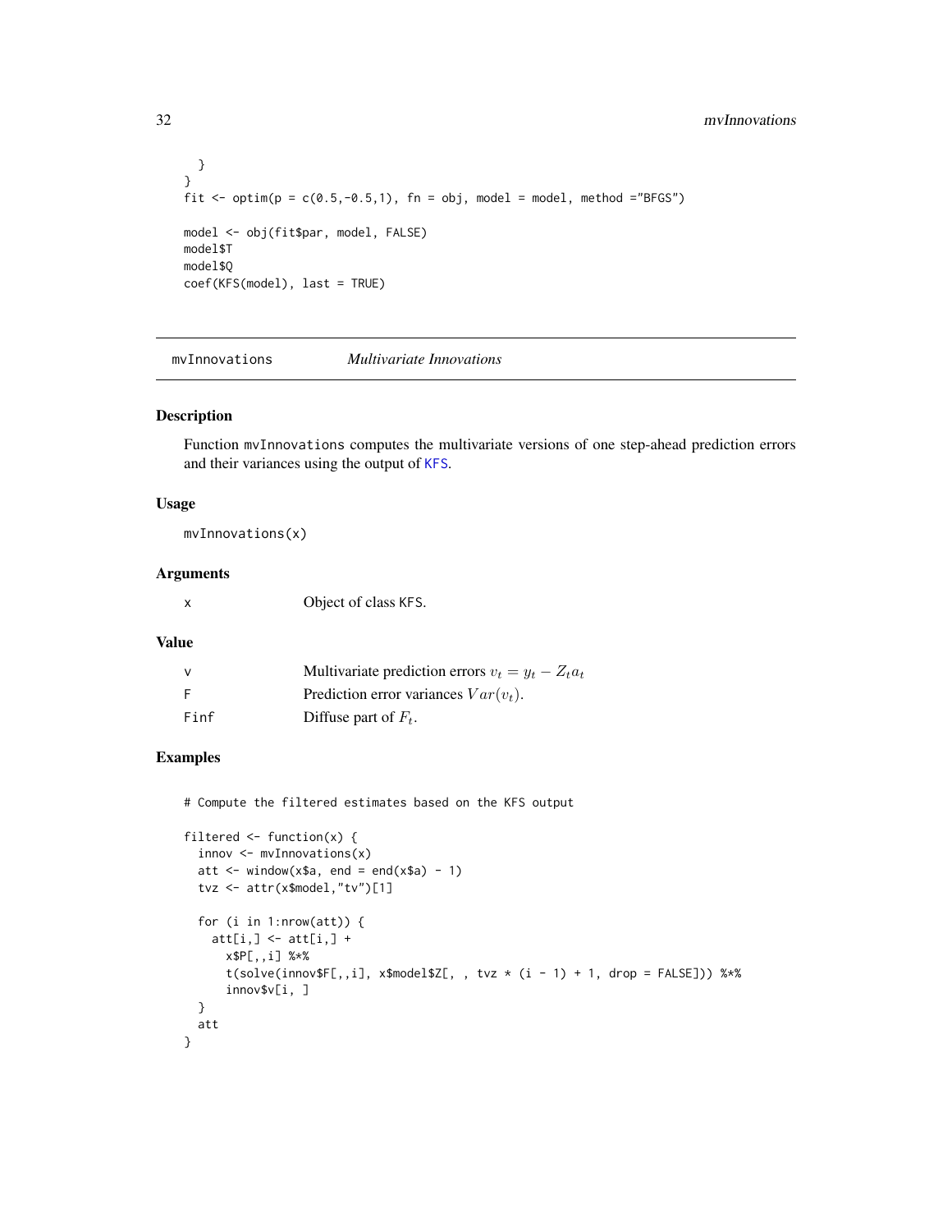```
  }
}
fit <- optim(p = c(0.5,-0.5,1), fn = obj, model = model, method ="BFGS")

model <- obj(fit$par, model, FALSE)
model$T
model$Q
coef(KFS(model), last = TRUE)
```

## mvInnovations *Multivariate Innovations*

### Description

Function mvInnovations computes the multivariate versions of one step-ahead prediction errors and their variances using the output of KFS.

### Usage

```
mvInnovations(x)
```

### Arguments

| | |
|---|---|
| x | Object of class KFS. |

### Value

| | |
|---|---|
| v | Multivariate prediction errors $v_t = y_t - Z_t a_t$ |
| F | Prediction error variances $Var(v_t)$. |
| Finf | Diffuse part of $F_t$. |

### Examples

```
# Compute the filtered estimates based on the KFS output

filtered <- function(x) {
  innov <- mvInnovations(x)
  att <- window(x$a, end = end(x$a) - 1)
  tvz <- attr(x$model,"tv")[1]

  for (i in 1:nrow(att)) {
    att[i,] <- att[i,] +
      x$P[,,i] %*%
      t(solve(innov$F[,,i], x$model$Z[, , tvz * (i - 1) + 1, drop = FALSE])) %*%
      innov$v[i, ]
  }
  att
}
```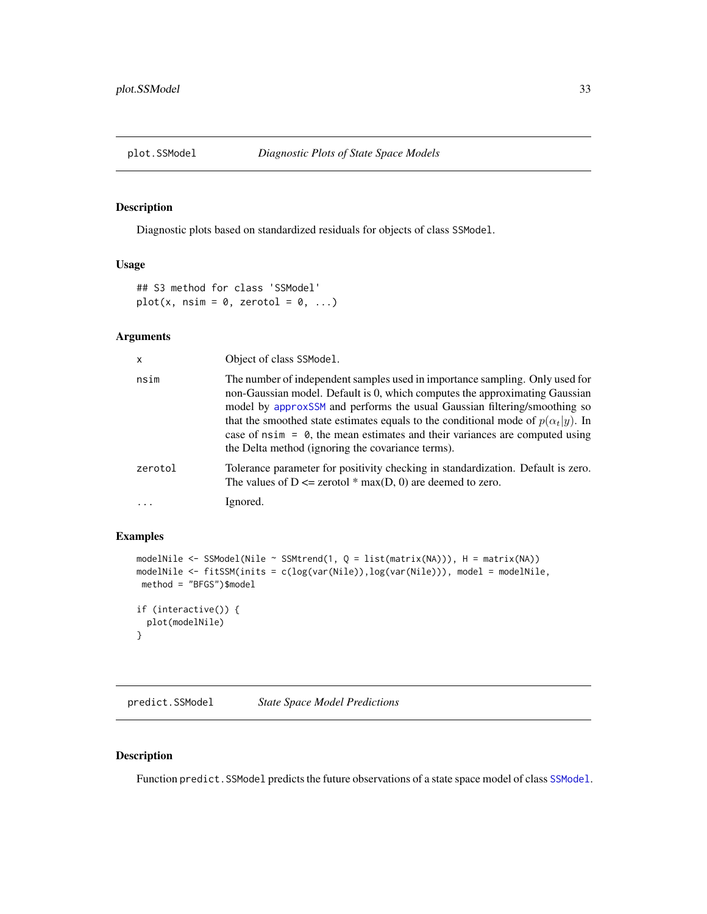## plot.SSModel — *Diagnostic Plots of State Space Models*

### Description

Diagnostic plots based on standardized residuals for objects of class `SSModel`.

### Usage

```
## S3 method for class 'SSModel'
plot(x, nsim = 0, zerotol = 0, ...)
```

### Arguments

| | |
|---|---|
| `x` | Object of class `SSModel`. |
| `nsim` | The number of independent samples used in importance sampling. Only used for non-Gaussian model. Default is 0, which computes the approximating Gaussian model by `approxSSM` and performs the usual Gaussian filtering/smoothing so that the smoothed state estimates equals to the conditional mode of $p(\alpha_t \vert y)$. In case of `nsim = 0`, the mean estimates and their variances are computed using the Delta method (ignoring the covariance terms). |
| `zerotol` | Tolerance parameter for positivity checking in standardization. Default is zero. The values of D <= zerotol * max(D, 0) are deemed to zero. |
| `...` | Ignored. |

### Examples

```
modelNile <- SSModel(Nile ~ SSMtrend(1, Q = list(matrix(NA))), H = matrix(NA))
modelNile <- fitSSM(inits = c(log(var(Nile)),log(var(Nile))), model = modelNile,
 method = "BFGS")$model

if (interactive()) {
  plot(modelNile)
}
```

## predict.SSModel — *State Space Model Predictions*

### Description

Function `predict.SSModel` predicts the future observations of a state space model of class `SSModel`.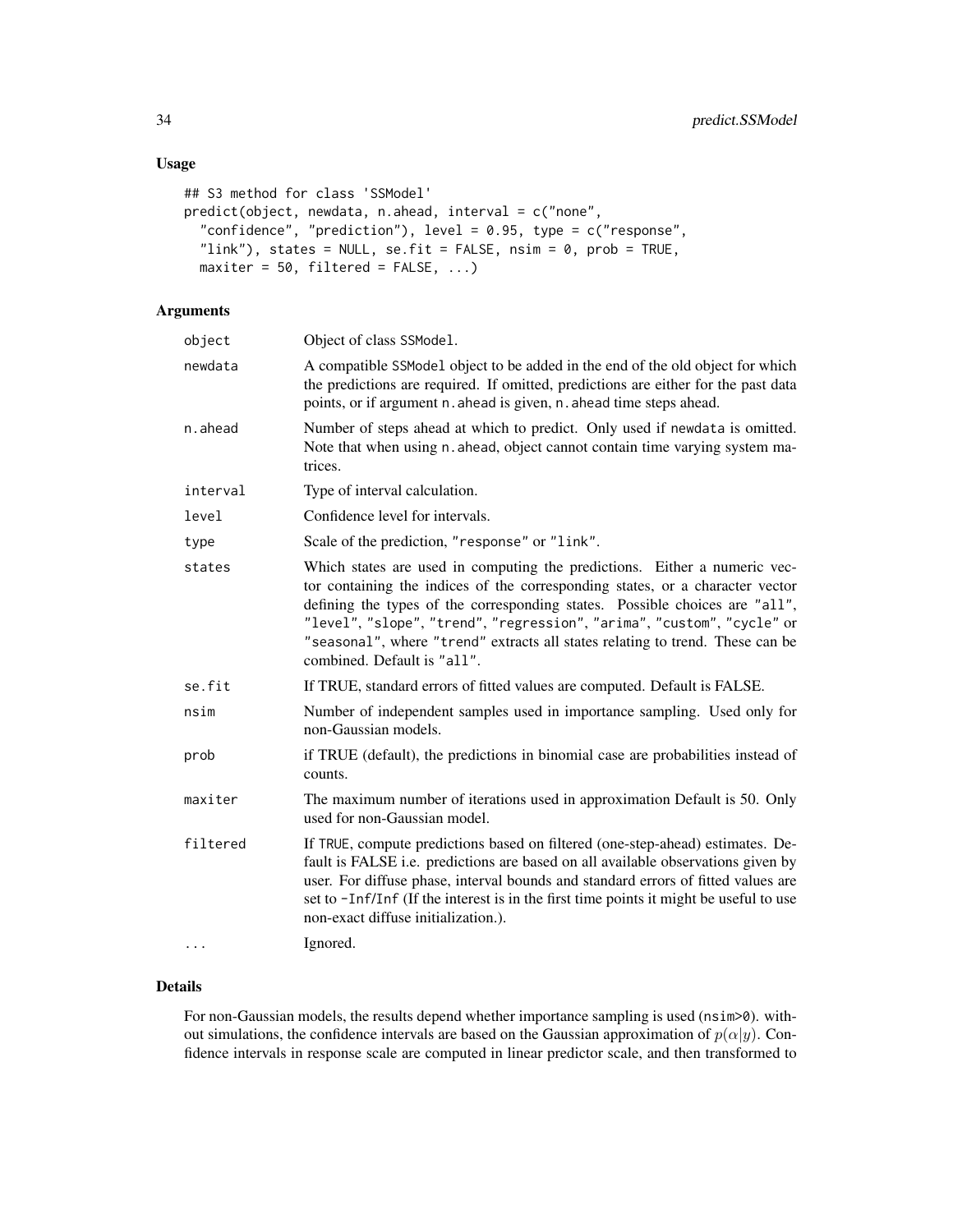## Usage

```
## S3 method for class 'SSModel'
predict(object, newdata, n.ahead, interval = c("none",
  "confidence", "prediction"), level = 0.95, type = c("response",
  "link"), states = NULL, se.fit = FALSE, nsim = 0, prob = TRUE,
  maxiter = 50, filtered = FALSE, ...)
```

## Arguments

| | |
|---|---|
| `object` | Object of class `SSModel`. |
| `newdata` | A compatible `SSModel` object to be added in the end of the old object for which the predictions are required. If omitted, predictions are either for the past data points, or if argument `n.ahead` is given, `n.ahead` time steps ahead. |
| `n.ahead` | Number of steps ahead at which to predict. Only used if `newdata` is omitted. Note that when using `n.ahead`, object cannot contain time varying system matrices. |
| `interval` | Type of interval calculation. |
| `level` | Confidence level for intervals. |
| `type` | Scale of the prediction, `"response"` or `"link"`. |
| `states` | Which states are used in computing the predictions. Either a numeric vector containing the indices of the corresponding states, or a character vector defining the types of the corresponding states. Possible choices are `"all"`, `"level"`, `"slope"`, `"trend"`, `"regression"`, `"arima"`, `"custom"`, `"cycle"` or `"seasonal"`, where `"trend"` extracts all states relating to trend. These can be combined. Default is `"all"`. |
| `se.fit` | If TRUE, standard errors of fitted values are computed. Default is FALSE. |
| `nsim` | Number of independent samples used in importance sampling. Used only for non-Gaussian models. |
| `prob` | if TRUE (default), the predictions in binomial case are probabilities instead of counts. |
| `maxiter` | The maximum number of iterations used in approximation Default is 50. Only used for non-Gaussian model. |
| `filtered` | If `TRUE`, compute predictions based on filtered (one-step-ahead) estimates. Default is FALSE i.e. predictions are based on all available observations given by user. For diffuse phase, interval bounds and standard errors of fitted values are set to `-Inf`/`Inf` (If the interest is in the first time points it might be useful to use non-exact diffuse initialization.). |
| `...` | Ignored. |

## Details

For non-Gaussian models, the results depend whether importance sampling is used (`nsim>0`). without simulations, the confidence intervals are based on the Gaussian approximation of $p(\alpha|y)$. Confidence intervals in response scale are computed in linear predictor scale, and then transformed to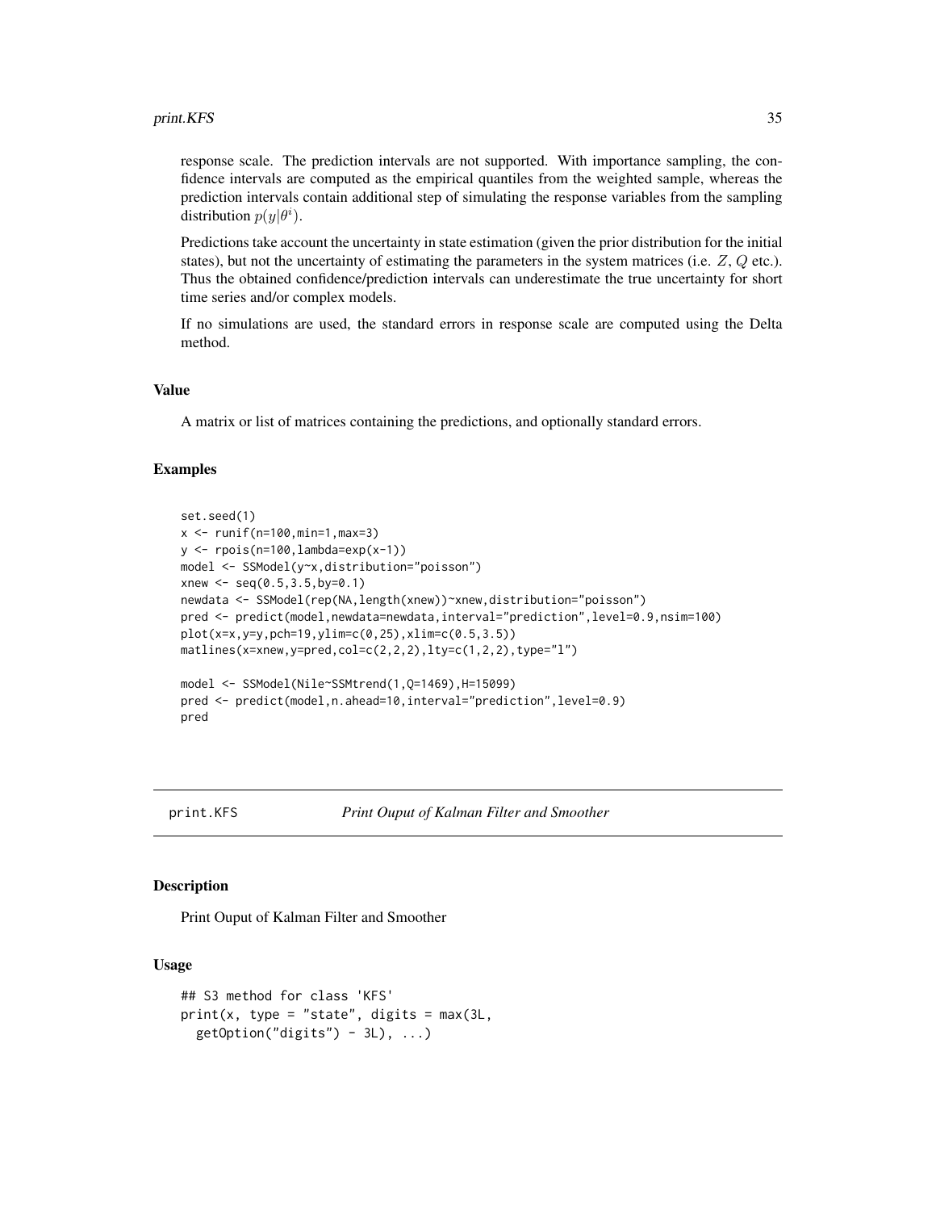response scale. The prediction intervals are not supported. With importance sampling, the confidence intervals are computed as the empirical quantiles from the weighted sample, whereas the prediction intervals contain additional step of simulating the response variables from the sampling distribution $p(y|\theta^i)$.

Predictions take account the uncertainty in state estimation (given the prior distribution for the initial states), but not the uncertainty of estimating the parameters in the system matrices (i.e. $Z$, $Q$ etc.). Thus the obtained confidence/prediction intervals can underestimate the true uncertainty for short time series and/or complex models.

If no simulations are used, the standard errors in response scale are computed using the Delta method.

### Value

A matrix or list of matrices containing the predictions, and optionally standard errors.

### Examples

```
set.seed(1)
x <- runif(n=100,min=1,max=3)
y <- rpois(n=100,lambda=exp(x-1))
model <- SSModel(y~x,distribution="poisson")
xnew <- seq(0.5,3.5,by=0.1)
newdata <- SSModel(rep(NA,length(xnew))~xnew,distribution="poisson")
pred <- predict(model,newdata=newdata,interval="prediction",level=0.9,nsim=100)
plot(x=x,y=y,pch=19,ylim=c(0,25),xlim=c(0.5,3.5))
matlines(x=xnew,y=pred,col=c(2,2,2),lty=c(1,2,2),type="l")

model <- SSModel(Nile~SSMtrend(1,Q=1469),H=15099)
pred <- predict(model,n.ahead=10,interval="prediction",level=0.9)
pred
```

---

## print.KFS — *Print Ouput of Kalman Filter and Smoother*

### Description

Print Ouput of Kalman Filter and Smoother

### Usage

```
## S3 method for class 'KFS'
print(x, type = "state", digits = max(3L,
  getOption("digits") - 3L), ...)
```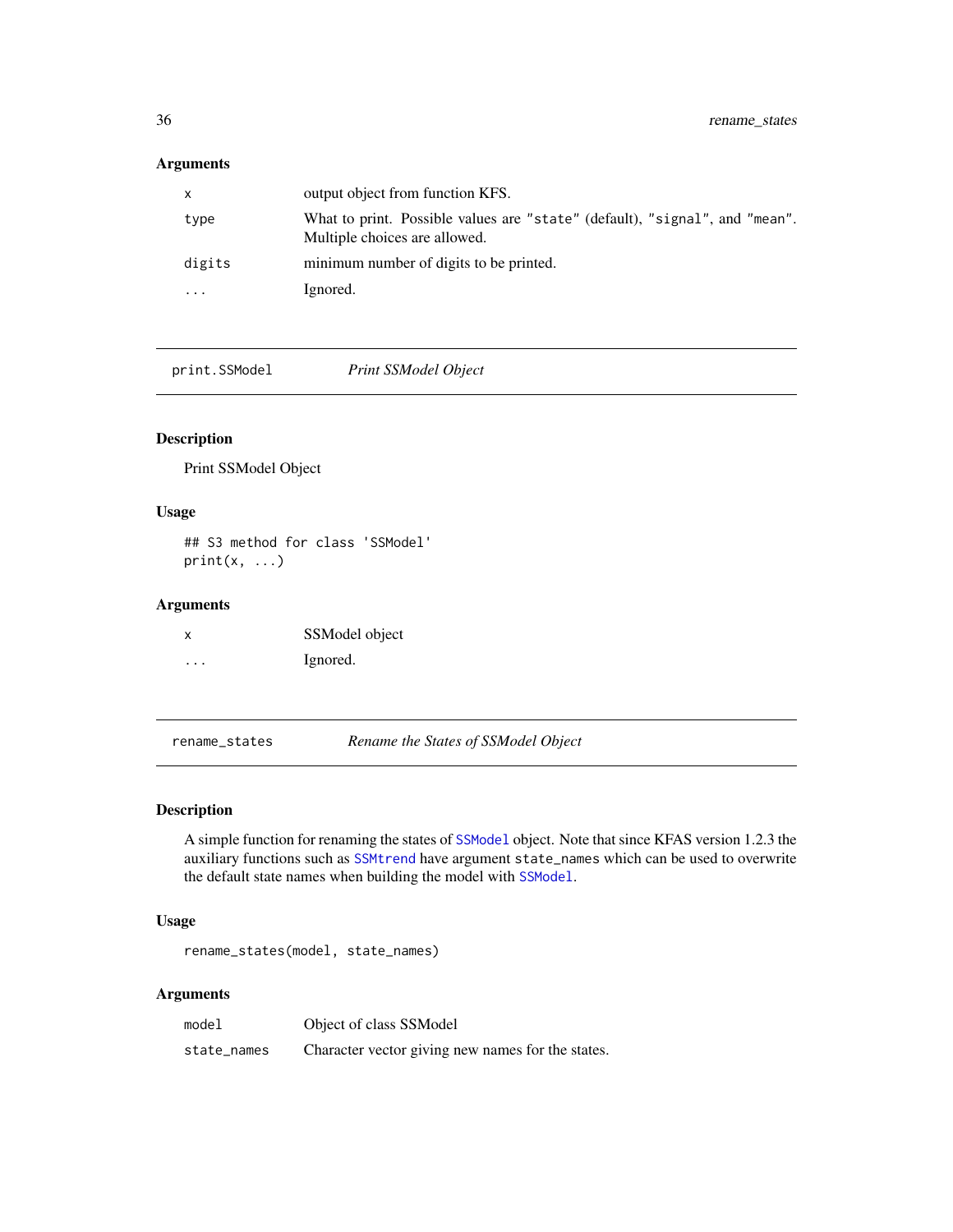### Arguments

| | |
|---|---|
| x | output object from function KFS. |
| type | What to print. Possible values are "state" (default), "signal", and "mean". Multiple choices are allowed. |
| digits | minimum number of digits to be printed. |
| ... | Ignored. |

---

## print.SSModel — *Print SSModel Object*

### Description

Print SSModel Object

### Usage

```
## S3 method for class 'SSModel'
print(x, ...)
```

### Arguments

| | |
|---|---|
| x | SSModel object |
| ... | Ignored. |

---

## rename_states — *Rename the States of SSModel Object*

### Description

A simple function for renaming the states of `SSModel` object. Note that since KFAS version 1.2.3 the auxiliary functions such as `SSMtrend` have argument `state_names` which can be used to overwrite the default state names when building the model with `SSModel`.

### Usage

```
rename_states(model, state_names)
```

### Arguments

| | |
|---|---|
| model | Object of class SSModel |
| state_names | Character vector giving new names for the states. |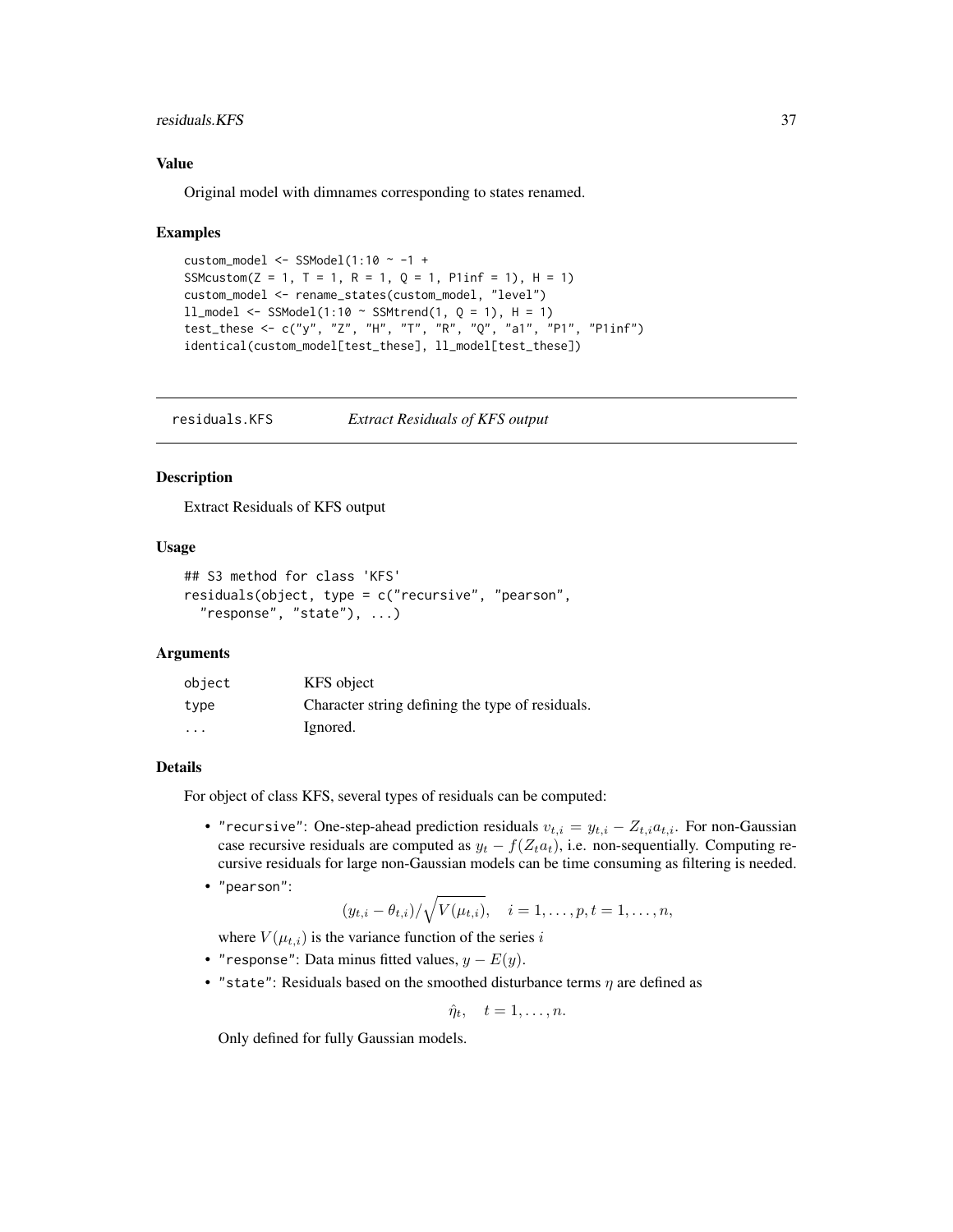### Value

Original model with dimnames corresponding to states renamed.

### Examples

```
custom_model <- SSModel(1:10 ~ -1 +
SSMcustom(Z = 1, T = 1, R = 1, Q = 1, P1inf = 1), H = 1)
custom_model <- rename_states(custom_model, "level")
ll_model <- SSModel(1:10 ~ SSMtrend(1, Q = 1), H = 1)
test_these <- c("y", "Z", "H", "T", "R", "Q", "a1", "P1", "P1inf")
identical(custom_model[test_these], ll_model[test_these])
```

---

## residuals.KFS — *Extract Residuals of KFS output*

### Description

Extract Residuals of KFS output

### Usage

```
## S3 method for class 'KFS'
residuals(object, type = c("recursive", "pearson",
  "response", "state"), ...)
```

### Arguments

| | |
|---|---|
| object | KFS object |
| type | Character string defining the type of residuals. |
| ... | Ignored. |

### Details

For object of class KFS, several types of residuals can be computed:

- "recursive": One-step-ahead prediction residuals $v_{t,i} = y_{t,i} - Z_{t,i}a_{t,i}$. For non-Gaussian case recursive residuals are computed as $y_t - f(Z_t a_t)$, i.e. non-sequentially. Computing recursive residuals for large non-Gaussian models can be time consuming as filtering is needed.
- "pearson":

$$(y_{t,i} - \theta_{t,i})/\sqrt{V(\mu_{t,i})}, \quad i = 1, \ldots, p, t = 1, \ldots, n,$$

  where $V(\mu_{t,i})$ is the variance function of the series $i$
- "response": Data minus fitted values, $y - E(y)$.
- "state": Residuals based on the smoothed disturbance terms $\eta$ are defined as

$$\hat{\eta}_t, \quad t = 1, \ldots, n.$$

  Only defined for fully Gaussian models.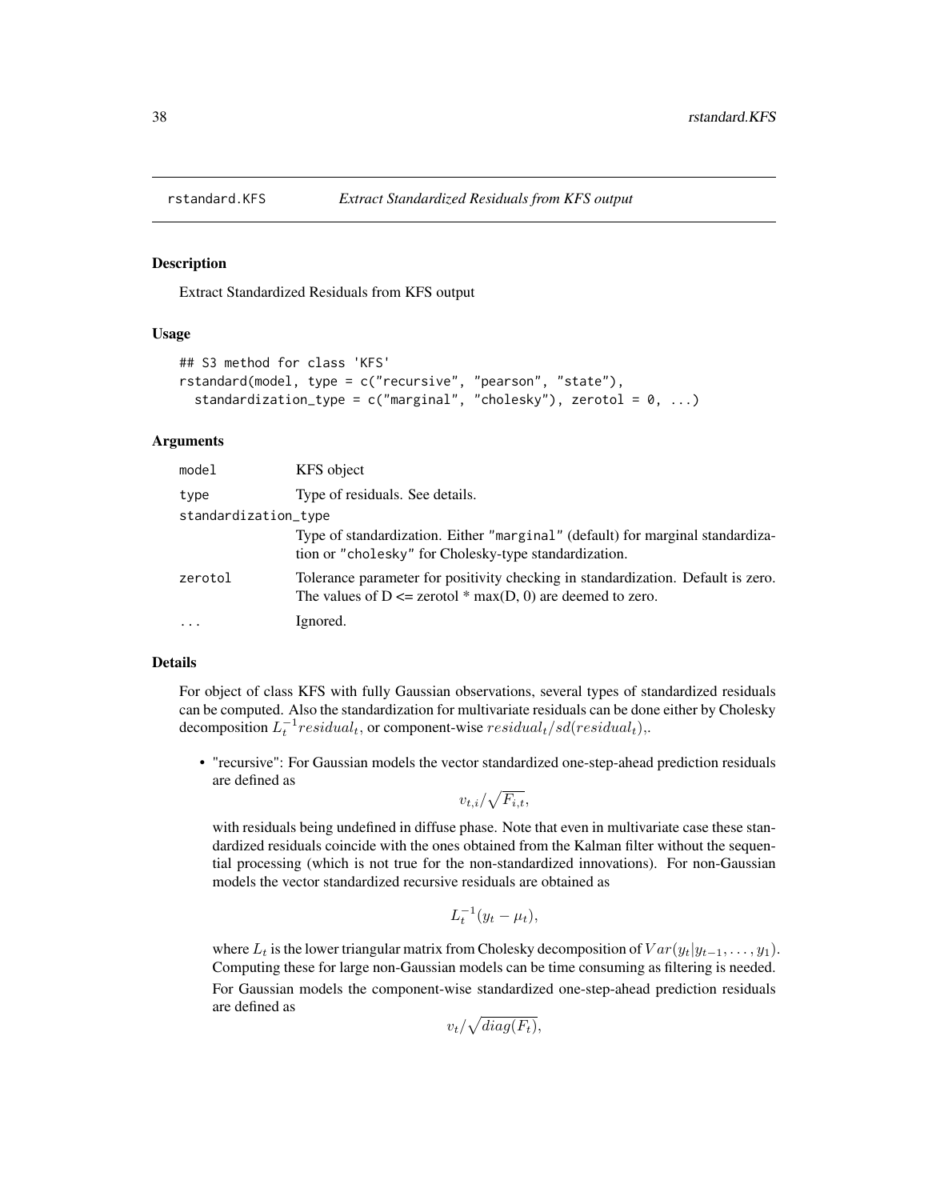## rstandard.KFS *Extract Standardized Residuals from KFS output*

### Description

Extract Standardized Residuals from KFS output

### Usage

```
## S3 method for class 'KFS'
rstandard(model, type = c("recursive", "pearson", "state"),
  standardization_type = c("marginal", "cholesky"), zerotol = 0, ...)
```

### Arguments

| | |
|---|---|
| model | KFS object |
| type | Type of residuals. See details. |
| standardization_type | Type of standardization. Either "marginal" (default) for marginal standardization or "cholesky" for Cholesky-type standardization. |
| zerotol | Tolerance parameter for positivity checking in standardization. Default is zero. The values of D <= zerotol * max(D, 0) are deemed to zero. |
| ... | Ignored. |

### Details

For object of class KFS with fully Gaussian observations, several types of standardized residuals can be computed. Also the standardization for multivariate residuals can be done either by Cholesky decomposition $L_t^{-1} residual_t$, or component-wise $residual_t / sd(residual_t)$,.

- "recursive": For Gaussian models the vector standardized one-step-ahead prediction residuals are defined as

$$v_{t,i}/\sqrt{F_{i,t}},$$

  with residuals being undefined in diffuse phase. Note that even in multivariate case these standardized residuals coincide with the ones obtained from the Kalman filter without the sequential processing (which is not true for the non-standardized innovations). For non-Gaussian models the vector standardized recursive residuals are obtained as

$$L_t^{-1}(y_t - \mu_t),$$

  where $L_t$ is the lower triangular matrix from Cholesky decomposition of $Var(y_t | y_{t-1}, \ldots, y_1)$. Computing these for large non-Gaussian models can be time consuming as filtering is needed.

  For Gaussian models the component-wise standardized one-step-ahead prediction residuals are defined as

$$v_t/\sqrt{diag(F_t)},$$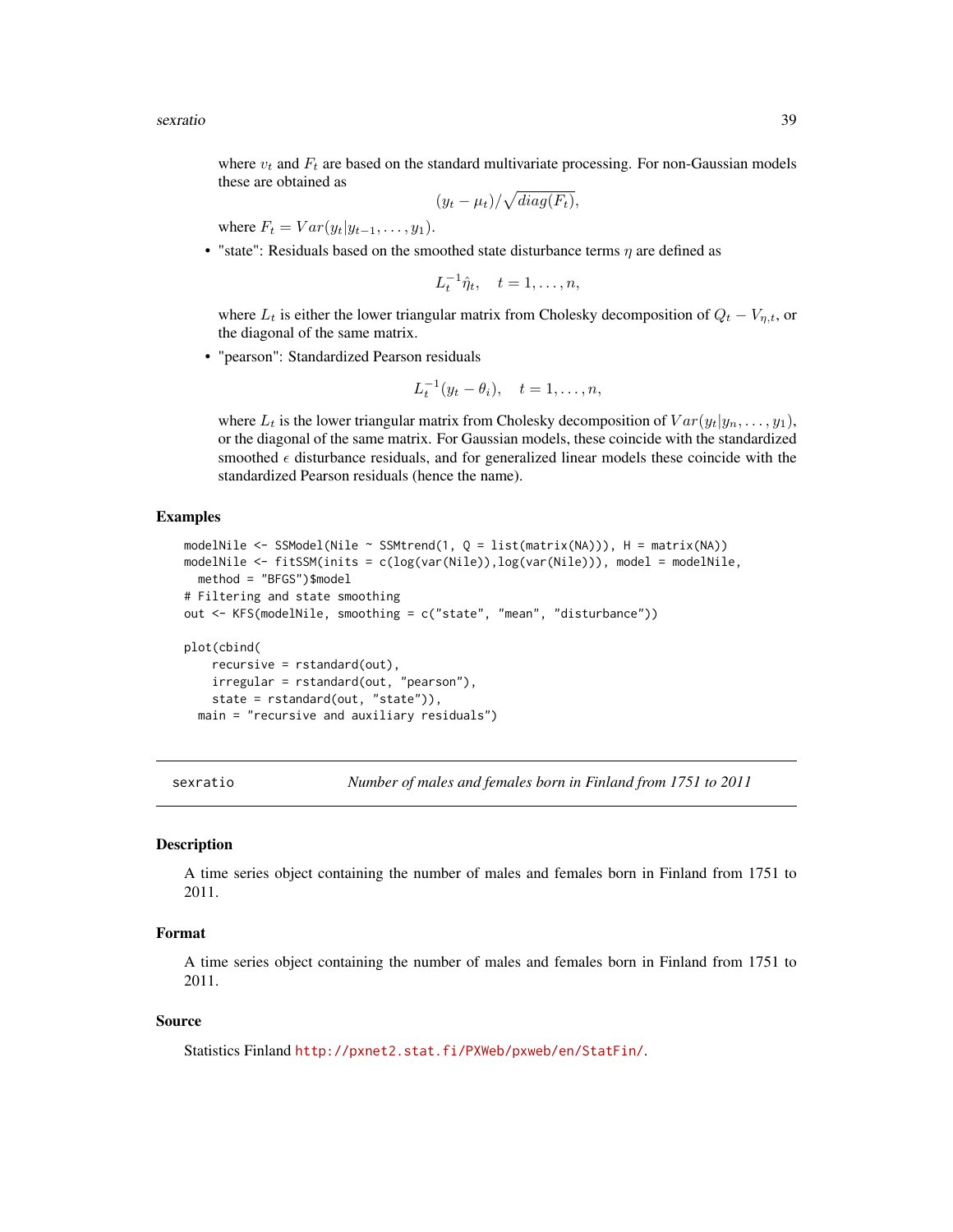where $v_t$ and $F_t$ are based on the standard multivariate processing. For non-Gaussian models these are obtained as

$$(y_t - \mu_t)/\sqrt{diag(F_t)},$$

where $F_t = Var(y_t|y_{t-1}, \ldots, y_1)$.

- "state": Residuals based on the smoothed state disturbance terms $\eta$ are defined as

$$L_t^{-1}\hat{\eta}_t, \quad t = 1, \ldots, n,$$

where $L_t$ is either the lower triangular matrix from Cholesky decomposition of $Q_t - V_{\eta,t}$, or the diagonal of the same matrix.

- "pearson": Standardized Pearson residuals

$$L_t^{-1}(y_t - \theta_i), \quad t = 1, \ldots, n,$$

where $L_t$ is the lower triangular matrix from Cholesky decomposition of $Var(y_t|y_n, \ldots, y_1)$, or the diagonal of the same matrix. For Gaussian models, these coincide with the standardized smoothed $\epsilon$ disturbance residuals, and for generalized linear models these coincide with the standardized Pearson residuals (hence the name).

## Examples

```
modelNile <- SSModel(Nile ~ SSMtrend(1, Q = list(matrix(NA))), H = matrix(NA))
modelNile <- fitSSM(inits = c(log(var(Nile)),log(var(Nile))), model = modelNile,
  method = "BFGS")$model
# Filtering and state smoothing
out <- KFS(modelNile, smoothing = c("state", "mean", "disturbance"))

plot(cbind(
    recursive = rstandard(out),
    irregular = rstandard(out, "pearson"),
    state = rstandard(out, "state")),
  main = "recursive and auxiliary residuals")
```

---

# sexratio — *Number of males and females born in Finland from 1751 to 2011*

## Description

A time series object containing the number of males and females born in Finland from 1751 to 2011.

## Format

A time series object containing the number of males and females born in Finland from 1751 to 2011.

## Source

Statistics Finland http://pxnet2.stat.fi/PXWeb/pxweb/en/StatFin/.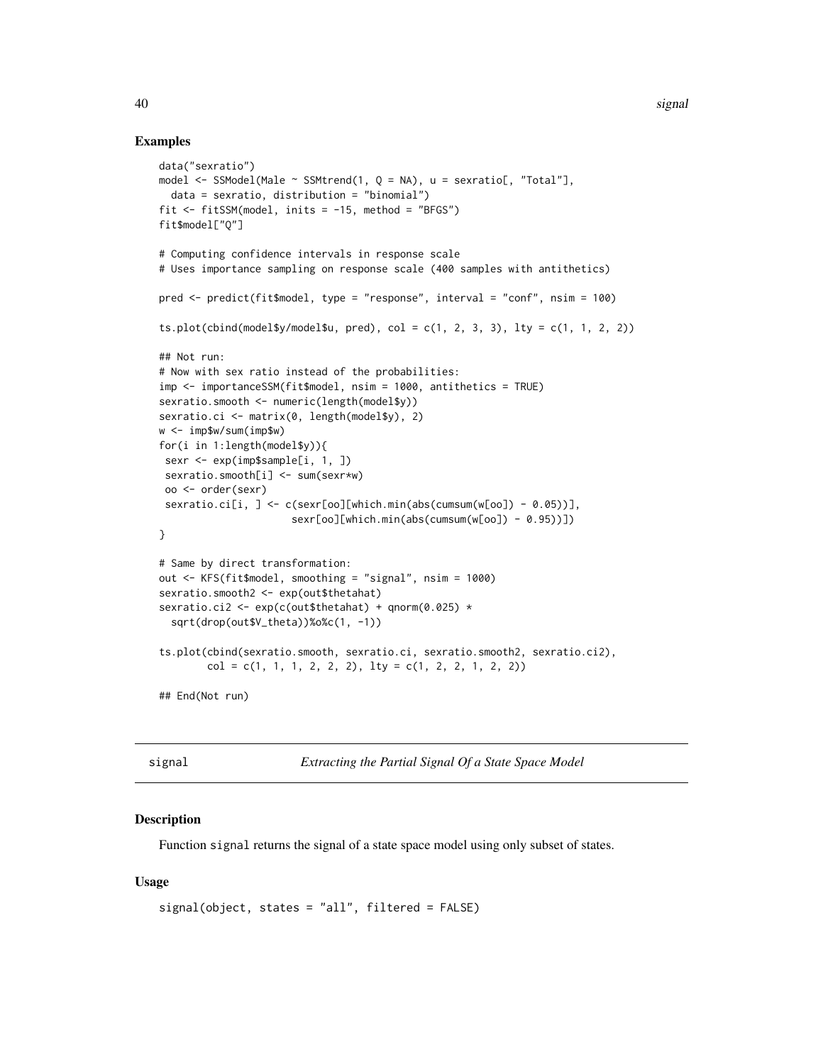## Examples

```
data("sexratio")
model <- SSModel(Male ~ SSMtrend(1, Q = NA), u = sexratio[, "Total"],
  data = sexratio, distribution = "binomial")
fit <- fitSSM(model, inits = -15, method = "BFGS")
fit$model["Q"]

# Computing confidence intervals in response scale
# Uses importance sampling on response scale (400 samples with antithetics)

pred <- predict(fit$model, type = "response", interval = "conf", nsim = 100)

ts.plot(cbind(model$y/model$u, pred), col = c(1, 2, 3, 3), lty = c(1, 1, 2, 2))

## Not run:
# Now with sex ratio instead of the probabilities:
imp <- importanceSSM(fit$model, nsim = 1000, antithetics = TRUE)
sexratio.smooth <- numeric(length(model$y))
sexratio.ci <- matrix(0, length(model$y), 2)
w <- imp$w/sum(imp$w)
for(i in 1:length(model$y)){
 sexr <- exp(imp$sample[i, 1, ])
 sexratio.smooth[i] <- sum(sexr*w)
 oo <- order(sexr)
 sexratio.ci[i, ] <- c(sexr[oo][which.min(abs(cumsum(w[oo]) - 0.05))],
                     sexr[oo][which.min(abs(cumsum(w[oo]) - 0.95))])
}

# Same by direct transformation:
out <- KFS(fit$model, smoothing = "signal", nsim = 1000)
sexratio.smooth2 <- exp(out$thetahat)
sexratio.ci2 <- exp(c(out$thetahat) + qnorm(0.025) *
  sqrt(drop(out$V_theta))%o%c(1, -1))

ts.plot(cbind(sexratio.smooth, sexratio.ci, sexratio.smooth2, sexratio.ci2),
        col = c(1, 1, 1, 2, 2, 2), lty = c(1, 2, 2, 1, 2, 2))

## End(Not run)
```

---

# signal — *Extracting the Partial Signal Of a State Space Model*

## Description

Function `signal` returns the signal of a state space model using only subset of states.

## Usage

```
signal(object, states = "all", filtered = FALSE)
```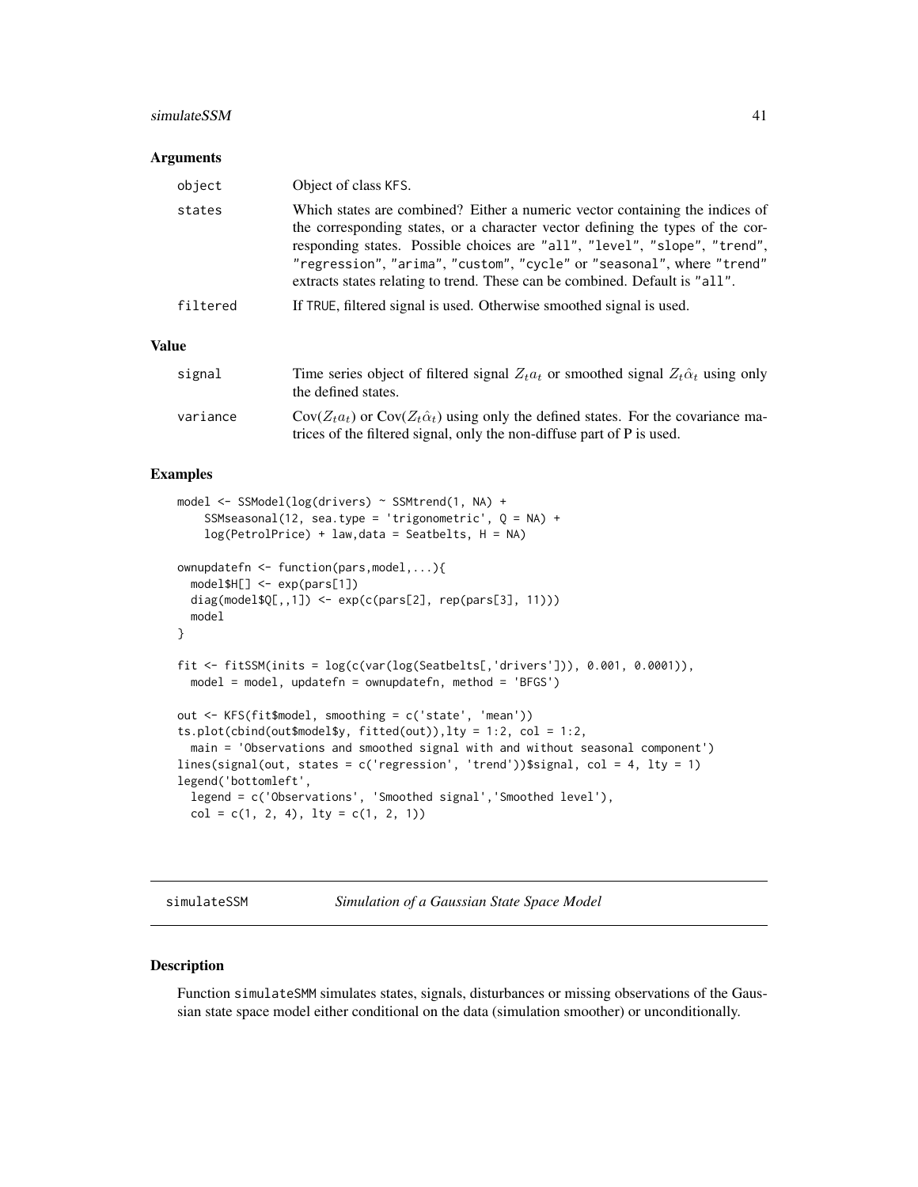### Arguments

| | |
|---|---|
| object | Object of class KFS. |
| states | Which states are combined? Either a numeric vector containing the indices of the corresponding states, or a character vector defining the types of the corresponding states. Possible choices are "all", "level", "slope", "trend", "regression", "arima", "custom", "cycle" or "seasonal", where "trend" extracts states relating to trend. These can be combined. Default is "all". |
| filtered | If TRUE, filtered signal is used. Otherwise smoothed signal is used. |

### Value

| | |
|---|---|
| signal | Time series object of filtered signal $Z_t a_t$ or smoothed signal $Z_t \hat{\alpha}_t$ using only the defined states. |
| variance | $\text{Cov}(Z_t a_t)$ or $\text{Cov}(Z_t \hat{\alpha}_t)$ using only the defined states. For the covariance matrices of the filtered signal, only the non-diffuse part of P is used. |

### Examples

```
model <- SSModel(log(drivers) ~ SSMtrend(1, NA) +
    SSMseasonal(12, sea.type = 'trigonometric', Q = NA) +
    log(PetrolPrice) + law,data = Seatbelts, H = NA)

ownupdatefn <- function(pars,model,...){
  model$H[] <- exp(pars[1])
  diag(model$Q[,,1]) <- exp(c(pars[2], rep(pars[3], 11)))
  model
}

fit <- fitSSM(inits = log(c(var(log(Seatbelts[,'drivers'])), 0.001, 0.0001)),
  model = model, updatefn = ownupdatefn, method = 'BFGS')

out <- KFS(fit$model, smoothing = c('state', 'mean'))
ts.plot(cbind(out$model$y, fitted(out)),lty = 1:2, col = 1:2,
  main = 'Observations and smoothed signal with and without seasonal component')
lines(signal(out, states = c('regression', 'trend'))$signal, col = 4, lty = 1)
legend('bottomleft',
  legend = c('Observations', 'Smoothed signal','Smoothed level'),
  col = c(1, 2, 4), lty = c(1, 2, 1))
```

## simulateSSM — *Simulation of a Gaussian State Space Model*

### Description

Function simulateSMM simulates states, signals, disturbances or missing observations of the Gaussian state space model either conditional on the data (simulation smoother) or unconditionally.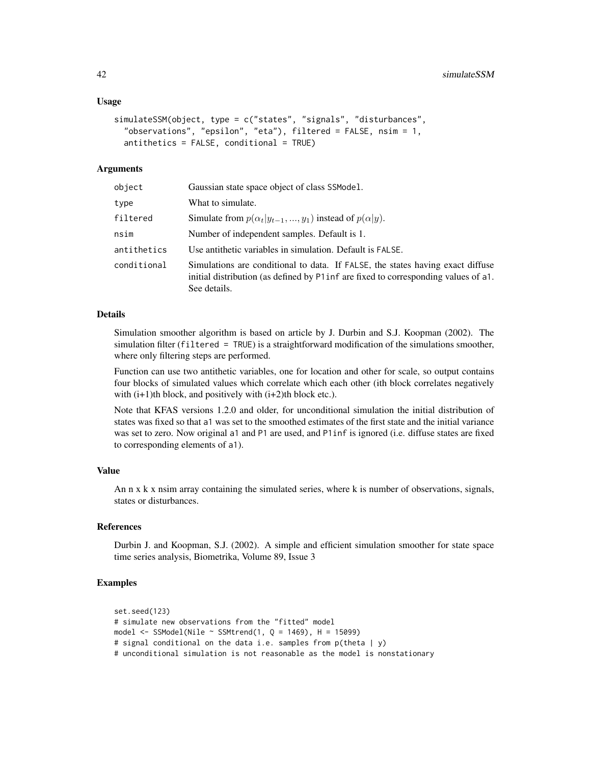### Usage

```
simulateSSM(object, type = c("states", "signals", "disturbances",
  "observations", "epsilon", "eta"), filtered = FALSE, nsim = 1,
  antithetics = FALSE, conditional = TRUE)
```

### Arguments

| | |
|---|---|
| object | Gaussian state space object of class SSModel. |
| type | What to simulate. |
| filtered | Simulate from $p(\alpha_t \| y_{t-1}, ..., y_1)$ instead of $p(\alpha \| y)$. |
| nsim | Number of independent samples. Default is 1. |
| antithetics | Use antithetic variables in simulation. Default is FALSE. |
| conditional | Simulations are conditional to data. If FALSE, the states having exact diffuse initial distribution (as defined by P1inf are fixed to corresponding values of a1. See details. |

### Details

Simulation smoother algorithm is based on article by J. Durbin and S.J. Koopman (2002). The simulation filter (filtered = TRUE) is a straightforward modification of the simulations smoother, where only filtering steps are performed.

Function can use two antithetic variables, one for location and other for scale, so output contains four blocks of simulated values which correlate which each other (ith block correlates negatively with (i+1)th block, and positively with (i+2)th block etc.).

Note that KFAS versions 1.2.0 and older, for unconditional simulation the initial distribution of states was fixed so that a1 was set to the smoothed estimates of the first state and the initial variance was set to zero. Now original a1 and P1 are used, and P1inf is ignored (i.e. diffuse states are fixed to corresponding elements of a1).

### Value

An n x k x nsim array containing the simulated series, where k is number of observations, signals, states or disturbances.

### References

Durbin J. and Koopman, S.J. (2002). A simple and efficient simulation smoother for state space time series analysis, Biometrika, Volume 89, Issue 3

### Examples

```
set.seed(123)
# simulate new observations from the "fitted" model
model <- SSModel(Nile ~ SSMtrend(1, Q = 1469), H = 15099)
# signal conditional on the data i.e. samples from p(theta | y)
# unconditional simulation is not reasonable as the model is nonstationary
```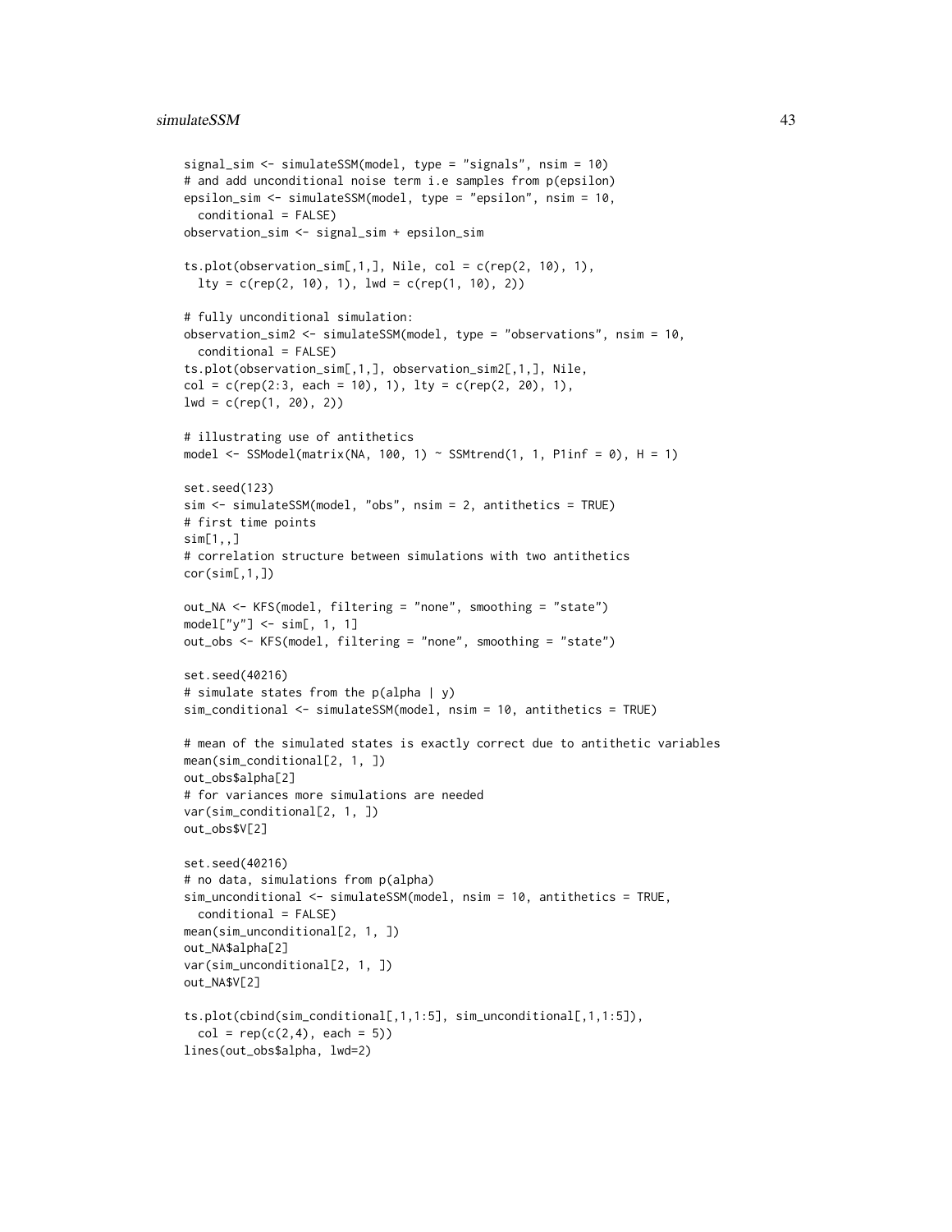```
signal_sim <- simulateSSM(model, type = "signals", nsim = 10)
# and add unconditional noise term i.e samples from p(epsilon)
epsilon_sim <- simulateSSM(model, type = "epsilon", nsim = 10,
  conditional = FALSE)
observation_sim <- signal_sim + epsilon_sim

ts.plot(observation_sim[,1,], Nile, col = c(rep(2, 10), 1),
  lty = c(rep(2, 10), 1), lwd = c(rep(1, 10), 2))

# fully unconditional simulation:
observation_sim2 <- simulateSSM(model, type = "observations", nsim = 10,
  conditional = FALSE)
ts.plot(observation_sim[,1,], observation_sim2[,1,], Nile,
col = c(rep(2:3, each = 10), 1), lty = c(rep(2, 20), 1),
lwd = c(rep(1, 20), 2))

# illustrating use of antithetics
model <- SSModel(matrix(NA, 100, 1) ~ SSMtrend(1, 1, P1inf = 0), H = 1)

set.seed(123)
sim <- simulateSSM(model, "obs", nsim = 2, antithetics = TRUE)
# first time points
sim[1,,]
# correlation structure between simulations with two antithetics
cor(sim[,1,])

out_NA <- KFS(model, filtering = "none", smoothing = "state")
model["y"] <- sim[, 1, 1]
out_obs <- KFS(model, filtering = "none", smoothing = "state")

set.seed(40216)
# simulate states from the p(alpha | y)
sim_conditional <- simulateSSM(model, nsim = 10, antithetics = TRUE)

# mean of the simulated states is exactly correct due to antithetic variables
mean(sim_conditional[2, 1, ])
out_obs$alpha[2]
# for variances more simulations are needed
var(sim_conditional[2, 1, ])
out_obs$V[2]

set.seed(40216)
# no data, simulations from p(alpha)
sim_unconditional <- simulateSSM(model, nsim = 10, antithetics = TRUE,
  conditional = FALSE)
mean(sim_unconditional[2, 1, ])
out_NA$alpha[2]
var(sim_unconditional[2, 1, ])
out_NA$V[2]

ts.plot(cbind(sim_conditional[,1,1:5], sim_unconditional[,1,1:5]),
  col = rep(c(2,4), each = 5))
lines(out_obs$alpha, lwd=2)
```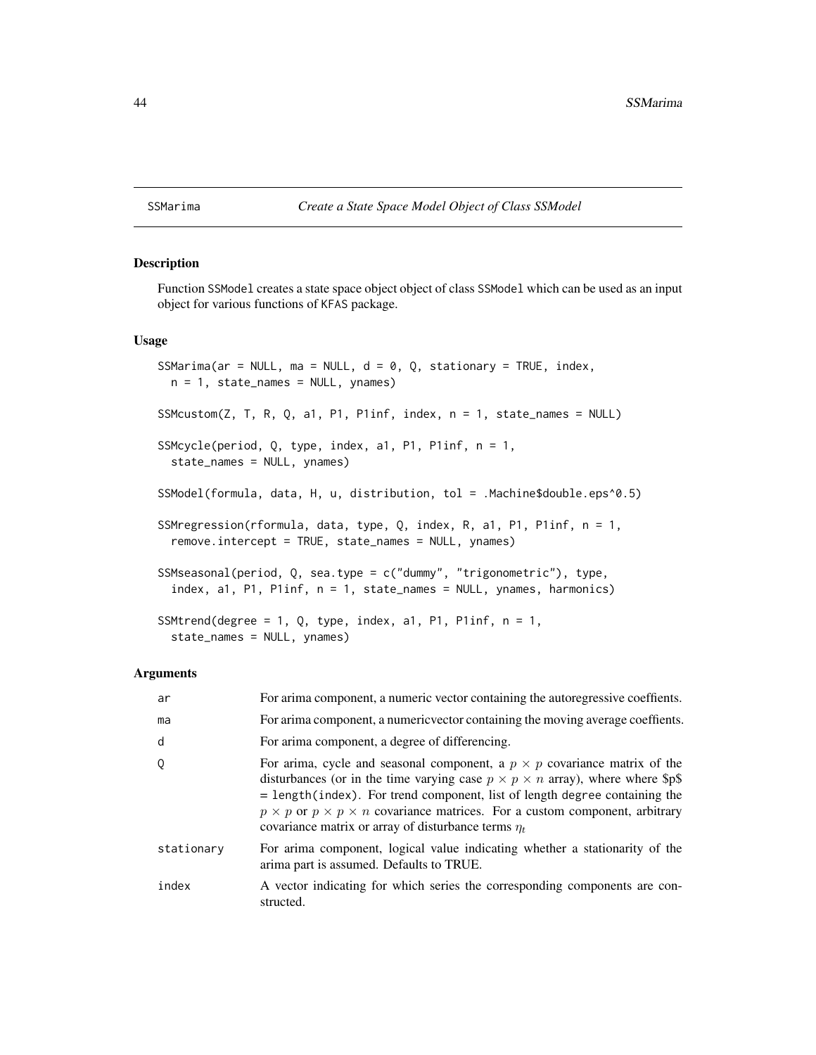SSMarima *Create a State Space Model Object of Class SSModel*

## Description

Function `SSModel` creates a state space object object of class `SSModel` which can be used as an input object for various functions of `KFAS` package.

## Usage

```
SSMarima(ar = NULL, ma = NULL, d = 0, Q, stationary = TRUE, index,
  n = 1, state_names = NULL, ynames)

SSMcustom(Z, T, R, Q, a1, P1, P1inf, index, n = 1, state_names = NULL)

SSMcycle(period, Q, type, index, a1, P1, P1inf, n = 1,
  state_names = NULL, ynames)

SSModel(formula, data, H, u, distribution, tol = .Machine$double.eps^0.5)

SSMregression(rformula, data, type, Q, index, R, a1, P1, P1inf, n = 1,
  remove.intercept = TRUE, state_names = NULL, ynames)

SSMseasonal(period, Q, sea.type = c("dummy", "trigonometric"), type,
  index, a1, P1, P1inf, n = 1, state_names = NULL, ynames, harmonics)

SSMtrend(degree = 1, Q, type, index, a1, P1, P1inf, n = 1,
  state_names = NULL, ynames)
```

## Arguments

| | |
|---|---|
| `ar` | For arima component, a numeric vector containing the autoregressive coeffients. |
| `ma` | For arima component, a numericvector containing the moving average coeffients. |
| `d` | For arima component, a degree of differencing. |
| `Q` | For arima, cycle and seasonal component, a $p \times p$ covariance matrix of the disturbances (or in the time varying case $p \times p \times n$ array), where where $p$ = `length(index)`. For trend component, list of length `degree` containing the $p \times p$ or $p \times p \times n$ covariance matrices. For a custom component, arbitrary covariance matrix or array of disturbance terms $\eta_t$ |
| `stationary` | For arima component, logical value indicating whether a stationarity of the arima part is assumed. Defaults to TRUE. |
| `index` | A vector indicating for which series the corresponding components are constructed. |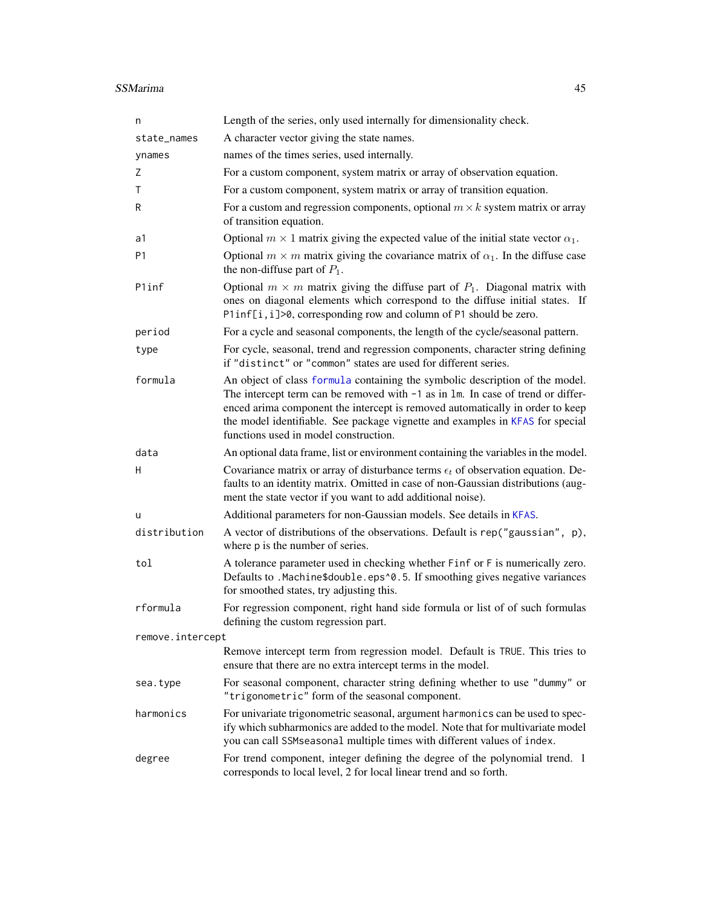| | |
|---|---|
| `n` | Length of the series, only used internally for dimensionality check. |
| `state_names` | A character vector giving the state names. |
| `ynames` | names of the times series, used internally. |
| `Z` | For a custom component, system matrix or array of observation equation. |
| `T` | For a custom component, system matrix or array of transition equation. |
| `R` | For a custom and regression components, optional $m \times k$ system matrix or array of transition equation. |
| `a1` | Optional $m \times 1$ matrix giving the expected value of the initial state vector $\alpha_1$. |
| `P1` | Optional $m \times m$ matrix giving the covariance matrix of $\alpha_1$. In the diffuse case the non-diffuse part of $P_1$. |
| `P1inf` | Optional $m \times m$ matrix giving the diffuse part of $P_1$. Diagonal matrix with ones on diagonal elements which correspond to the diffuse initial states. If `P1inf[i,i]>0`, corresponding row and column of `P1` should be zero. |
| `period` | For a cycle and seasonal components, the length of the cycle/seasonal pattern. |
| `type` | For cycle, seasonal, trend and regression components, character string defining if `"distinct"` or `"common"` states are used for different series. |
| `formula` | An object of class `formula` containing the symbolic description of the model. The intercept term can be removed with `-1` as in `lm`. In case of trend or differenced arima component the intercept is removed automatically in order to keep the model identifiable. See package vignette and examples in `KFAS` for special functions used in model construction. |
| `data` | An optional data frame, list or environment containing the variables in the model. |
| `H` | Covariance matrix or array of disturbance terms $\epsilon_t$ of observation equation. Defaults to an identity matrix. Omitted in case of non-Gaussian distributions (augment the state vector if you want to add additional noise). |
| `u` | Additional parameters for non-Gaussian models. See details in `KFAS`. |
| `distribution` | A vector of distributions of the observations. Default is `rep("gaussian", p)`, where `p` is the number of series. |
| `tol` | A tolerance parameter used in checking whether `Finf` or `F` is numerically zero. Defaults to `.Machine$double.eps^0.5`. If smoothing gives negative variances for smoothed states, try adjusting this. |
| `rformula` | For regression component, right hand side formula or list of of such formulas defining the custom regression part. |
| `remove.intercept` | Remove intercept term from regression model. Default is `TRUE`. This tries to ensure that there are no extra intercept terms in the model. |
| `sea.type` | For seasonal component, character string defining whether to use `"dummy"` or `"trigonometric"` form of the seasonal component. |
| `harmonics` | For univariate trigonometric seasonal, argument `harmonics` can be used to specify which subharmonics are added to the model. Note that for multivariate model you can call `SSMseasonal` multiple times with different values of `index`. |
| `degree` | For trend component, integer defining the degree of the polynomial trend. 1 corresponds to local level, 2 for local linear trend and so forth. |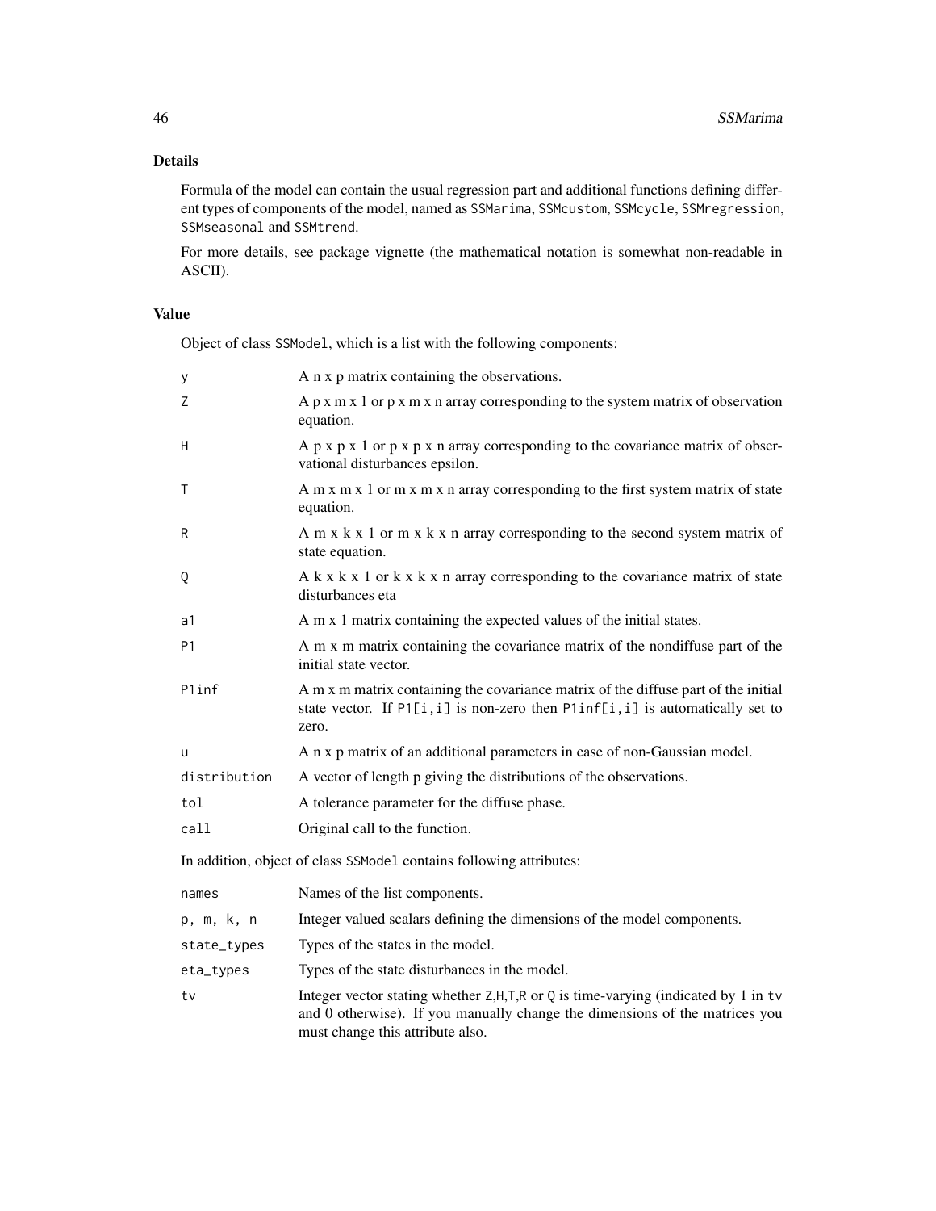## Details

Formula of the model can contain the usual regression part and additional functions defining different types of components of the model, named as SSMarima, SSMcustom, SSMcycle, SSMregression, SSMseasonal and SSMtrend.

For more details, see package vignette (the mathematical notation is somewhat non-readable in ASCII).

## Value

Object of class SSModel, which is a list with the following components:

| | |
|---|---|
| y | A n x p matrix containing the observations. |
| Z | A p x m x 1 or p x m x n array corresponding to the system matrix of observation equation. |
| H | A p x p x 1 or p x p x n array corresponding to the covariance matrix of observational disturbances epsilon. |
| T | A m x m x 1 or m x m x n array corresponding to the first system matrix of state equation. |
| R | A m x k x 1 or m x k x n array corresponding to the second system matrix of state equation. |
| Q | A k x k x 1 or k x k x n array corresponding to the covariance matrix of state disturbances eta |
| a1 | A m x 1 matrix containing the expected values of the initial states. |
| P1 | A m x m matrix containing the covariance matrix of the nondiffuse part of the initial state vector. |
| P1inf | A m x m matrix containing the covariance matrix of the diffuse part of the initial state vector. If P1[i,i] is non-zero then P1inf[i,i] is automatically set to zero. |
| u | A n x p matrix of an additional parameters in case of non-Gaussian model. |
| distribution | A vector of length p giving the distributions of the observations. |
| tol | A tolerance parameter for the diffuse phase. |
| call | Original call to the function. |

In addition, object of class SSModel contains following attributes:

| | |
|---|---|
| names | Names of the list components. |
| p, m, k, n | Integer valued scalars defining the dimensions of the model components. |
| state_types | Types of the states in the model. |
| eta_types | Types of the state disturbances in the model. |
| tv | Integer vector stating whether Z,H,T,R or Q is time-varying (indicated by 1 in tv and 0 otherwise). If you manually change the dimensions of the matrices you must change this attribute also. |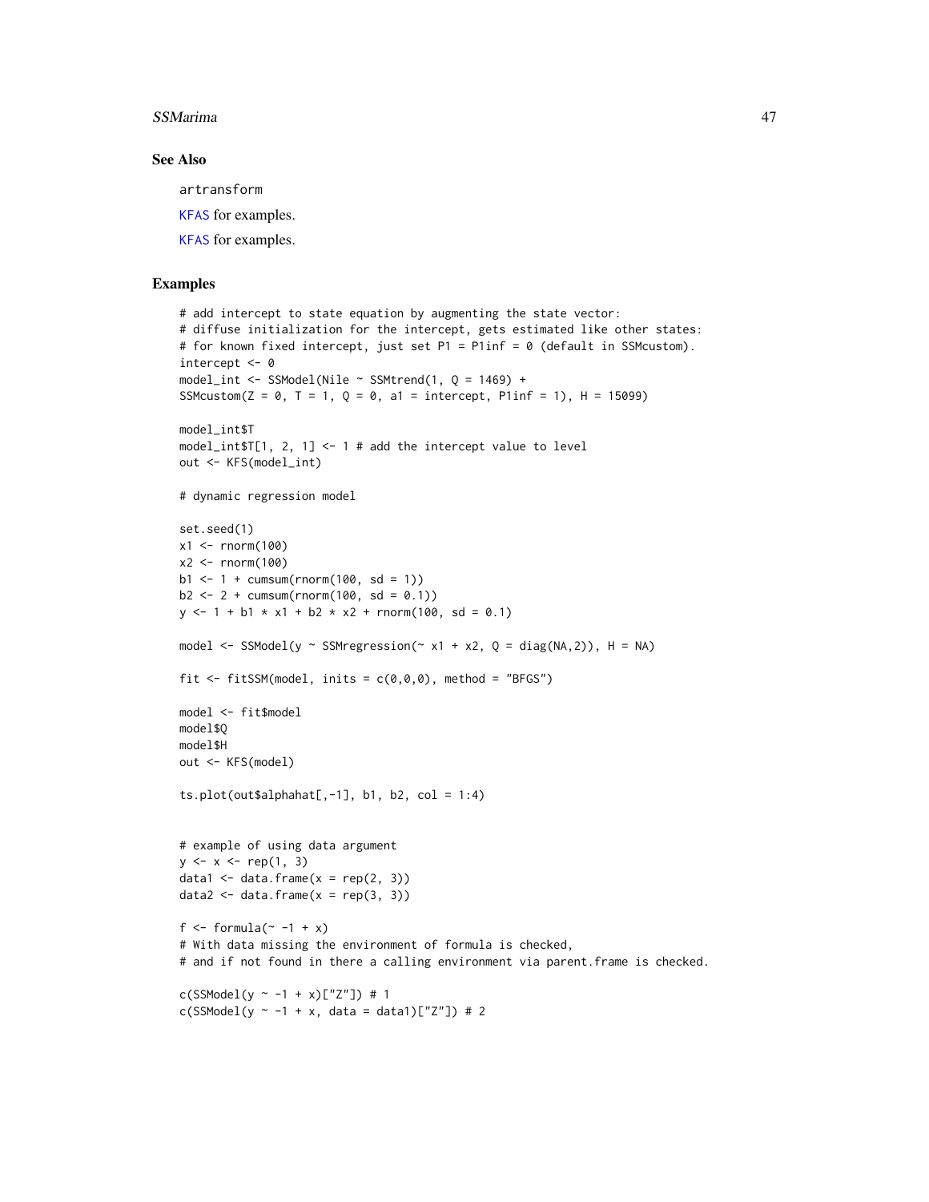## See Also

artransform

KFAS for examples.

KFAS for examples.

## Examples

```
# add intercept to state equation by augmenting the state vector:
# diffuse initialization for the intercept, gets estimated like other states:
# for known fixed intercept, just set P1 = P1inf = 0 (default in SSMcustom).
intercept <- 0
model_int <- SSModel(Nile ~ SSMtrend(1, Q = 1469) +
SSMcustom(Z = 0, T = 1, Q = 0, a1 = intercept, P1inf = 1), H = 15099)

model_int$T
model_int$T[1, 2, 1] <- 1 # add the intercept value to level
out <- KFS(model_int)

# dynamic regression model

set.seed(1)
x1 <- rnorm(100)
x2 <- rnorm(100)
b1 <- 1 + cumsum(rnorm(100, sd = 1))
b2 <- 2 + cumsum(rnorm(100, sd = 0.1))
y <- 1 + b1 * x1 + b2 * x2 + rnorm(100, sd = 0.1)

model <- SSModel(y ~ SSMregression(~ x1 + x2, Q = diag(NA,2)), H = NA)

fit <- fitSSM(model, inits = c(0,0,0), method = "BFGS")

model <- fit$model
model$Q
model$H
out <- KFS(model)

ts.plot(out$alphahat[,-1], b1, b2, col = 1:4)


# example of using data argument
y <- x <- rep(1, 3)
data1 <- data.frame(x = rep(2, 3))
data2 <- data.frame(x = rep(3, 3))

f <- formula(~ -1 + x)
# With data missing the environment of formula is checked,
# and if not found in there a calling environment via parent.frame is checked.

c(SSModel(y ~ -1 + x)["Z"]) # 1
c(SSModel(y ~ -1 + x, data = data1)["Z"]) # 2
```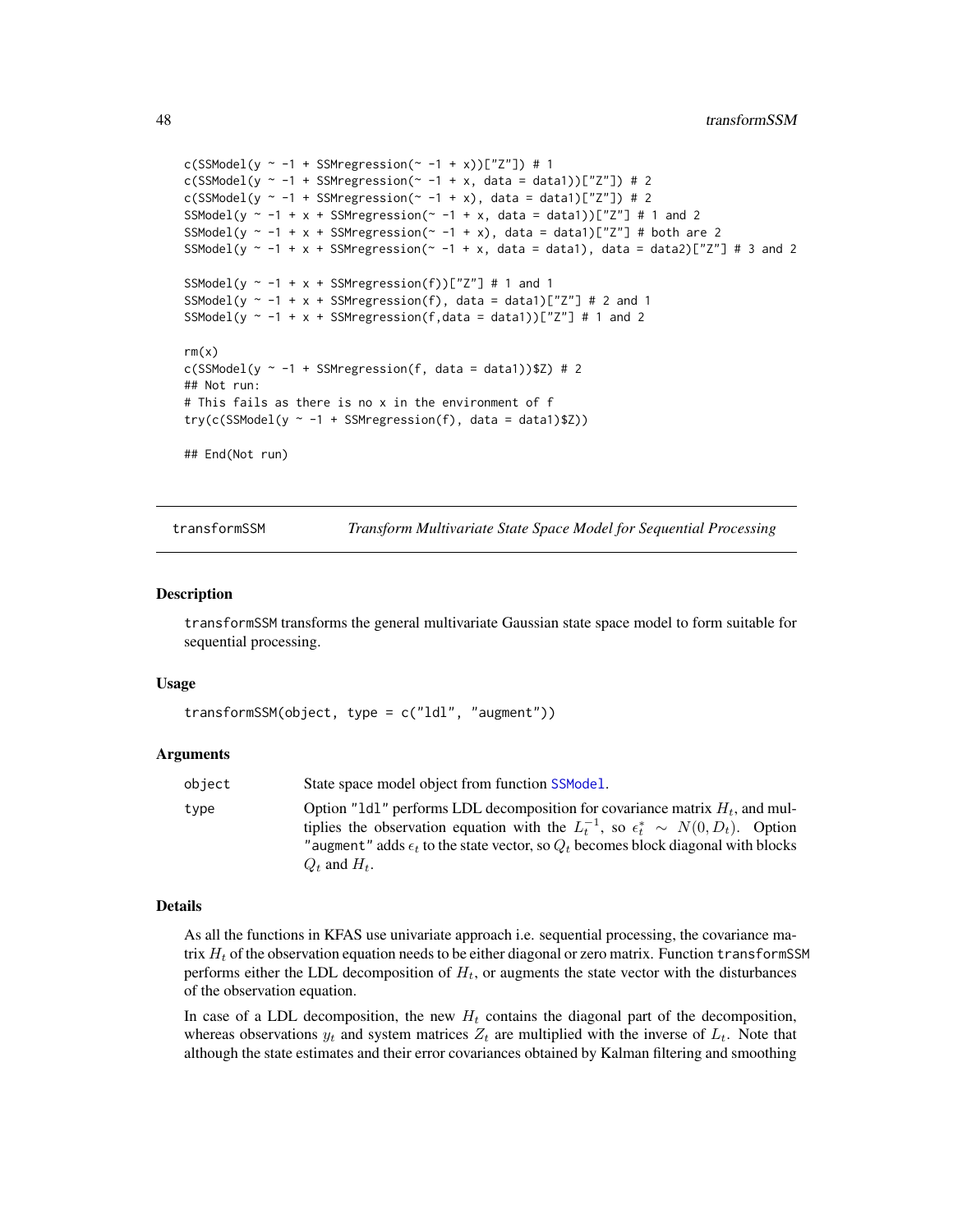```
c(SSModel(y ~ -1 + SSMregression(~ -1 + x))["Z"]) # 1
c(SSModel(y ~ -1 + SSMregression(~ -1 + x, data = data1))["Z"]) # 2
c(SSModel(y ~ -1 + SSMregression(~ -1 + x), data = data1)["Z"]) # 2
SSModel(y ~ -1 + x + SSMregression(~ -1 + x, data = data1))["Z"] # 1 and 2
SSModel(y ~ -1 + x + SSMregression(~ -1 + x), data = data1)["Z"] # both are 2
SSModel(y ~ -1 + x + SSMregression(~ -1 + x, data = data1), data = data2)["Z"] # 3 and 2

SSModel(y ~ -1 + x + SSMregression(f))["Z"] # 1 and 1
SSModel(y ~ -1 + x + SSMregression(f), data = data1)["Z"] # 2 and 1
SSModel(y ~ -1 + x + SSMregression(f,data = data1))["Z"] # 1 and 2

rm(x)
c(SSModel(y ~ -1 + SSMregression(f, data = data1))$Z) # 2
## Not run:
# This fails as there is no x in the environment of f
try(c(SSModel(y ~ -1 + SSMregression(f), data = data1)$Z))

## End(Not run)
```

---

## transformSSM — *Transform Multivariate State Space Model for Sequential Processing*

### Description

transformSSM transforms the general multivariate Gaussian state space model to form suitable for sequential processing.

### Usage

```
transformSSM(object, type = c("ldl", "augment"))
```

### Arguments

| | |
|---|---|
| object | State space model object from function SSModel. |
| type | Option "ldl" performs LDL decomposition for covariance matrix $H_t$, and multiplies the observation equation with the $L_t^{-1}$, so $\epsilon_t^* \sim N(0, D_t)$. Option "augment" adds $\epsilon_t$ to the state vector, so $Q_t$ becomes block diagonal with blocks $Q_t$ and $H_t$. |

### Details

As all the functions in KFAS use univariate approach i.e. sequential processing, the covariance matrix $H_t$ of the observation equation needs to be either diagonal or zero matrix. Function transformSSM performs either the LDL decomposition of $H_t$, or augments the state vector with the disturbances of the observation equation.

In case of a LDL decomposition, the new $H_t$ contains the diagonal part of the decomposition, whereas observations $y_t$ and system matrices $Z_t$ are multiplied with the inverse of $L_t$. Note that although the state estimates and their error covariances obtained by Kalman filtering and smoothing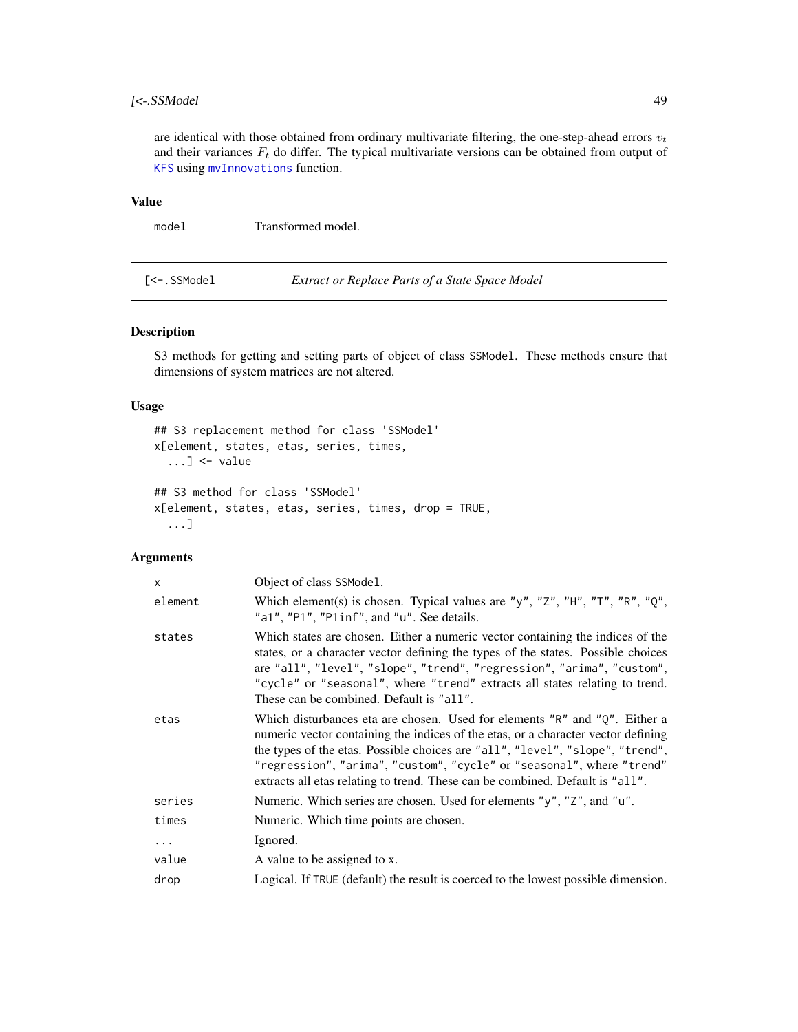are identical with those obtained from ordinary multivariate filtering, the one-step-ahead errors $v_t$ and their variances $F_t$ do differ. The typical multivariate versions can be obtained from output of KFS using mvInnovations function.

### Value

| | |
|---|---|
| model | Transformed model. |

---

## [<-.SSModel — *Extract or Replace Parts of a State Space Model*

---

### Description

S3 methods for getting and setting parts of object of class SSModel. These methods ensure that dimensions of system matrices are not altered.

### Usage

```
## S3 replacement method for class 'SSModel'
x[element, states, etas, series, times,
  ...] <- value

## S3 method for class 'SSModel'
x[element, states, etas, series, times, drop = TRUE,
  ...]
```

### Arguments

| | |
|---|---|
| x | Object of class SSModel. |
| element | Which element(s) is chosen. Typical values are "y", "Z", "H", "T", "R", "Q", "a1", "P1", "P1inf", and "u". See details. |
| states | Which states are chosen. Either a numeric vector containing the indices of the states, or a character vector defining the types of the states. Possible choices are "all", "level", "slope", "trend", "regression", "arima", "custom", "cycle" or "seasonal", where "trend" extracts all states relating to trend. These can be combined. Default is "all". |
| etas | Which disturbances eta are chosen. Used for elements "R" and "Q". Either a numeric vector containing the indices of the etas, or a character vector defining the types of the etas. Possible choices are "all", "level", "slope", "trend", "regression", "arima", "custom", "cycle" or "seasonal", where "trend" extracts all etas relating to trend. These can be combined. Default is "all". |
| series | Numeric. Which series are chosen. Used for elements "y", "Z", and "u". |
| times | Numeric. Which time points are chosen. |
| ... | Ignored. |
| value | A value to be assigned to x. |
| drop | Logical. If TRUE (default) the result is coerced to the lowest possible dimension. |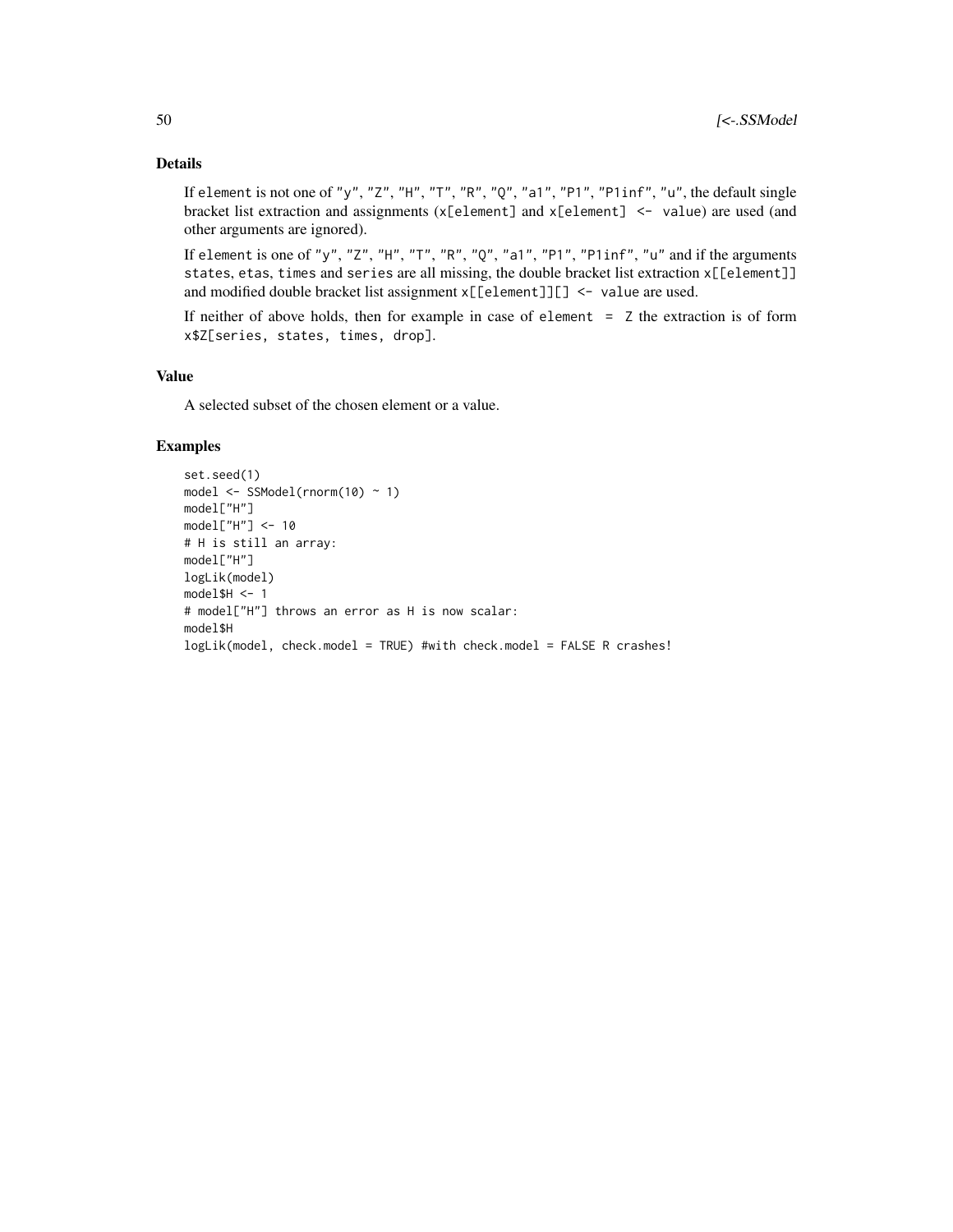## Details

If `element` is not one of `"y"`, `"Z"`, `"H"`, `"T"`, `"R"`, `"Q"`, `"a1"`, `"P1"`, `"P1inf"`, `"u"`, the default single bracket list extraction and assignments (`x[element]` and `x[element] <- value`) are used (and other arguments are ignored).

If `element` is one of `"y"`, `"Z"`, `"H"`, `"T"`, `"R"`, `"Q"`, `"a1"`, `"P1"`, `"P1inf"`, `"u"` and if the arguments `states`, `etas`, `times` and `series` are all missing, the double bracket list extraction `x[[element]]` and modified double bracket list assignment `x[[element]][] <- value` are used.

If neither of above holds, then for example in case of `element = Z` the extraction is of form `x$Z[series, states, times, drop]`.

## Value

A selected subset of the chosen element or a value.

## Examples

```
set.seed(1)
model <- SSModel(rnorm(10) ~ 1)
model["H"]
model["H"] <- 10
# H is still an array:
model["H"]
logLik(model)
model$H <- 1
# model["H"] throws an error as H is now scalar:
model$H
logLik(model, check.model = TRUE) #with check.model = FALSE R crashes!
```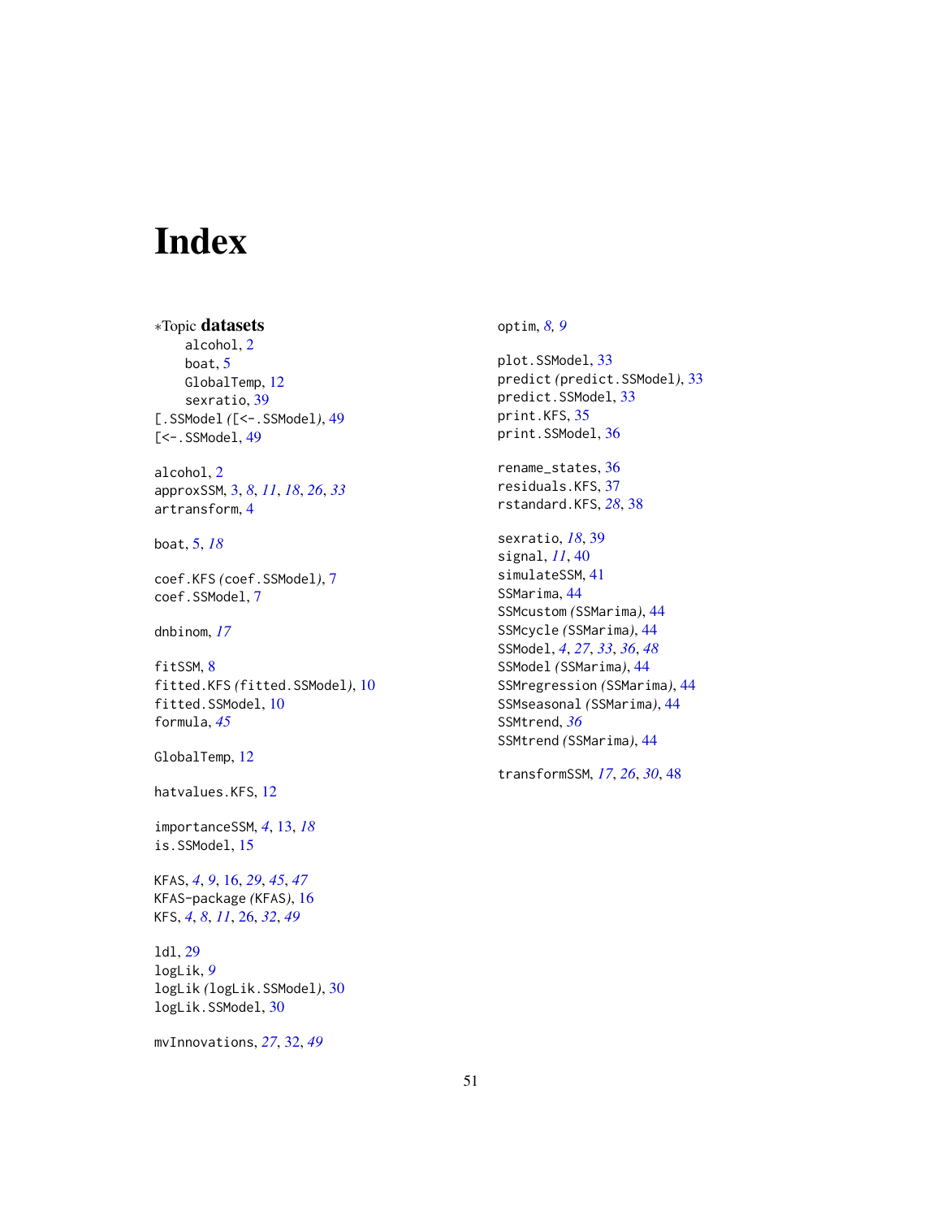# Index

∗Topic **datasets**
- alcohol, 2
- boat, 5
- GlobalTemp, 12
- sexratio, 39

[.SSModel ([<-.SSModel), 49
[<-.SSModel, 49

alcohol, 2
approxSSM, 3, *8*, *11*, *18*, *26*, *33*
artransform, 4

boat, 5, *18*

coef.KFS (coef.SSModel), 7
coef.SSModel, 7

dnbinom, *17*

fitSSM, 8
fitted.KFS (fitted.SSModel), 10
fitted.SSModel, 10
formula, *45*

GlobalTemp, 12

hatvalues.KFS, 12

importanceSSM, *4*, 13, *18*
is.SSModel, 15

KFAS, *4*, *9*, 16, *29*, *45*, *47*
KFAS-package (KFAS), 16
KFS, *4*, *8*, *11*, 26, *32*, *49*

ldl, 29
logLik, *9*
logLik (logLik.SSModel), 30
logLik.SSModel, 30

mvInnovations, *27*, 32, *49*

optim, *8*, *9*

plot.SSModel, 33
predict (predict.SSModel), 33
predict.SSModel, 33
print.KFS, 35
print.SSModel, 36

rename_states, 36
residuals.KFS, 37
rstandard.KFS, *28*, 38

sexratio, *18*, 39
signal, *11*, 40
simulateSSM, 41
SSMarima, 44
SSMcustom (SSMarima), 44
SSMcycle (SSMarima), 44
SSModel, *4*, *27*, *33*, *36*, *48*
SSModel (SSMarima), 44
SSMregression (SSMarima), 44
SSMseasonal (SSMarima), 44
SSMtrend, *36*
SSMtrend (SSMarima), 44

transformSSM, *17*, *26*, *30*, 48